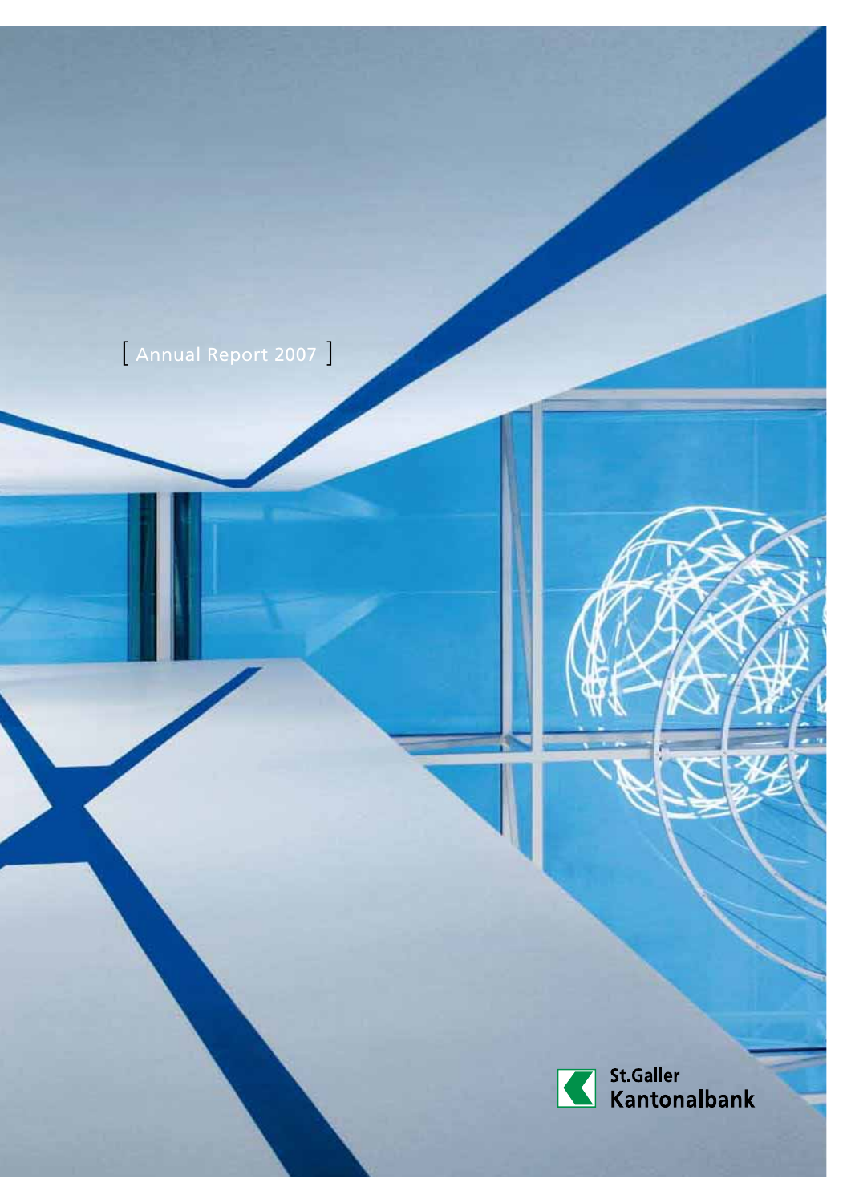[ Annual Report 2007 ]

St.Galler Kantonalbank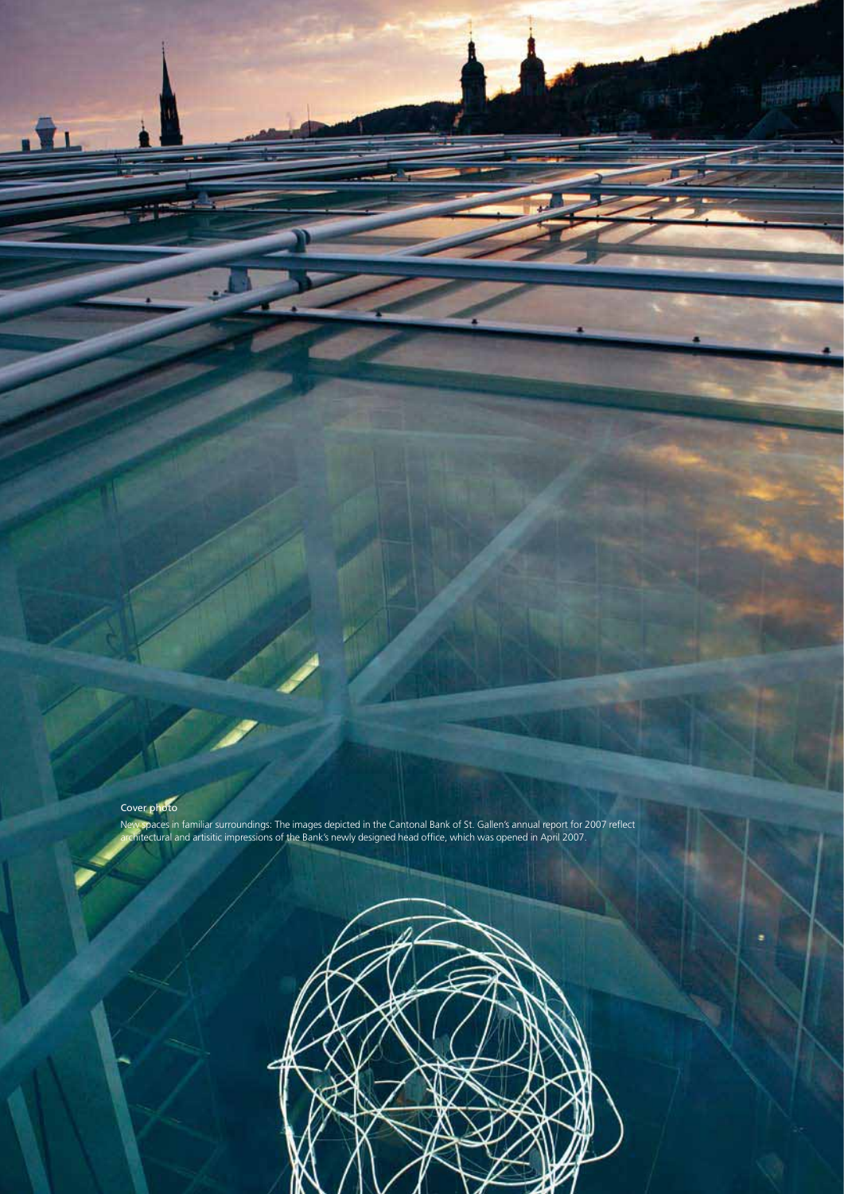**Cover photo**

New spaces in familiar surroundings: The images depicted in the Cantonal Bank of St. Gallen's annual report for 2007 reflect architectural and artisitic impressions of the Bank's newly designed head office, which was opened in April 2007.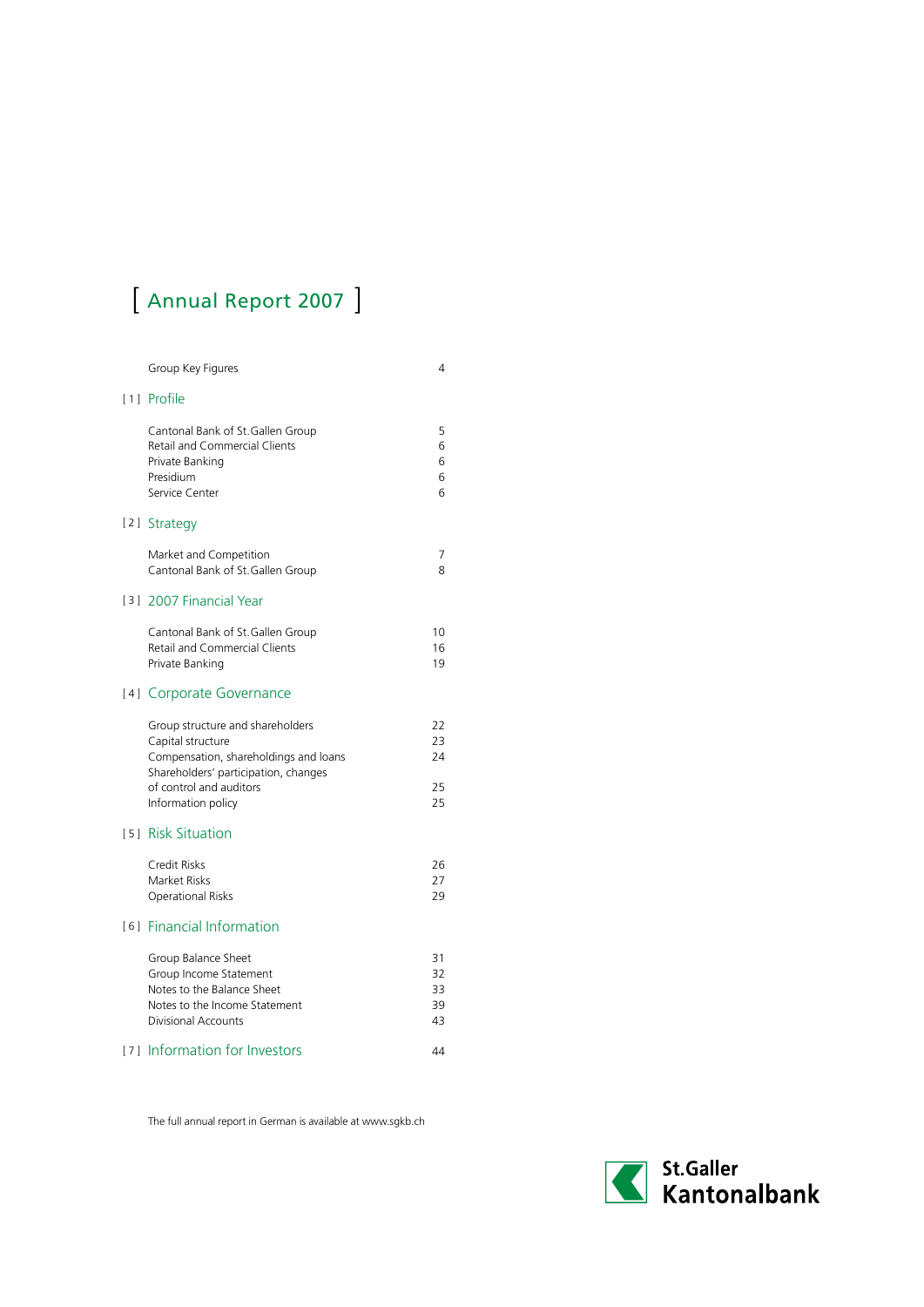# [ Annual Report 2007 ]

| | |
|---|---|
| Group Key Figures | 4 |

## [ 1 ] Profile

| | |
|---|---|
| Cantonal Bank of St.Gallen Group | 5 |
| Retail and Commercial Clients | 6 |
| Private Banking | 6 |
| Presidium | 6 |
| Service Center | 6 |

## [ 2 ] Strategy

| | |
|---|---|
| Market and Competition | 7 |
| Cantonal Bank of St.Gallen Group | 8 |

## [ 3 ] 2007 Financial Year

| | |
|---|---|
| Cantonal Bank of St.Gallen Group | 10 |
| Retail and Commercial Clients | 16 |
| Private Banking | 19 |

## [ 4 ] Corporate Governance

| | |
|---|---|
| Group structure and shareholders | 22 |
| Capital structure | 23 |
| Compensation, shareholdings and loans | 24 |
| Shareholders' participation, changes of control and auditors | 25 |
| Information policy | 25 |

## [ 5 ] Risk Situation

| | |
|---|---|
| Credit Risks | 26 |
| Market Risks | 27 |
| Operational Risks | 29 |

## [ 6 ] Financial Information

| | |
|---|---|
| Group Balance Sheet | 31 |
| Group Income Statement | 32 |
| Notes to the Balance Sheet | 33 |
| Notes to the Income Statement | 39 |
| Divisional Accounts | 43 |

## [ 7 ] Information for Investors 44

The full annual report in German is available at www.sgkb.ch

St.Galler Kantonalbank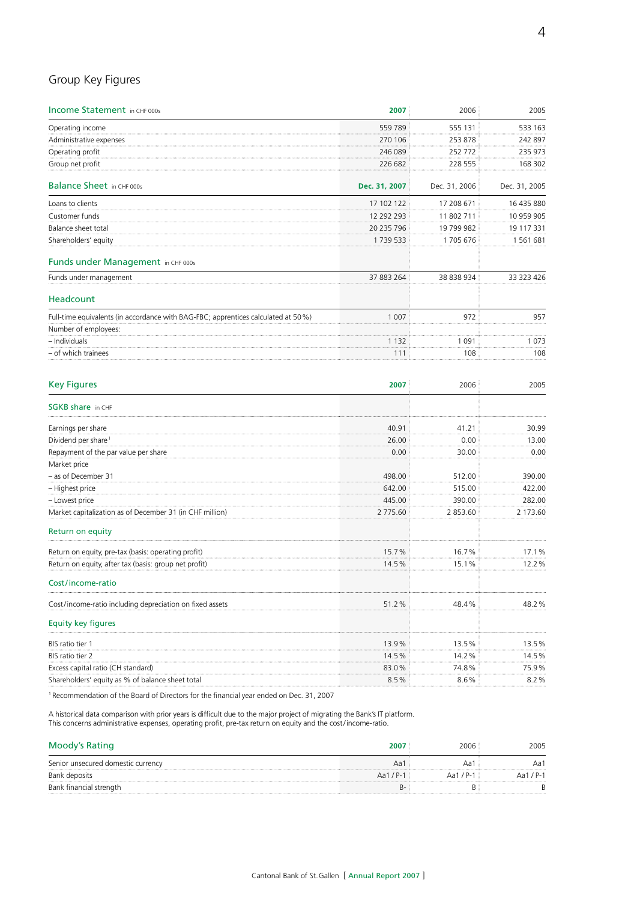## Group Key Figures

| Income Statement in CHF 000s | 2007 | 2006 | 2005 |
|---|---|---|---|
| Operating income | 559 789 | 555 131 | 533 163 |
| Administrative expenses | 270 106 | 253 878 | 242 897 |
| Operating profit | 246 089 | 252 772 | 235 973 |
| Group net profit | 226 682 | 228 555 | 168 302 |

| Balance Sheet in CHF 000s | Dec. 31, 2007 | Dec. 31, 2006 | Dec. 31, 2005 |
|---|---|---|---|
| Loans to clients | 17 102 122 | 17 208 671 | 16 435 880 |
| Customer funds | 12 292 293 | 11 802 711 | 10 959 905 |
| Balance sheet total | 20 235 796 | 19 799 982 | 19 117 331 |
| Shareholders' equity | 1 739 533 | 1 705 676 | 1 561 681 |
| **Funds under Management** in CHF 000s | | | |
| Funds under management | 37 883 264 | 38 838 934 | 33 323 426 |
| **Headcount** | | | |
| Full-time equivalents (in accordance with BAG-FBC; apprentices calculated at 50 %) | 1 007 | 972 | 957 |
| Number of employees: | | | |
| – Individuals | 1 132 | 1 091 | 1 073 |
| – of which trainees | 111 | 108 | 108 |

| Key Figures | 2007 | 2006 | 2005 |
|---|---|---|---|
| **SGKB share** in CHF | | | |
| Earnings per share | 40.91 | 41.21 | 30.99 |
| Dividend per share[1] | 26.00 | 0.00 | 13.00 |
| Repayment of the par value per share | 0.00 | 30.00 | 0.00 |
| Market price | | | |
| – as of December 31 | 498.00 | 512.00 | 390.00 |
| – Highest price | 642.00 | 515.00 | 422.00 |
| – Lowest price | 445.00 | 390.00 | 282.00 |
| Market capitalization as of December 31 (in CHF million) | 2 775.60 | 2 853.60 | 2 173.60 |
| **Return on equity** | | | |
| Return on equity, pre-tax (basis: operating profit) | 15.7 % | 16.7 % | 17.1 % |
| Return on equity, after tax (basis: group net profit) | 14.5 % | 15.1 % | 12.2 % |
| **Cost/income-ratio** | | | |
| Cost/income-ratio including depreciation on fixed assets | 51.2 % | 48.4 % | 48.2 % |
| **Equity key figures** | | | |
| BIS ratio tier 1 | 13.9 % | 13.5 % | 13.5 % |
| BIS ratio tier 2 | 14.5 % | 14.2 % | 14.5 % |
| Excess capital ratio (CH standard) | 83.0 % | 74.8 % | 75.9 % |
| Shareholders' equity as % of balance sheet total | 8.5 % | 8.6 % | 8.2 % |

[1] Recommendation of the Board of Directors for the financial year ended on Dec. 31, 2007

A historical data comparison with prior years is difficult due to the major project of migrating the Bank's IT platform. This concerns administrative expenses, operating profit, pre-tax return on equity and the cost/income-ratio.

| Moody's Rating | 2007 | 2006 | 2005 |
|---|---|---|---|
| Senior unsecured domestic currency | Aa1 | Aa1 | Aa1 |
| Bank deposits | Aa1 / P-1 | Aa1 / P-1 | Aa1 / P-1 |
| Bank financial strength | B- | B | B |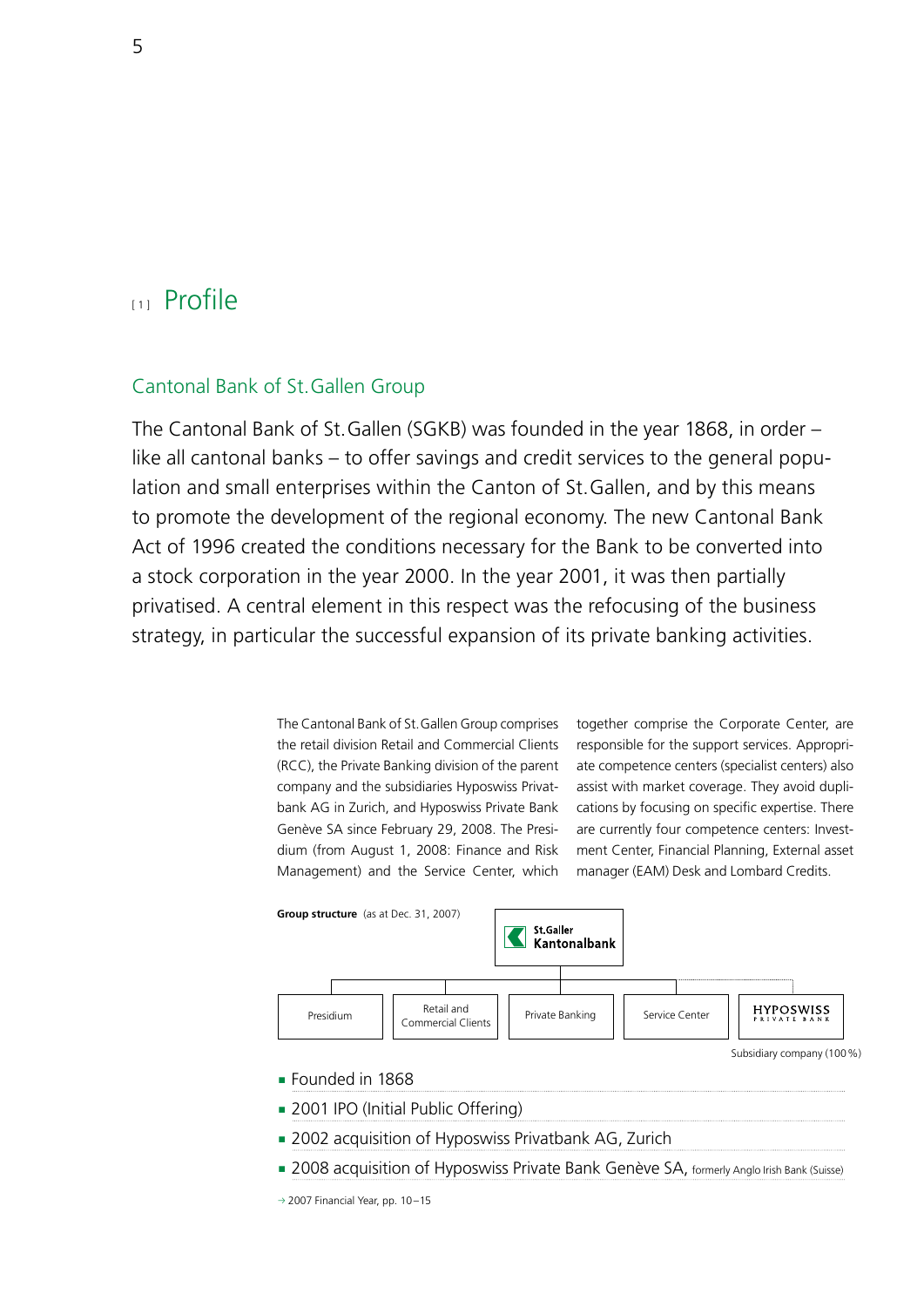# [1] Profile

## Cantonal Bank of St. Gallen Group

The Cantonal Bank of St. Gallen (SGKB) was founded in the year 1868, in order – like all cantonal banks – to offer savings and credit services to the general population and small enterprises within the Canton of St. Gallen, and by this means to promote the development of the regional economy. The new Cantonal Bank Act of 1996 created the conditions necessary for the Bank to be converted into a stock corporation in the year 2000. In the year 2001, it was then partially privatised. A central element in this respect was the refocusing of the business strategy, in particular the successful expansion of its private banking activities.

The Cantonal Bank of St. Gallen Group comprises the retail division Retail and Commercial Clients (RCC), the Private Banking division of the parent company and the subsidiaries Hyposwiss Privatbank AG in Zurich, and Hyposwiss Private Bank Genève SA since February 29, 2008. The Presidium (from August 1, 2008: Finance and Risk Management) and the Service Center, which together comprise the Corporate Center, are responsible for the support services. Appropriate competence centers (specialist centers) also assist with market coverage. They avoid duplications by focusing on specific expertise. There are currently four competence centers: Investment Center, Financial Planning, External asset manager (EAM) Desk and Lombard Credits.

**Group structure** (as at Dec. 31, 2007)

St.Galler Kantonalbank

- Presidium
- Retail and Commercial Clients
- Private Banking
- Service Center
- HYPOSWISS PRIVATE BANK – Subsidiary company (100 %)

- Founded in 1868
- 2001 IPO (Initial Public Offering)
- 2002 acquisition of Hyposwiss Privatbank AG, Zurich
- 2008 acquisition of Hyposwiss Private Bank Genève SA, formerly Anglo Irish Bank (Suisse)

→ 2007 Financial Year, pp. 10–15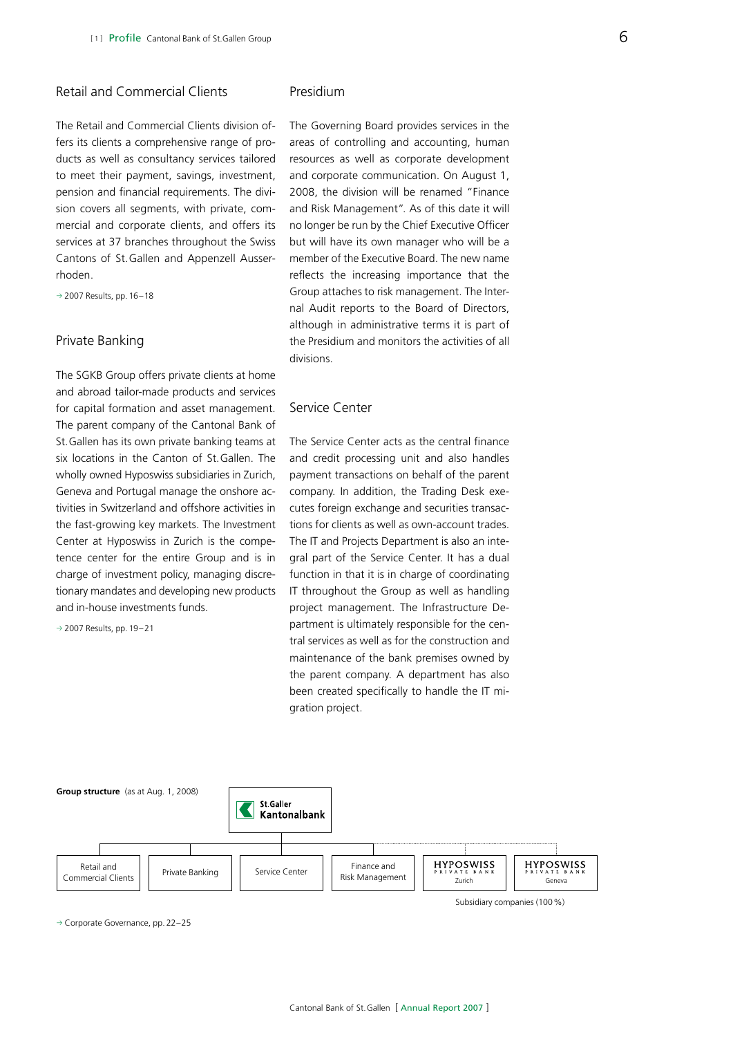## Retail and Commercial Clients

The Retail and Commercial Clients division offers its clients a comprehensive range of products as well as consultancy services tailored to meet their payment, savings, investment, pension and financial requirements. The division covers all segments, with private, commercial and corporate clients, and offers its services at 37 branches throughout the Swiss Cantons of St. Gallen and Appenzell Ausserrhoden.

→ 2007 Results, pp. 16–18

## Private Banking

The SGKB Group offers private clients at home and abroad tailor-made products and services for capital formation and asset management. The parent company of the Cantonal Bank of St. Gallen has its own private banking teams at six locations in the Canton of St. Gallen. The wholly owned Hyposwiss subsidiaries in Zurich, Geneva and Portugal manage the onshore activities in Switzerland and offshore activities in the fast-growing key markets. The Investment Center at Hyposwiss in Zurich is the competence center for the entire Group and is in charge of investment policy, managing discretionary mandates and developing new products and in-house investments funds.

→ 2007 Results, pp. 19–21

## Presidium

The Governing Board provides services in the areas of controlling and accounting, human resources as well as corporate development and corporate communication. On August 1, 2008, the division will be renamed "Finance and Risk Management". As of this date it will no longer be run by the Chief Executive Officer but will have its own manager who will be a member of the Executive Board. The new name reflects the increasing importance that the Group attaches to risk management. The Internal Audit reports to the Board of Directors, although in administrative terms it is part of the Presidium and monitors the activities of all divisions.

## Service Center

The Service Center acts as the central finance and credit processing unit and also handles payment transactions on behalf of the parent company. In addition, the Trading Desk executes foreign exchange and securities transactions for clients as well as own-account trades. The IT and Projects Department is also an integral part of the Service Center. It has a dual function in that it is in charge of coordinating IT throughout the Group as well as handling project management. The Infrastructure Department is ultimately responsible for the central services as well as for the construction and maintenance of the bank premises owned by the parent company. A department has also been created specifically to handle the IT migration project.

**Group structure** (as at Aug. 1, 2008)

St. Galler Kantonalbank

- Retail and Commercial Clients
- Private Banking
- Service Center
- Finance and Risk Management
- HYPOSWISS PRIVATE BANK Zurich
- HYPOSWISS PRIVATE BANK Geneva

Subsidiary companies (100 %)

→ Corporate Governance, pp. 22–25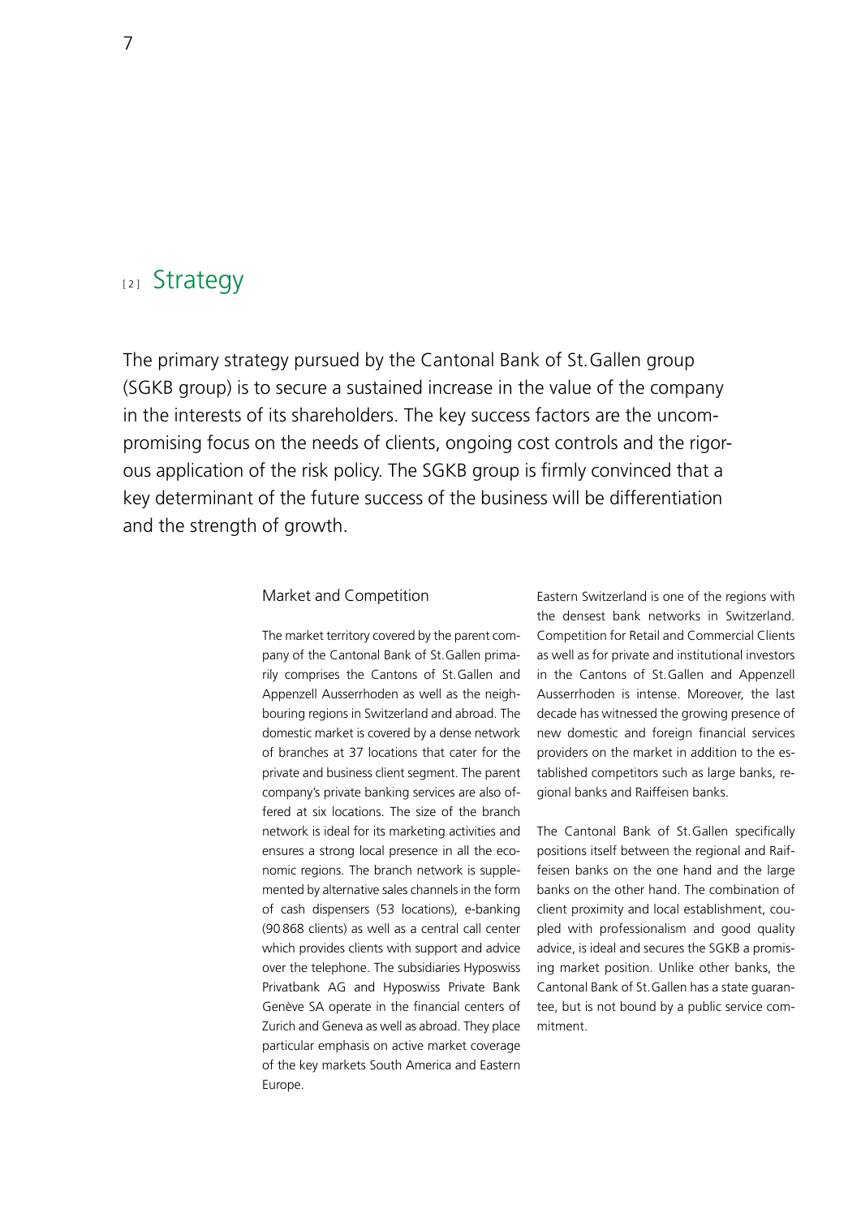# [2] Strategy

The primary strategy pursued by the Cantonal Bank of St. Gallen group (SGKB group) is to secure a sustained increase in the value of the company in the interests of its shareholders. The key success factors are the uncompromising focus on the needs of clients, ongoing cost controls and the rigorous application of the risk policy. The SGKB group is firmly convinced that a key determinant of the future success of the business will be differentiation and the strength of growth.

## Market and Competition

The market territory covered by the parent company of the Cantonal Bank of St. Gallen primarily comprises the Cantons of St. Gallen and Appenzell Ausserrhoden as well as the neighbouring regions in Switzerland and abroad. The domestic market is covered by a dense network of branches at 37 locations that cater for the private and business client segment. The parent company's private banking services are also offered at six locations. The size of the branch network is ideal for its marketing activities and ensures a strong local presence in all the economic regions. The branch network is supplemented by alternative sales channels in the form of cash dispensers (53 locations), e-banking (90 868 clients) as well as a central call center which provides clients with support and advice over the telephone. The subsidiaries Hyposwiss Privatbank AG and Hyposwiss Private Bank Genève SA operate in the financial centers of Zurich and Geneva as well as abroad. They place particular emphasis on active market coverage of the key markets South America and Eastern Europe.

Eastern Switzerland is one of the regions with the densest bank networks in Switzerland. Competition for Retail and Commercial Clients as well as for private and institutional investors in the Cantons of St. Gallen and Appenzell Ausserrhoden is intense. Moreover, the last decade has witnessed the growing presence of new domestic and foreign financial services providers on the market in addition to the established competitors such as large banks, regional banks and Raiffeisen banks.

The Cantonal Bank of St. Gallen specifically positions itself between the regional and Raiffeisen banks on the one hand and the large banks on the other hand. The combination of client proximity and local establishment, coupled with professionalism and good quality advice, is ideal and secures the SGKB a promising market position. Unlike other banks, the Cantonal Bank of St. Gallen has a state guarantee, but is not bound by a public service commitment.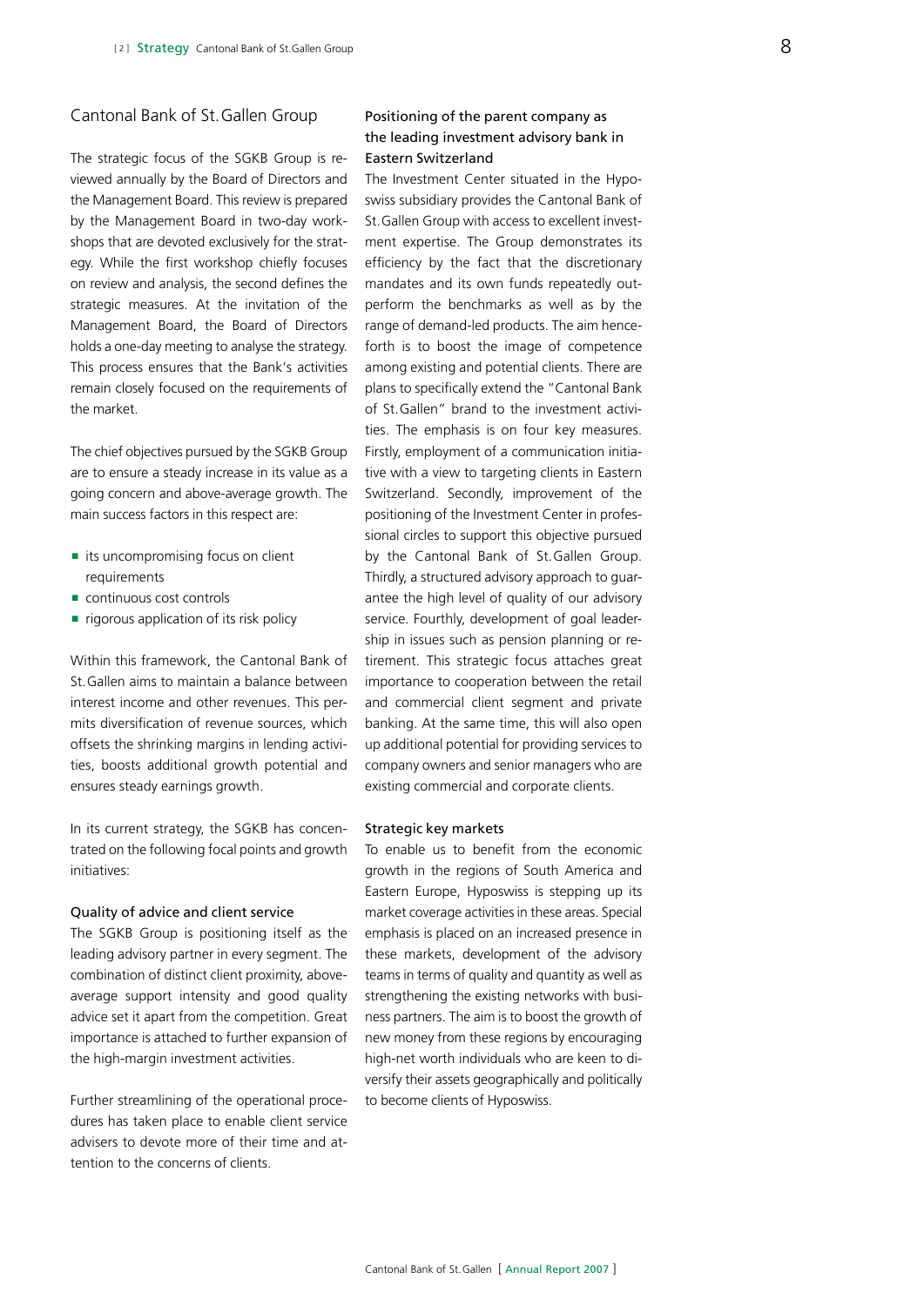## Cantonal Bank of St. Gallen Group

The strategic focus of the SGKB Group is reviewed annually by the Board of Directors and the Management Board. This review is prepared by the Management Board in two-day workshops that are devoted exclusively for the strategy. While the first workshop chiefly focuses on review and analysis, the second defines the strategic measures. At the invitation of the Management Board, the Board of Directors holds a one-day meeting to analyse the strategy. This process ensures that the Bank's activities remain closely focused on the requirements of the market.

The chief objectives pursued by the SGKB Group are to ensure a steady increase in its value as a going concern and above-average growth. The main success factors in this respect are:

- its uncompromising focus on client requirements
- continuous cost controls
- rigorous application of its risk policy

Within this framework, the Cantonal Bank of St. Gallen aims to maintain a balance between interest income and other revenues. This permits diversification of revenue sources, which offsets the shrinking margins in lending activities, boosts additional growth potential and ensures steady earnings growth.

In its current strategy, the SGKB has concentrated on the following focal points and growth initiatives:

### Quality of advice and client service

The SGKB Group is positioning itself as the leading advisory partner in every segment. The combination of distinct client proximity, above-average support intensity and good quality advice set it apart from the competition. Great importance is attached to further expansion of the high-margin investment activities.

Further streamlining of the operational procedures has taken place to enable client service advisers to devote more of their time and attention to the concerns of clients.

### Positioning of the parent company as the leading investment advisory bank in Eastern Switzerland

The Investment Center situated in the Hyposwiss subsidiary provides the Cantonal Bank of St. Gallen Group with access to excellent investment expertise. The Group demonstrates its efficiency by the fact that the discretionary mandates and its own funds repeatedly outperform the benchmarks as well as by the range of demand-led products. The aim henceforth is to boost the image of competence among existing and potential clients. There are plans to specifically extend the "Cantonal Bank of St. Gallen" brand to the investment activities. The emphasis is on four key measures. Firstly, employment of a communication initiative with a view to targeting clients in Eastern Switzerland. Secondly, improvement of the positioning of the Investment Center in professional circles to support this objective pursued by the Cantonal Bank of St. Gallen Group. Thirdly, a structured advisory approach to guarantee the high level of quality of our advisory service. Fourthly, development of goal leadership in issues such as pension planning or retirement. This strategic focus attaches great importance to cooperation between the retail and commercial client segment and private banking. At the same time, this will also open up additional potential for providing services to company owners and senior managers who are existing commercial and corporate clients.

### Strategic key markets

To enable us to benefit from the economic growth in the regions of South America and Eastern Europe, Hyposwiss is stepping up its market coverage activities in these areas. Special emphasis is placed on an increased presence in these markets, development of the advisory teams in terms of quality and quantity as well as strengthening the existing networks with business partners. The aim is to boost the growth of new money from these regions by encouraging high-net worth individuals who are keen to diversify their assets geographically and politically to become clients of Hyposwiss.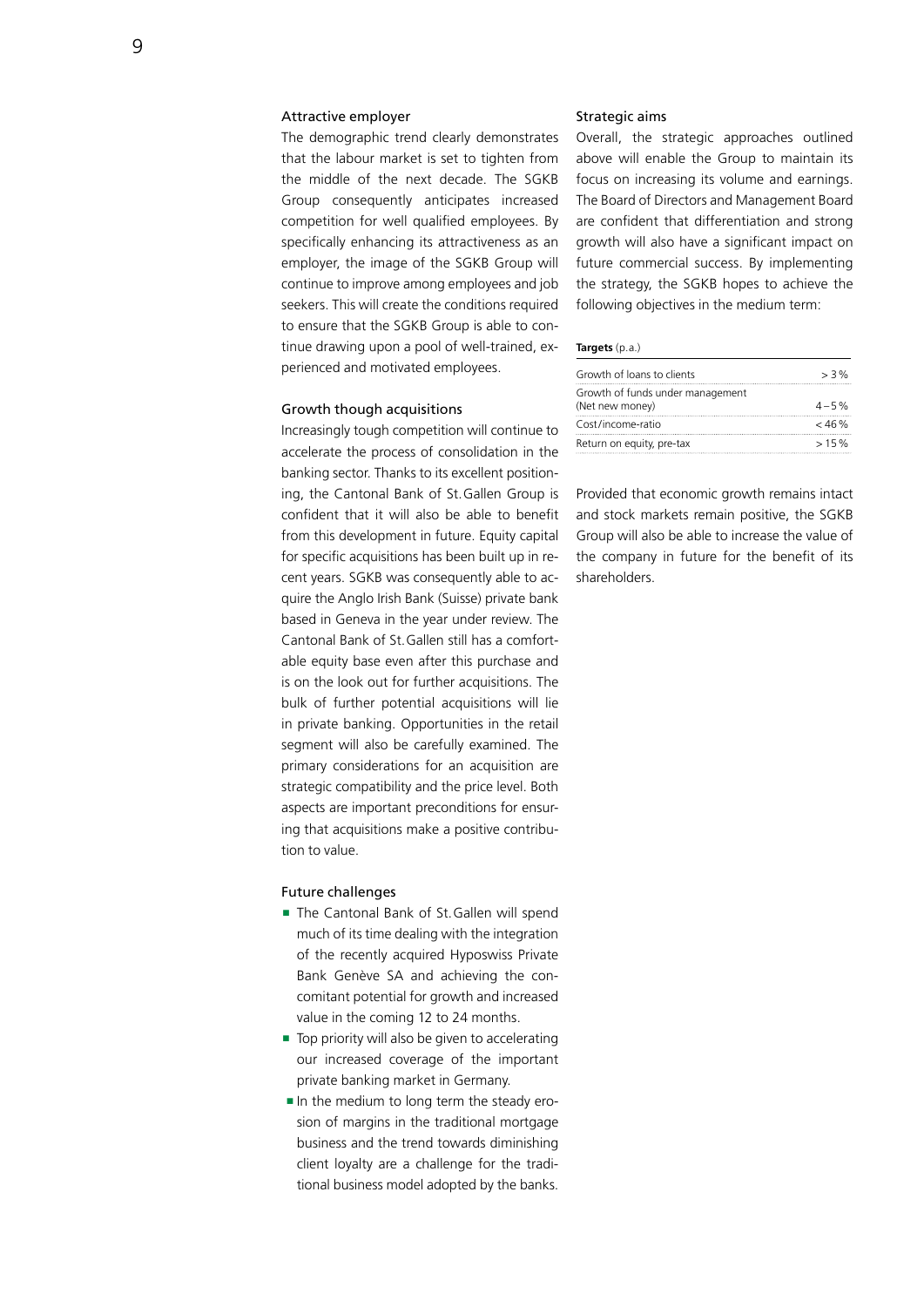### Attractive employer

The demographic trend clearly demonstrates that the labour market is set to tighten from the middle of the next decade. The SGKB Group consequently anticipates increased competition for well qualified employees. By specifically enhancing its attractiveness as an employer, the image of the SGKB Group will continue to improve among employees and job seekers. This will create the conditions required to ensure that the SGKB Group is able to continue drawing upon a pool of well-trained, experienced and motivated employees.

### Growth though acquisitions

Increasingly tough competition will continue to accelerate the process of consolidation in the banking sector. Thanks to its excellent positioning, the Cantonal Bank of St. Gallen Group is confident that it will also be able to benefit from this development in future. Equity capital for specific acquisitions has been built up in recent years. SGKB was consequently able to acquire the Anglo Irish Bank (Suisse) private bank based in Geneva in the year under review. The Cantonal Bank of St. Gallen still has a comfortable equity base even after this purchase and is on the look out for further acquisitions. The bulk of further potential acquisitions will lie in private banking. Opportunities in the retail segment will also be carefully examined. The primary considerations for an acquisition are strategic compatibility and the price level. Both aspects are important preconditions for ensuring that acquisitions make a positive contribution to value.

### Future challenges

- The Cantonal Bank of St. Gallen will spend much of its time dealing with the integration of the recently acquired Hyposwiss Private Bank Genève SA and achieving the concomitant potential for growth and increased value in the coming 12 to 24 months.
- Top priority will also be given to accelerating our increased coverage of the important private banking market in Germany.
- In the medium to long term the steady erosion of margins in the traditional mortgage business and the trend towards diminishing client loyalty are a challenge for the traditional business model adopted by the banks.

### Strategic aims

Overall, the strategic approaches outlined above will enable the Group to maintain its focus on increasing its volume and earnings. The Board of Directors and Management Board are confident that differentiation and strong growth will also have a significant impact on future commercial success. By implementing the strategy, the SGKB hopes to achieve the following objectives in the medium term:

| **Targets** (p.a.) | |
|---|---|
| Growth of loans to clients | > 3 % |
| Growth of funds under management (Net new money) | 4 – 5 % |
| Cost/income-ratio | < 46 % |
| Return on equity, pre-tax | > 15 % |

Provided that economic growth remains intact and stock markets remain positive, the SGKB Group will also be able to increase the value of the company in future for the benefit of its shareholders.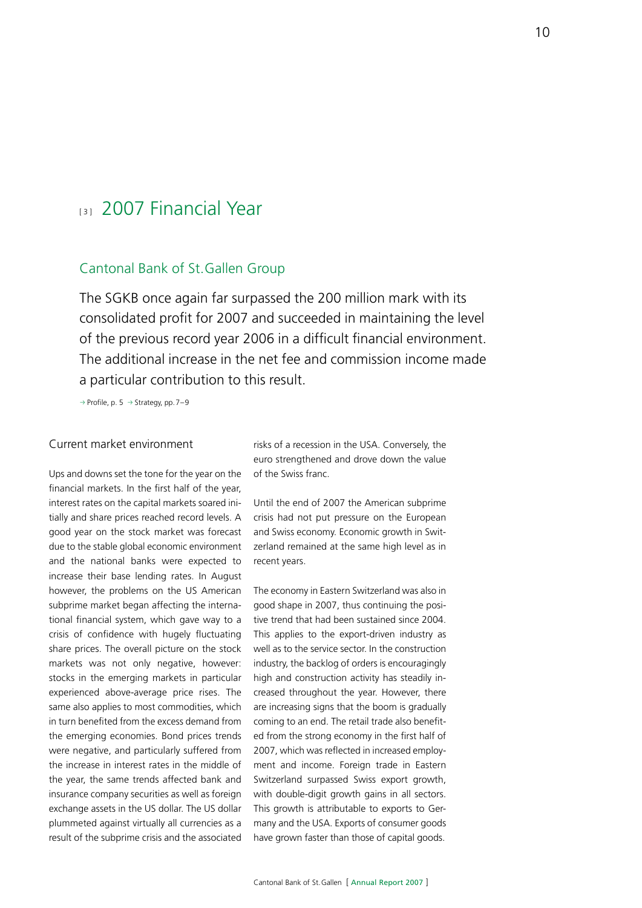# [3] 2007 Financial Year

## Cantonal Bank of St.Gallen Group

The SGKB once again far surpassed the 200 million mark with its consolidated profit for 2007 and succeeded in maintaining the level of the previous record year 2006 in a difficult financial environment. The additional increase in the net fee and commission income made a particular contribution to this result.

→ Profile, p. 5 → Strategy, pp. 7–9

### Current market environment

Ups and downs set the tone for the year on the financial markets. In the first half of the year, interest rates on the capital markets soared initially and share prices reached record levels. A good year on the stock market was forecast due to the stable global economic environment and the national banks were expected to increase their base lending rates. In August however, the problems on the US American subprime market began affecting the international financial system, which gave way to a crisis of confidence with hugely fluctuating share prices. The overall picture on the stock markets was not only negative, however: stocks in the emerging markets in particular experienced above-average price rises. The same also applies to most commodities, which in turn benefited from the excess demand from the emerging economies. Bond prices trends were negative, and particularly suffered from the increase in interest rates in the middle of the year, the same trends affected bank and insurance company securities as well as foreign exchange assets in the US dollar. The US dollar plummeted against virtually all currencies as a result of the subprime crisis and the associated risks of a recession in the USA. Conversely, the euro strengthened and drove down the value of the Swiss franc.

Until the end of 2007 the American subprime crisis had not put pressure on the European and Swiss economy. Economic growth in Switzerland remained at the same high level as in recent years.

The economy in Eastern Switzerland was also in good shape in 2007, thus continuing the positive trend that had been sustained since 2004. This applies to the export-driven industry as well as to the service sector. In the construction industry, the backlog of orders is encouragingly high and construction activity has steadily increased throughout the year. However, there are increasing signs that the boom is gradually coming to an end. The retail trade also benefited from the strong economy in the first half of 2007, which was reflected in increased employment and income. Foreign trade in Eastern Switzerland surpassed Swiss export growth, with double-digit growth gains in all sectors. This growth is attributable to exports to Germany and the USA. Exports of consumer goods have grown faster than those of capital goods.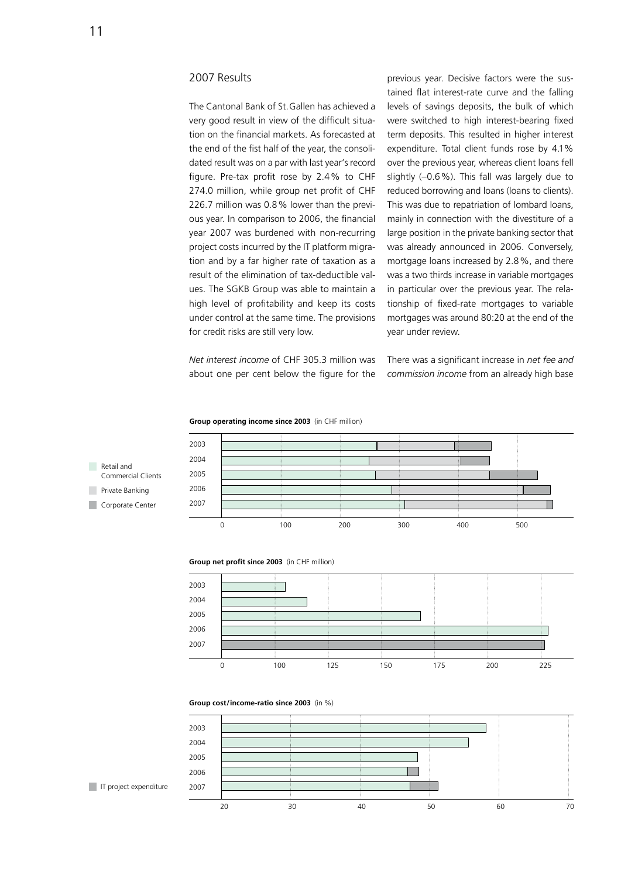## 2007 Results

The Cantonal Bank of St. Gallen has achieved a very good result in view of the difficult situation on the financial markets. As forecasted at the end of the fist half of the year, the consolidated result was on a par with last year's record figure. Pre-tax profit rose by 2.4% to CHF 274.0 million, while group net profit of CHF 226.7 million was 0.8% lower than the previous year. In comparison to 2006, the financial year 2007 was burdened with non-recurring project costs incurred by the IT platform migration and by a far higher rate of taxation as a result of the elimination of tax-deductible values. The SGKB Group was able to maintain a high level of profitability and keep its costs under control at the same time. The provisions for credit risks are still very low.

*Net interest income* of CHF 305.3 million was about one per cent below the figure for the previous year. Decisive factors were the sustained flat interest-rate curve and the falling levels of savings deposits, the bulk of which were switched to high interest-bearing fixed term deposits. This resulted in higher interest expenditure. Total client funds rose by 4.1% over the previous year, whereas client loans fell slightly (–0.6%). This fall was largely due to reduced borrowing and loans (loans to clients). This was due to repatriation of lombard loans, mainly in connection with the divestiture of a large position in the private banking sector that was already announced in 2006. Conversely, mortgage loans increased by 2.8%, and there was a two thirds increase in variable mortgages in particular over the previous year. The relationship of fixed-rate mortgages to variable mortgages was around 80:20 at the end of the year under review.

There was a significant increase in *net fee and commission income* from an already high base

**Group operating income since 2003** (in CHF million)

Legend: Retail and Commercial Clients; Private Banking; Corporate Center

Years: 2003, 2004, 2005, 2006, 2007 — Axis: 0, 100, 200, 300, 400, 500

**Group net profit since 2003** (in CHF million)

Years: 2003, 2004, 2005, 2006, 2007 — Axis: 0, 100, 125, 150, 175, 200, 225

**Group cost/income-ratio since 2003** (in %)

Legend: IT project expenditure

Years: 2003, 2004, 2005, 2006, 2007 — Axis: 20, 30, 40, 50, 60, 70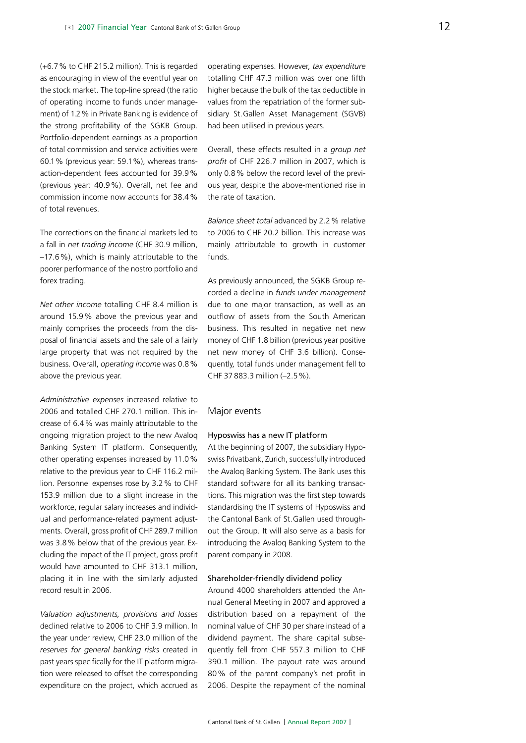(+6.7 % to CHF 215.2 million). This is regarded as encouraging in view of the eventful year on the stock market. The top-line spread (the ratio of operating income to funds under management) of 1.2 % in Private Banking is evidence of the strong profitability of the SGKB Group. Portfolio-dependent earnings as a proportion of total commission and service activities were 60.1 % (previous year: 59.1 %), whereas transaction-dependent fees accounted for 39.9 % (previous year: 40.9 %). Overall, net fee and commission income now accounts for 38.4 % of total revenues.

The corrections on the financial markets led to a fall in *net trading income* (CHF 30.9 million, –17.6 %), which is mainly attributable to the poorer performance of the nostro portfolio and forex trading.

*Net other income* totalling CHF 8.4 million is around 15.9 % above the previous year and mainly comprises the proceeds from the disposal of financial assets and the sale of a fairly large property that was not required by the business. Overall, *operating income* was 0.8 % above the previous year.

*Administrative expenses* increased relative to 2006 and totalled CHF 270.1 million. This increase of 6.4 % was mainly attributable to the ongoing migration project to the new Avaloq Banking System IT platform. Consequently, other operating expenses increased by 11.0 % relative to the previous year to CHF 116.2 million. Personnel expenses rose by 3.2 % to CHF 153.9 million due to a slight increase in the workforce, regular salary increases and individual and performance-related payment adjustments. Overall, gross profit of CHF 289.7 million was 3.8 % below that of the previous year. Excluding the impact of the IT project, gross profit would have amounted to CHF 313.1 million, placing it in line with the similarly adjusted record result in 2006.

*Valuation adjustments, provisions and losses* declined relative to 2006 to CHF 3.9 million. In the year under review, CHF 23.0 million of the *reserves for general banking risks* created in past years specifically for the IT platform migration were released to offset the corresponding expenditure on the project, which accrued as operating expenses. However, *tax expenditure* totalling CHF 47.3 million was over one fifth higher because the bulk of the tax deductible in values from the repatriation of the former subsidiary St. Gallen Asset Management (SGVB) had been utilised in previous years.

Overall, these effects resulted in a *group net profit* of CHF 226.7 million in 2007, which is only 0.8 % below the record level of the previous year, despite the above-mentioned rise in the rate of taxation.

*Balance sheet total* advanced by 2.2 % relative to 2006 to CHF 20.2 billion. This increase was mainly attributable to growth in customer funds.

As previously announced, the SGKB Group recorded a decline in *funds under management* due to one major transaction, as well as an outflow of assets from the South American business. This resulted in negative net new money of CHF 1.8 billion (previous year positive net new money of CHF 3.6 billion). Consequently, total funds under management fell to CHF 37 883.3 million (–2.5 %).

## Major events

### Hyposwiss has a new IT platform

At the beginning of 2007, the subsidiary Hyposwiss Privatbank, Zurich, successfully introduced the Avaloq Banking System. The Bank uses this standard software for all its banking transactions. This migration was the first step towards standardising the IT systems of Hyposwiss and the Cantonal Bank of St. Gallen used throughout the Group. It will also serve as a basis for introducing the Avaloq Banking System to the parent company in 2008.

### Shareholder-friendly dividend policy

Around 4000 shareholders attended the Annual General Meeting in 2007 and approved a distribution based on a repayment of the nominal value of CHF 30 per share instead of a dividend payment. The share capital subsequently fell from CHF 557.3 million to CHF 390.1 million. The payout rate was around 80 % of the parent company's net profit in 2006. Despite the repayment of the nominal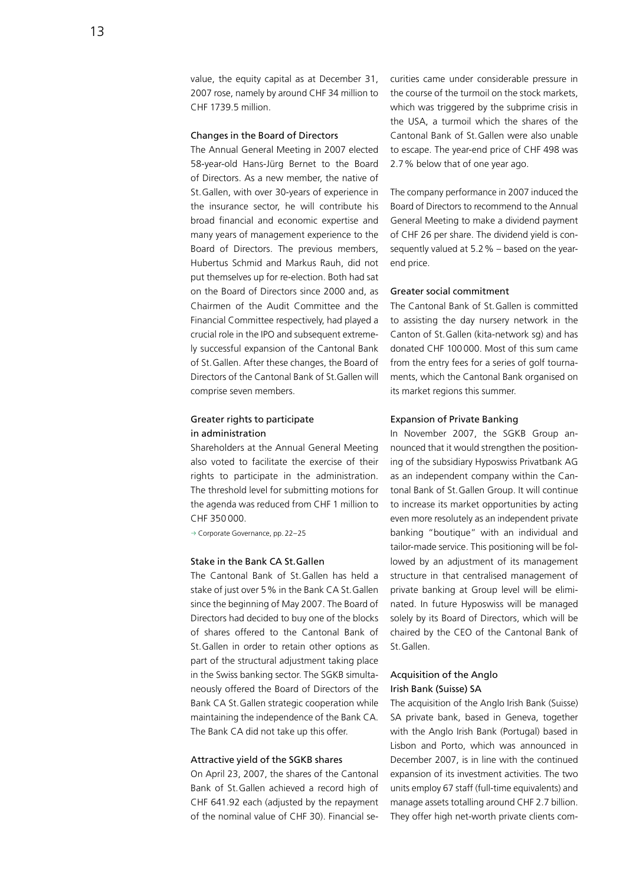value, the equity capital as at December 31, 2007 rose, namely by around CHF 34 million to CHF 1739.5 million.

## Changes in the Board of Directors

The Annual General Meeting in 2007 elected 58-year-old Hans-Jürg Bernet to the Board of Directors. As a new member, the native of St. Gallen, with over 30-years of experience in the insurance sector, he will contribute his broad financial and economic expertise and many years of management experience to the Board of Directors. The previous members, Hubertus Schmid and Markus Rauh, did not put themselves up for re-election. Both had sat on the Board of Directors since 2000 and, as Chairmen of the Audit Committee and the Financial Committee respectively, had played a crucial role in the IPO and subsequent extremely successful expansion of the Cantonal Bank of St. Gallen. After these changes, the Board of Directors of the Cantonal Bank of St. Gallen will comprise seven members.

## Greater rights to participate in administration

Shareholders at the Annual General Meeting also voted to facilitate the exercise of their rights to participate in the administration. The threshold level for submitting motions for the agenda was reduced from CHF 1 million to CHF 350 000.

→ Corporate Governance, pp. 22–25

## Stake in the Bank CA St. Gallen

The Cantonal Bank of St. Gallen has held a stake of just over 5 % in the Bank CA St. Gallen since the beginning of May 2007. The Board of Directors had decided to buy one of the blocks of shares offered to the Cantonal Bank of St. Gallen in order to retain other options as part of the structural adjustment taking place in the Swiss banking sector. The SGKB simultaneously offered the Board of Directors of the Bank CA St. Gallen strategic cooperation while maintaining the independence of the Bank CA. The Bank CA did not take up this offer.

## Attractive yield of the SGKB shares

On April 23, 2007, the shares of the Cantonal Bank of St. Gallen achieved a record high of CHF 641.92 each (adjusted by the repayment of the nominal value of CHF 30). Financial securities came under considerable pressure in the course of the turmoil on the stock markets, which was triggered by the subprime crisis in the USA, a turmoil which the shares of the Cantonal Bank of St. Gallen were also unable to escape. The year-end price of CHF 498 was 2.7 % below that of one year ago.

The company performance in 2007 induced the Board of Directors to recommend to the Annual General Meeting to make a dividend payment of CHF 26 per share. The dividend yield is consequently valued at 5.2 % – based on the year-end price.

## Greater social commitment

The Cantonal Bank of St. Gallen is committed to assisting the day nursery network in the Canton of St. Gallen (kita-network sg) and has donated CHF 100 000. Most of this sum came from the entry fees for a series of golf tournaments, which the Cantonal Bank organised on its market regions this summer.

## Expansion of Private Banking

In November 2007, the SGKB Group announced that it would strengthen the positioning of the subsidiary Hyposwiss Privatbank AG as an independent company within the Cantonal Bank of St. Gallen Group. It will continue to increase its market opportunities by acting even more resolutely as an independent private banking "boutique" with an individual and tailor-made service. This positioning will be followed by an adjustment of its management structure in that centralised management of private banking at Group level will be eliminated. In future Hyposwiss will be managed solely by its Board of Directors, which will be chaired by the CEO of the Cantonal Bank of St. Gallen.

## Acquisition of the Anglo Irish Bank (Suisse) SA

The acquisition of the Anglo Irish Bank (Suisse) SA private bank, based in Geneva, together with the Anglo Irish Bank (Portugal) based in Lisbon and Porto, which was announced in December 2007, is in line with the continued expansion of its investment activities. The two units employ 67 staff (full-time equivalents) and manage assets totalling around CHF 2.7 billion. They offer high net-worth private clients com-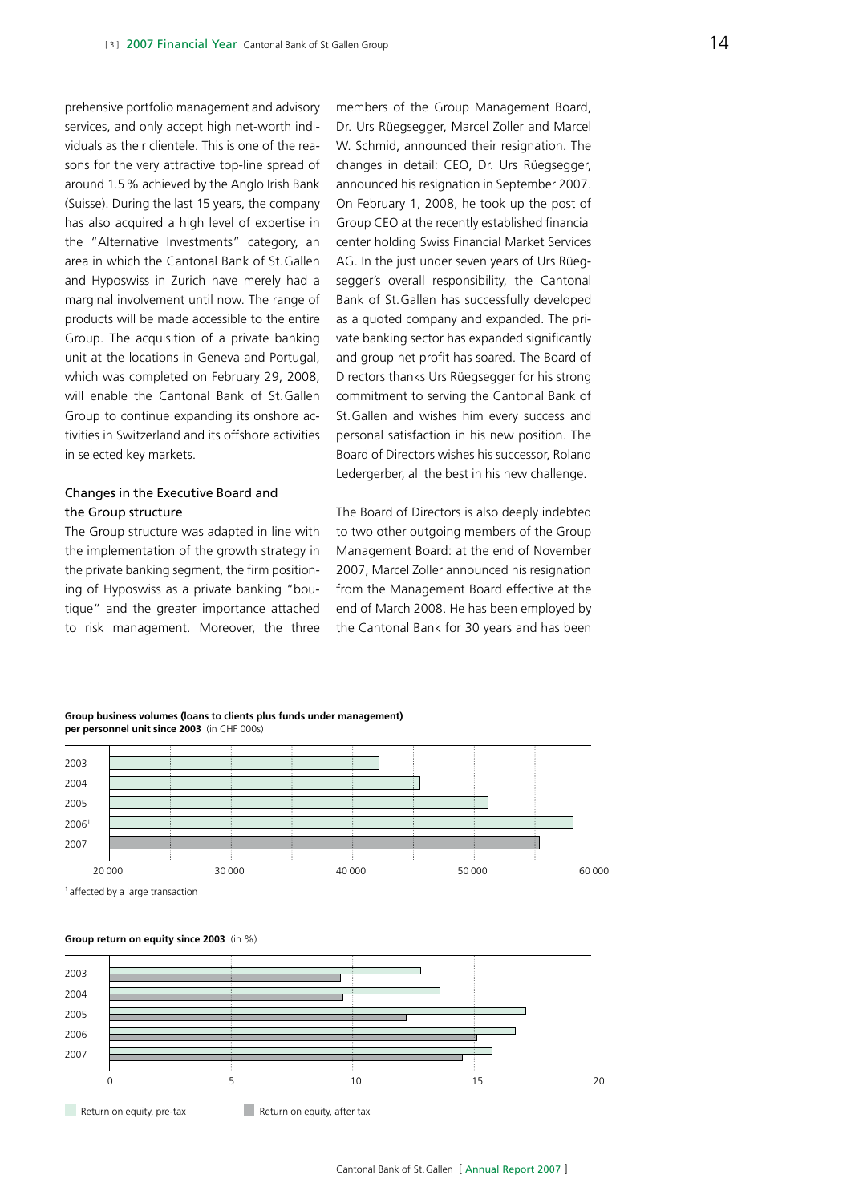prehensive portfolio management and advisory services, and only accept high net-worth individuals as their clientele. This is one of the reasons for the very attractive top-line spread of around 1.5 % achieved by the Anglo Irish Bank (Suisse). During the last 15 years, the company has also acquired a high level of expertise in the "Alternative Investments" category, an area in which the Cantonal Bank of St. Gallen and Hyposwiss in Zurich have merely had a marginal involvement until now. The range of products will be made accessible to the entire Group. The acquisition of a private banking unit at the locations in Geneva and Portugal, which was completed on February 29, 2008, will enable the Cantonal Bank of St. Gallen Group to continue expanding its onshore activities in Switzerland and its offshore activities in selected key markets.

### Changes in the Executive Board and the Group structure

The Group structure was adapted in line with the implementation of the growth strategy in the private banking segment, the firm positioning of Hyposwiss as a private banking "boutique" and the greater importance attached to risk management. Moreover, the three members of the Group Management Board, Dr. Urs Rüegsegger, Marcel Zoller and Marcel W. Schmid, announced their resignation. The changes in detail: CEO, Dr. Urs Rüegsegger, announced his resignation in September 2007. On February 1, 2008, he took up the post of Group CEO at the recently established financial center holding Swiss Financial Market Services AG. In the just under seven years of Urs Rüegsegger's overall responsibility, the Cantonal Bank of St. Gallen has successfully developed as a quoted company and expanded. The private banking sector has expanded significantly and group net profit has soared. The Board of Directors thanks Urs Rüegsegger for his strong commitment to serving the Cantonal Bank of St. Gallen and wishes him every success and personal satisfaction in his new position. The Board of Directors wishes his successor, Roland Ledergerber, all the best in his new challenge.

The Board of Directors is also deeply indebted to two other outgoing members of the Group Management Board: at the end of November 2007, Marcel Zoller announced his resignation from the Management Board effective at the end of March 2008. He has been employed by the Cantonal Bank for 30 years and has been

**Group business volumes (loans to clients plus funds under management) per personnel unit since 2003** (in CHF 000s)

| Year | Value (approx.) |
|---|---|
| 2003 | ~42 000 |
| 2004 | ~45 500 |
| 2005 | ~51 000 |
| 2006[1] | ~58 000 |
| 2007 | ~55 500 |

[1] affected by a large transaction

**Group return on equity since 2003** (in %)

| Year | Return on equity, pre-tax | Return on equity, after tax |
|---|---|---|
| 2003 | ~12.7 | ~9.4 |
| 2004 | ~13.5 | ~9.5 |
| 2005 | ~17.0 | ~12.1 |
| 2006 | ~16.6 | ~15.0 |
| 2007 | ~15.6 | ~14.4 |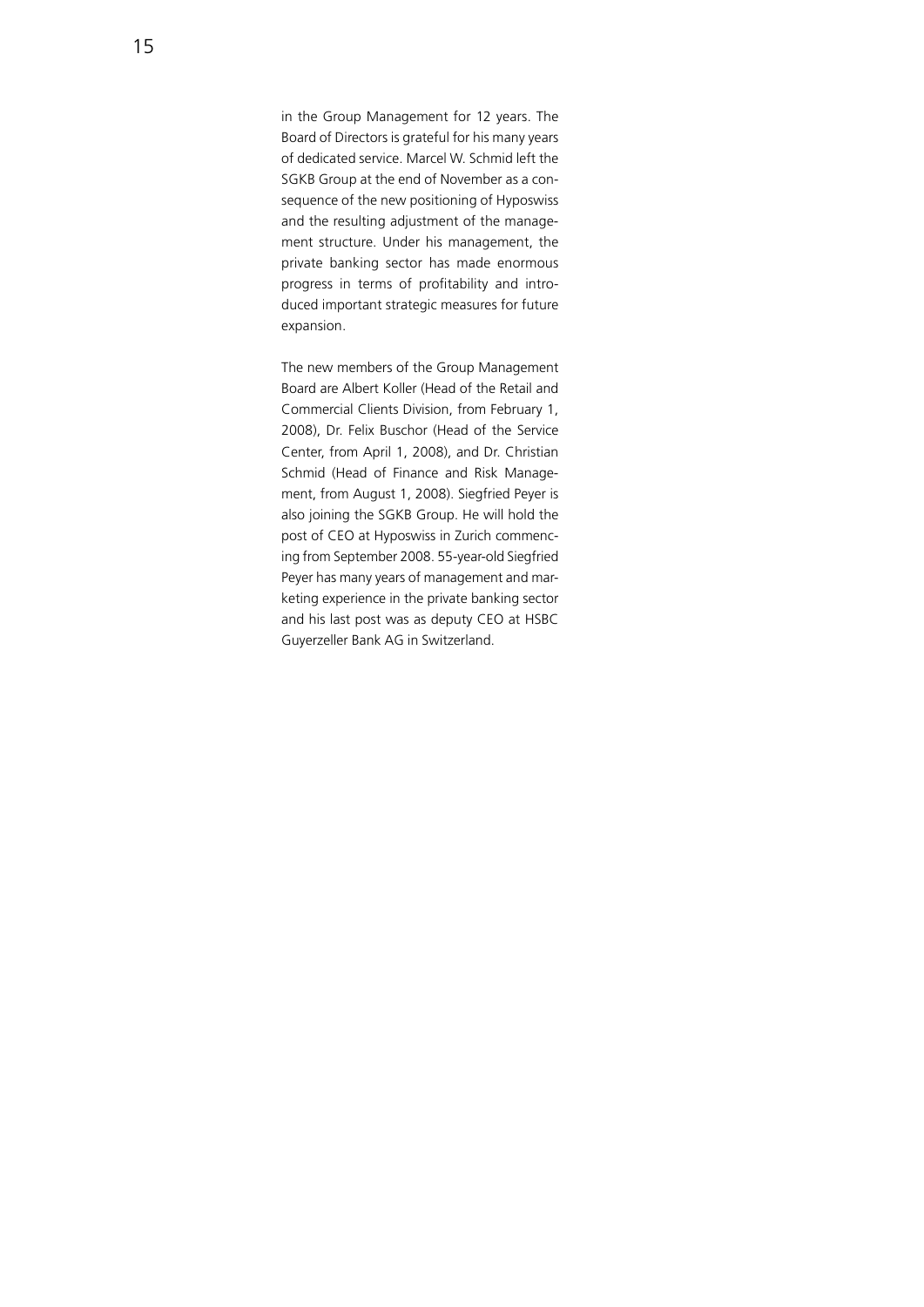in the Group Management for 12 years. The Board of Directors is grateful for his many years of dedicated service. Marcel W. Schmid left the SGKB Group at the end of November as a consequence of the new positioning of Hyposwiss and the resulting adjustment of the management structure. Under his management, the private banking sector has made enormous progress in terms of profitability and introduced important strategic measures for future expansion.

The new members of the Group Management Board are Albert Koller (Head of the Retail and Commercial Clients Division, from February 1, 2008), Dr. Felix Buschor (Head of the Service Center, from April 1, 2008), and Dr. Christian Schmid (Head of Finance and Risk Management, from August 1, 2008). Siegfried Peyer is also joining the SGKB Group. He will hold the post of CEO at Hyposwiss in Zurich commencing from September 2008. 55-year-old Siegfried Peyer has many years of management and marketing experience in the private banking sector and his last post was as deputy CEO at HSBC Guyerzeller Bank AG in Switzerland.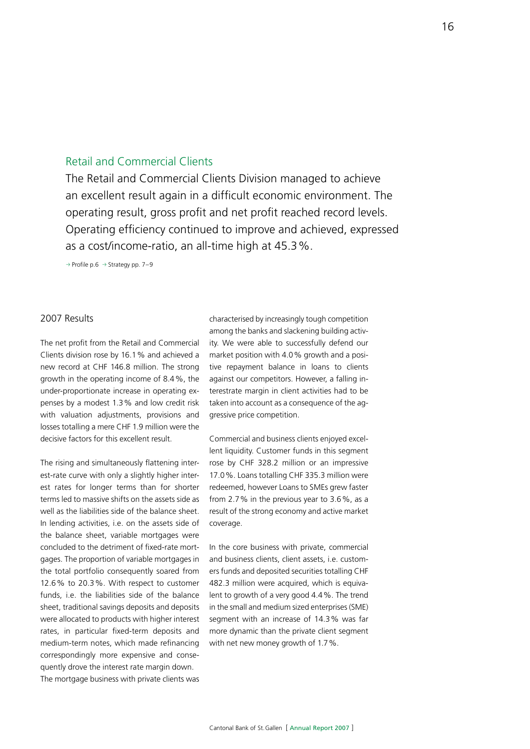## Retail and Commercial Clients

The Retail and Commercial Clients Division managed to achieve an excellent result again in a difficult economic environment. The operating result, gross profit and net profit reached record levels. Operating efficiency continued to improve and achieved, expressed as a cost/income-ratio, an all-time high at 45.3%.

→ Profile p.6 → Strategy pp. 7–9

### 2007 Results

The net profit from the Retail and Commercial Clients division rose by 16.1% and achieved a new record at CHF 146.8 million. The strong growth in the operating income of 8.4%, the under-proportionate increase in operating expenses by a modest 1.3% and low credit risk with valuation adjustments, provisions and losses totalling a mere CHF 1.9 million were the decisive factors for this excellent result.

The rising and simultaneously flattening interest-rate curve with only a slightly higher interest rates for longer terms than for shorter terms led to massive shifts on the assets side as well as the liabilities side of the balance sheet. In lending activities, i.e. on the assets side of the balance sheet, variable mortgages were concluded to the detriment of fixed-rate mortgages. The proportion of variable mortgages in the total portfolio consequently soared from 12.6% to 20.3%. With respect to customer funds, i.e. the liabilities side of the balance sheet, traditional savings deposits and deposits were allocated to products with higher interest rates, in particular fixed-term deposits and medium-term notes, which made refinancing correspondingly more expensive and consequently drove the interest rate margin down. The mortgage business with private clients was characterised by increasingly tough competition among the banks and slackening building activity. We were able to successfully defend our market position with 4.0% growth and a positive repayment balance in loans to clients against our competitors. However, a falling interestrate margin in client activities had to be taken into account as a consequence of the aggressive price competition.

Commercial and business clients enjoyed excellent liquidity. Customer funds in this segment rose by CHF 328.2 million or an impressive 17.0%. Loans totalling CHF 335.3 million were redeemed, however Loans to SMEs grew faster from 2.7% in the previous year to 3.6%, as a result of the strong economy and active market coverage.

In the core business with private, commercial and business clients, client assets, i.e. customers funds and deposited securities totalling CHF 482.3 million were acquired, which is equivalent to growth of a very good 4.4%. The trend in the small and medium sized enterprises (SME) segment with an increase of 14.3% was far more dynamic than the private client segment with net new money growth of 1.7%.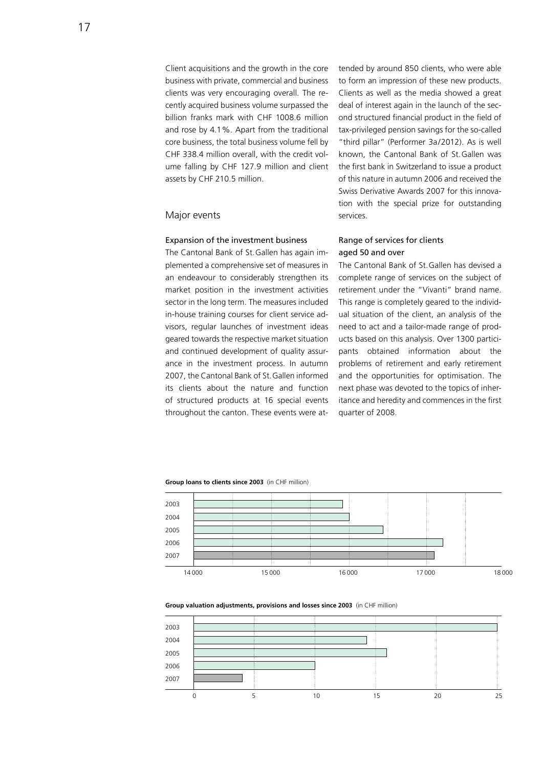Client acquisitions and the growth in the core business with private, commercial and business clients was very encouraging overall. The recently acquired business volume surpassed the billion franks mark with CHF 1008.6 million and rose by 4.1%. Apart from the traditional core business, the total business volume fell by CHF 338.4 million overall, with the credit volume falling by CHF 127.9 million and client assets by CHF 210.5 million.

## Major events

### Expansion of the investment business

The Cantonal Bank of St. Gallen has again implemented a comprehensive set of measures in an endeavour to considerably strengthen its market position in the investment activities sector in the long term. The measures included in-house training courses for client service advisors, regular launches of investment ideas geared towards the respective market situation and continued development of quality assurance in the investment process. In autumn 2007, the Cantonal Bank of St. Gallen informed its clients about the nature and function of structured products at 16 special events throughout the canton. These events were attended by around 850 clients, who were able to form an impression of these new products. Clients as well as the media showed a great deal of interest again in the launch of the second structured financial product in the field of tax-privileged pension savings for the so-called "third pillar" (Performer 3a/2012). As is well known, the Cantonal Bank of St. Gallen was the first bank in Switzerland to issue a product of this nature in autumn 2006 and received the Swiss Derivative Awards 2007 for this innovation with the special prize for outstanding services.

### Range of services for clients aged 50 and over

The Cantonal Bank of St. Gallen has devised a complete range of services on the subject of retirement under the "Vivanti" brand name. This range is completely geared to the individual situation of the client, an analysis of the need to act and a tailor-made range of products based on this analysis. Over 1300 participants obtained information about the problems of retirement and early retirement and the opportunities for optimisation. The next phase was devoted to the topics of inheritance and heredity and commences in the first quarter of 2008.

**Group loans to clients since 2003** (in CHF million)

| Year | |
|---|---|
| 2003 | |
| 2004 | |
| 2005 | |
| 2006 | |
| 2007 | |

Axis: 14 000 – 15 000 – 16 000 – 17 000 – 18 000

**Group valuation adjustments, provisions and losses since 2003** (in CHF million)

| Year | |
|---|---|
| 2003 | |
| 2004 | |
| 2005 | |
| 2006 | |
| 2007 | |

Axis: 0 – 5 – 10 – 15 – 20 – 25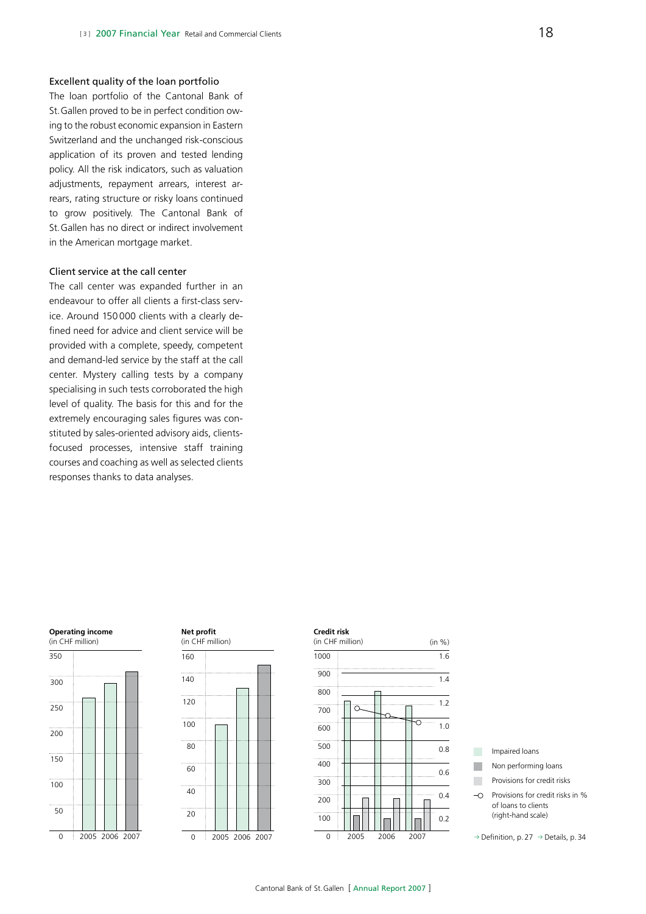## Excellent quality of the loan portfolio

The loan portfolio of the Cantonal Bank of St. Gallen proved to be in perfect condition owing to the robust economic expansion in Eastern Switzerland and the unchanged risk-conscious application of its proven and tested lending policy. All the risk indicators, such as valuation adjustments, repayment arrears, interest arrears, rating structure or risky loans continued to grow positively. The Cantonal Bank of St. Gallen has no direct or indirect involvement in the American mortgage market.

## Client service at the call center

The call center was expanded further in an endeavour to offer all clients a first-class service. Around 150 000 clients with a clearly defined need for advice and client service will be provided with a complete, speedy, competent and demand-led service by the staff at the call center. Mystery calling tests by a company specialising in such tests corroborated the high level of quality. The basis for this and for the extremely encouraging sales figures was constituted by sales-oriented advisory aids, clients-focused processes, intensive staff training courses and coaching as well as selected clients responses thanks to data analyses.

**Operating income**
(in CHF million)

**Net profit**
(in CHF million)

**Credit risk**
(in CHF million) (in %)

- Impaired loans
- Non performing loans
- Provisions for credit risks
- Provisions for credit risks in % of loans to clients (right-hand scale)

→ Definition, p. 27 → Details, p. 34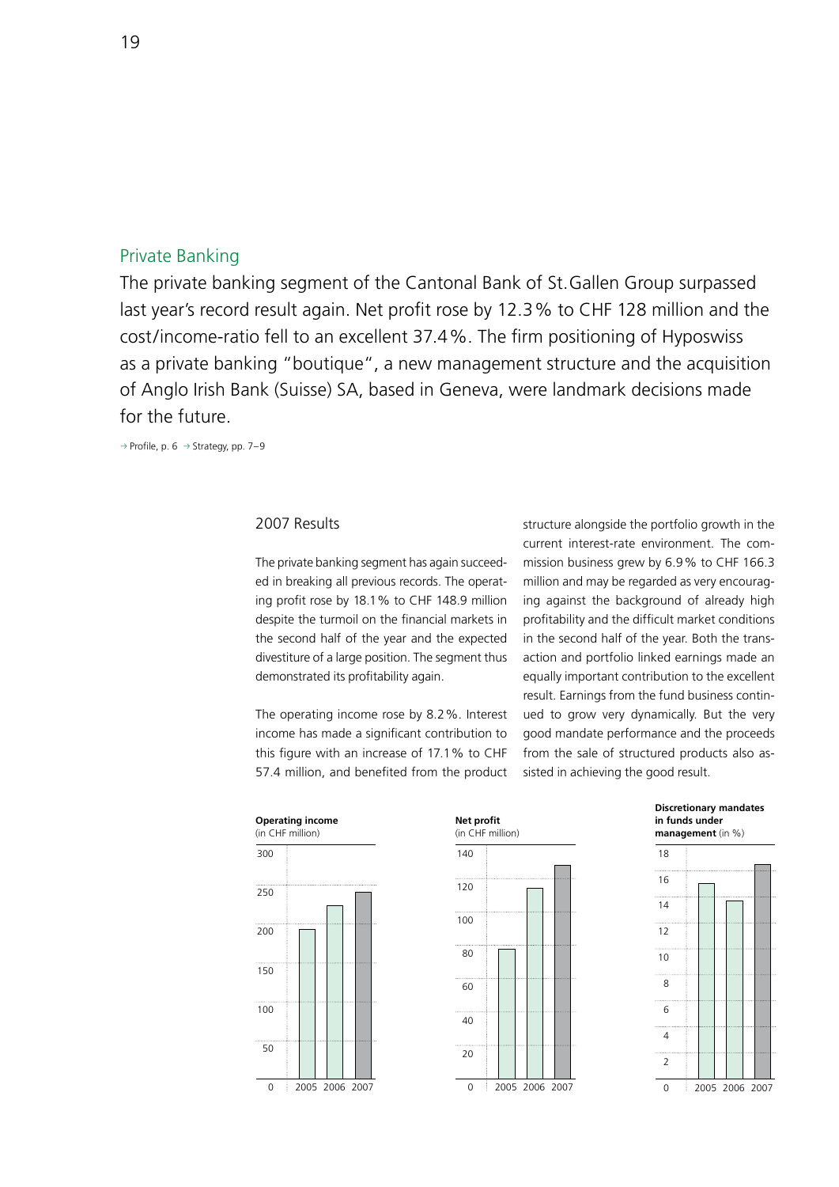## Private Banking

The private banking segment of the Cantonal Bank of St. Gallen Group surpassed last year's record result again. Net profit rose by 12.3 % to CHF 128 million and the cost/income-ratio fell to an excellent 37.4 %. The firm positioning of Hyposwiss as a private banking "boutique", a new management structure and the acquisition of Anglo Irish Bank (Suisse) SA, based in Geneva, were landmark decisions made for the future.

→ Profile, p. 6 → Strategy, pp. 7–9

### 2007 Results

The private banking segment has again succeeded in breaking all previous records. The operating profit rose by 18.1 % to CHF 148.9 million despite the turmoil on the financial markets in the second half of the year and the expected divestiture of a large position. The segment thus demonstrated its profitability again.

The operating income rose by 8.2 %. Interest income has made a significant contribution to this figure with an increase of 17.1 % to CHF 57.4 million, and benefited from the product structure alongside the portfolio growth in the current interest-rate environment. The commission business grew by 6.9 % to CHF 166.3 million and may be regarded as very encouraging against the background of already high profitability and the difficult market conditions in the second half of the year. Both the transaction and portfolio linked earnings made an equally important contribution to the excellent result. Earnings from the fund business continued to grow very dynamically. But the very good mandate performance and the proceeds from the sale of structured products also assisted in achieving the good result.

**Operating income** (in CHF million)

**Net profit** (in CHF million)

**Discretionary mandates in funds under management** (in %)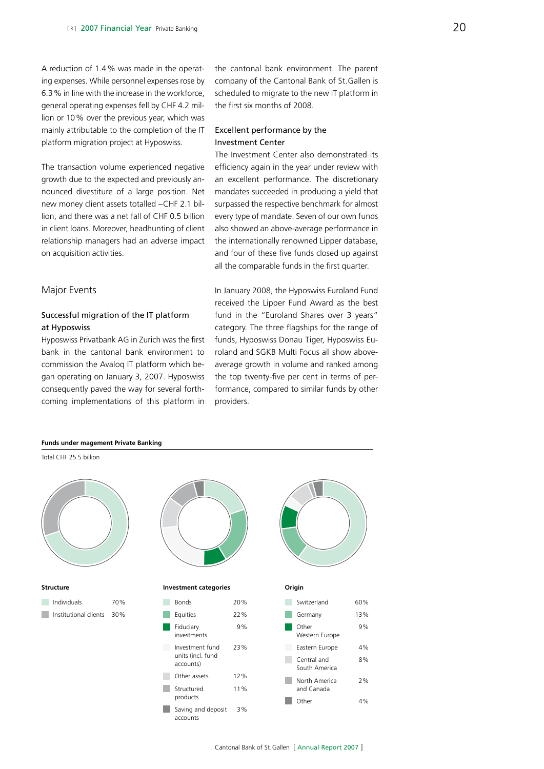A reduction of 1.4 % was made in the operating expenses. While personnel expenses rose by 6.3 % in line with the increase in the workforce, general operating expenses fell by CHF 4.2 million or 10 % over the previous year, which was mainly attributable to the completion of the IT platform migration project at Hyposwiss.

The transaction volume experienced negative growth due to the expected and previously announced divestiture of a large position. Net new money client assets totalled –CHF 2.1 billion, and there was a net fall of CHF 0.5 billion in client loans. Moreover, headhunting of client relationship managers had an adverse impact on acquisition activities.

## Major Events

### Successful migration of the IT platform at Hyposwiss

Hyposwiss Privatbank AG in Zurich was the first bank in the cantonal bank environment to commission the Avaloq IT platform which began operating on January 3, 2007. Hyposwiss consequently paved the way for several forthcoming implementations of this platform in the cantonal bank environment. The parent company of the Cantonal Bank of St. Gallen is scheduled to migrate to the new IT platform in the first six months of 2008.

### Excellent performance by the Investment Center

The Investment Center also demonstrated its efficiency again in the year under review with an excellent performance. The discretionary mandates succeeded in producing a yield that surpassed the respective benchmark for almost every type of mandate. Seven of our own funds also showed an above-average performance in the internationally renowned Lipper database, and four of these five funds closed up against all the comparable funds in the first quarter.

In January 2008, the Hyposwiss Euroland Fund received the Lipper Fund Award as the best fund in the "Euroland Shares over 3 years" category. The three flagships for the range of funds, Hyposwiss Donau Tiger, Hyposwiss Euroland and SGKB Multi Focus all show above-average growth in volume and ranked among the top twenty-five per cent in terms of performance, compared to similar funds by other providers.

**Funds under magement Private Banking**

Total CHF 25.5 billion

**Structure**

| | |
|---|---|
| Individuals | 70% |
| Institutional clients | 30% |

**Investment categories**

| | |
|---|---|
| Bonds | 20% |
| Equities | 22% |
| Fiduciary investments | 9% |
| Investment fund units (incl. fund accounts) | 23% |
| Other assets | 12% |
| Structured products | 11% |
| Saving and deposit accounts | 3% |

**Origin**

| | |
|---|---|
| Switzerland | 60% |
| Germany | 13% |
| Other Western Europe | 9% |
| Eastern Europe | 4% |
| Central and South America | 8% |
| North America and Canada | 2% |
| Other | 4% |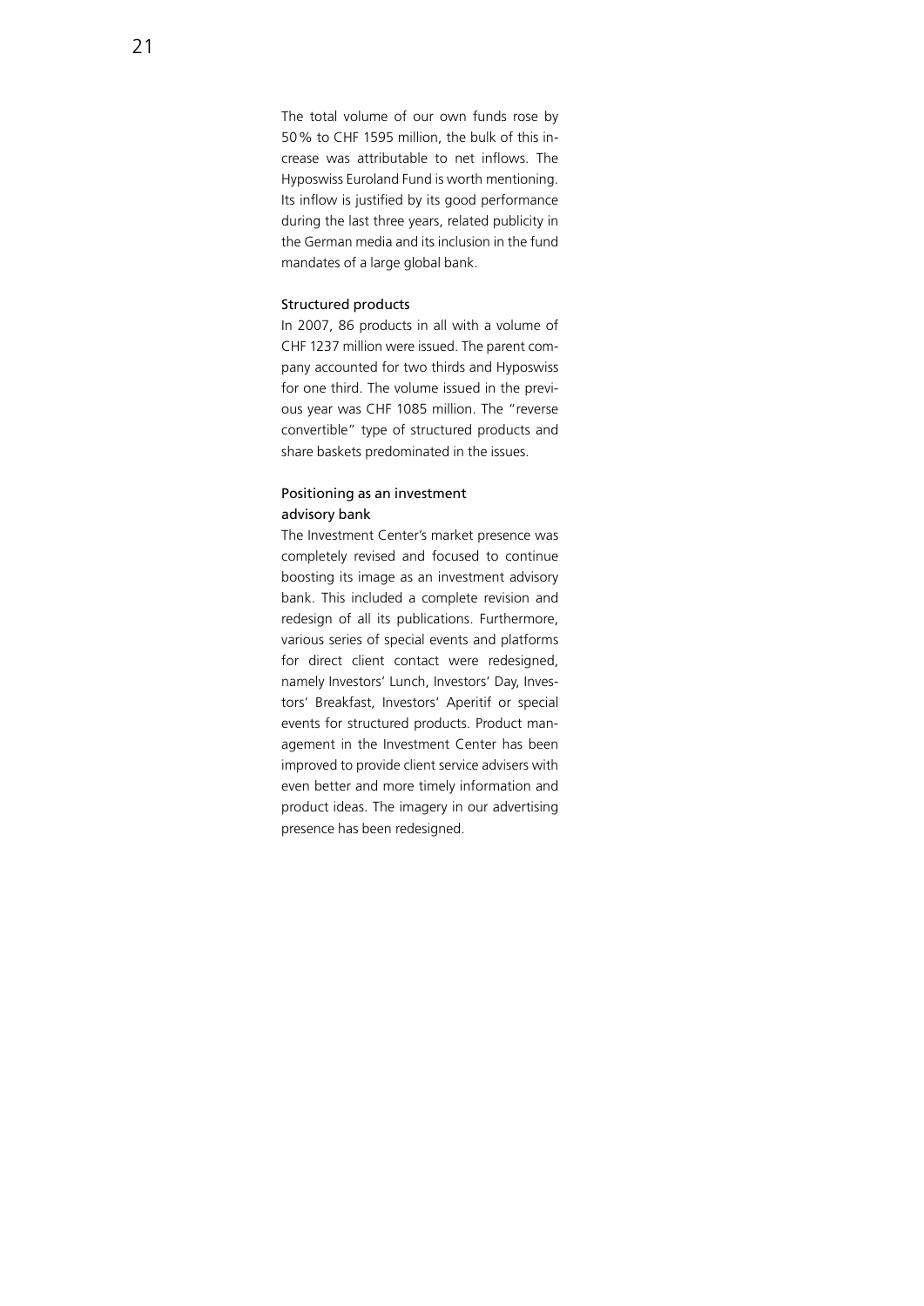The total volume of our own funds rose by 50% to CHF 1595 million, the bulk of this increase was attributable to net inflows. The Hyposwiss Euroland Fund is worth mentioning. Its inflow is justified by its good performance during the last three years, related publicity in the German media and its inclusion in the fund mandates of a large global bank.

### Structured products

In 2007, 86 products in all with a volume of CHF 1237 million were issued. The parent company accounted for two thirds and Hyposwiss for one third. The volume issued in the previous year was CHF 1085 million. The "reverse convertible" type of structured products and share baskets predominated in the issues.

### Positioning as an investment advisory bank

The Investment Center's market presence was completely revised and focused to continue boosting its image as an investment advisory bank. This included a complete revision and redesign of all its publications. Furthermore, various series of special events and platforms for direct client contact were redesigned, namely Investors' Lunch, Investors' Day, Investors' Breakfast, Investors' Aperitif or special events for structured products. Product management in the Investment Center has been improved to provide client service advisers with even better and more timely information and product ideas. The imagery in our advertising presence has been redesigned.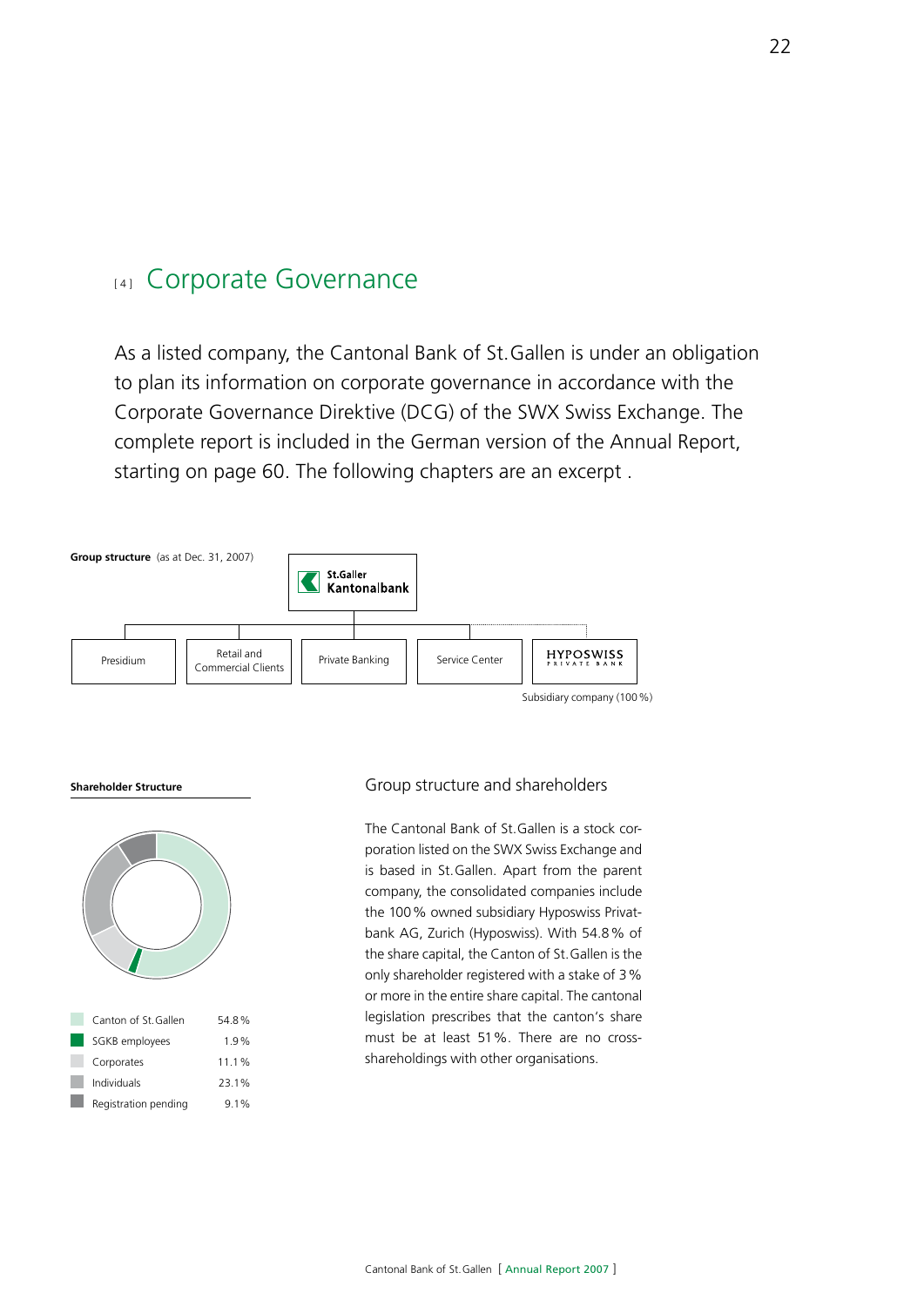# [4] Corporate Governance

As a listed company, the Cantonal Bank of St.Gallen is under an obligation to plan its information on corporate governance in accordance with the Corporate Governance Direktive (DCG) of the SWX Swiss Exchange. The complete report is included in the German version of the Annual Report, starting on page 60. The following chapters are an excerpt .

**Group structure** (as at Dec. 31, 2007)

St.Galler Kantonalbank

- Presidium
- Retail and Commercial Clients
- Private Banking
- Service Center
- HYPOSWISS PRIVATE BANK – Subsidiary company (100 %)

**Shareholder Structure**

| | |
|---|---|
| Canton of St.Gallen | 54.8 % |
| SGKB employees | 1.9 % |
| Corporates | 11.1 % |
| Individuals | 23.1 % |
| Registration pending | 9.1 % |

## Group structure and shareholders

The Cantonal Bank of St.Gallen is a stock corporation listed on the SWX Swiss Exchange and is based in St.Gallen. Apart from the parent company, the consolidated companies include the 100 % owned subsidiary Hyposwiss Privatbank AG, Zurich (Hyposwiss). With 54.8 % of the share capital, the Canton of St.Gallen is the only shareholder registered with a stake of 3 % or more in the entire share capital. The cantonal legislation prescribes that the canton's share must be at least 51 %. There are no cross-shareholdings with other organisations.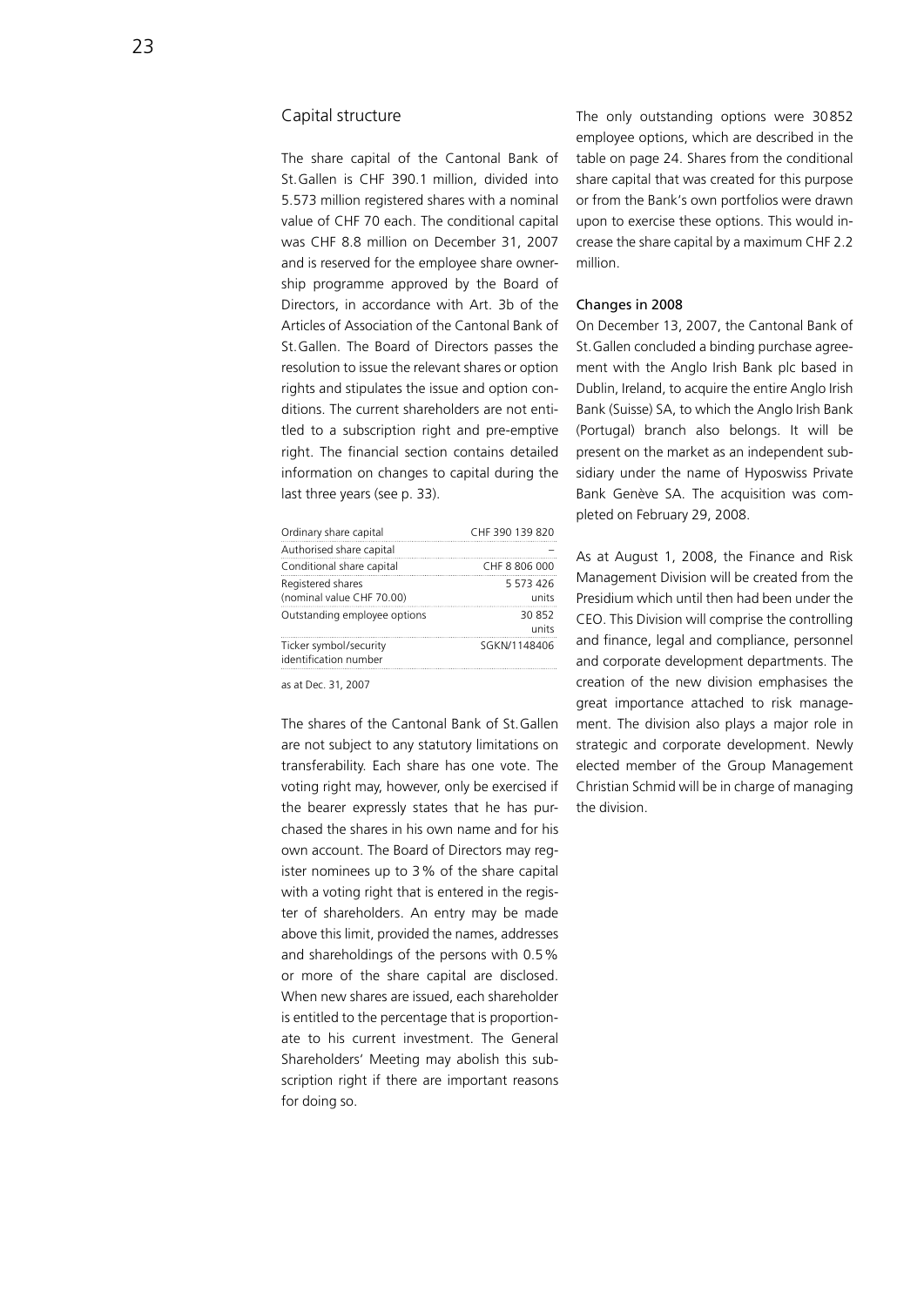## Capital structure

The share capital of the Cantonal Bank of St. Gallen is CHF 390.1 million, divided into 5.573 million registered shares with a nominal value of CHF 70 each. The conditional capital was CHF 8.8 million on December 31, 2007 and is reserved for the employee share ownership programme approved by the Board of Directors, in accordance with Art. 3b of the Articles of Association of the Cantonal Bank of St. Gallen. The Board of Directors passes the resolution to issue the relevant shares or option rights and stipulates the issue and option conditions. The current shareholders are not entitled to a subscription right and pre-emptive right. The financial section contains detailed information on changes to capital during the last three years (see p. 33).

| | |
|---|---|
| Ordinary share capital | CHF 390 139 820 |
| Authorised share capital | – |
| Conditional share capital | CHF 8 806 000 |
| Registered shares (nominal value CHF 70.00) | 5 573 426 units |
| Outstanding employee options | 30 852 units |
| Ticker symbol/security identification number | SGKN/1148406 |

as at Dec. 31, 2007

The shares of the Cantonal Bank of St. Gallen are not subject to any statutory limitations on transferability. Each share has one vote. The voting right may, however, only be exercised if the bearer expressly states that he has purchased the shares in his own name and for his own account. The Board of Directors may register nominees up to 3% of the share capital with a voting right that is entered in the register of shareholders. An entry may be made above this limit, provided the names, addresses and shareholdings of the persons with 0.5% or more of the share capital are disclosed. When new shares are issued, each shareholder is entitled to the percentage that is proportionate to his current investment. The General Shareholders' Meeting may abolish this subscription right if there are important reasons for doing so.

The only outstanding options were 30852 employee options, which are described in the table on page 24. Shares from the conditional share capital that was created for this purpose or from the Bank's own portfolios were drawn upon to exercise these options. This would increase the share capital by a maximum CHF 2.2 million.

### Changes in 2008

On December 13, 2007, the Cantonal Bank of St. Gallen concluded a binding purchase agreement with the Anglo Irish Bank plc based in Dublin, Ireland, to acquire the entire Anglo Irish Bank (Suisse) SA, to which the Anglo Irish Bank (Portugal) branch also belongs. It will be present on the market as an independent subsidiary under the name of Hyposwiss Private Bank Genève SA. The acquisition was completed on February 29, 2008.

As at August 1, 2008, the Finance and Risk Management Division will be created from the Presidium which until then had been under the CEO. This Division will comprise the controlling and finance, legal and compliance, personnel and corporate development departments. The creation of the new division emphasises the great importance attached to risk management. The division also plays a major role in strategic and corporate development. Newly elected member of the Group Management Christian Schmid will be in charge of managing the division.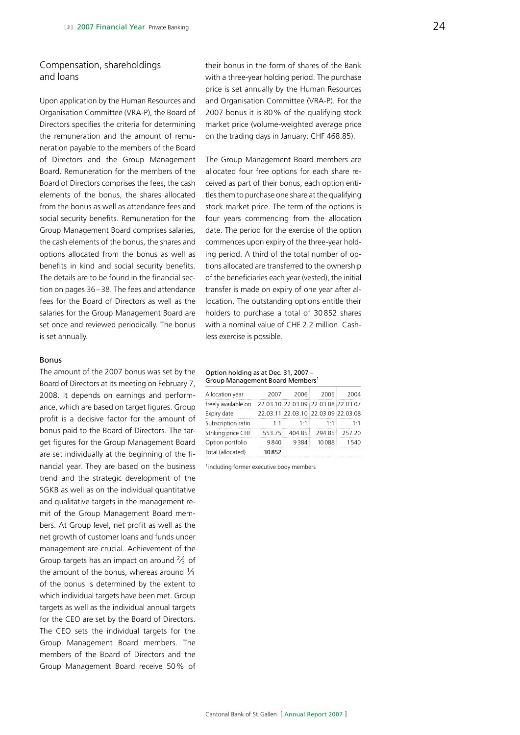## Compensation, shareholdings and loans

Upon application by the Human Resources and Organisation Committee (VRA-P), the Board of Directors specifies the criteria for determining the remuneration and the amount of remuneration payable to the members of the Board of Directors and the Group Management Board. Remuneration for the members of the Board of Directors comprises the fees, the cash elements of the bonus, the shares allocated from the bonus as well as attendance fees and social security benefits. Remuneration for the Group Management Board comprises salaries, the cash elements of the bonus, the shares and options allocated from the bonus as well as benefits in kind and social security benefits. The details are to be found in the financial section on pages 36–38. The fees and attendance fees for the Board of Directors as well as the salaries for the Group Management Board are set once and reviewed periodically. The bonus is set annually.

### Bonus

The amount of the 2007 bonus was set by the Board of Directors at its meeting on February 7, 2008. It depends on earnings and performance, which are based on target figures. Group profit is a decisive factor for the amount of bonus paid to the Board of Directors. The target figures for the Group Management Board are set individually at the beginning of the financial year. They are based on the business trend and the strategic development of the SGKB as well as on the individual quantitative and qualitative targets in the management remit of the Group Management Board members. At Group level, net profit as well as the net growth of customer loans and funds under management are crucial. Achievement of the Group targets has an impact on around ⅔ of the amount of the bonus, whereas around ⅓ of the bonus is determined by the extent to which individual targets have been met. Group targets as well as the individual annual targets for the CEO are set by the Board of Directors. The CEO sets the individual targets for the Group Management Board members. The members of the Board of Directors and the Group Management Board receive 50% of their bonus in the form of shares of the Bank with a three-year holding period. The purchase price is set annually by the Human Resources and Organisation Committee (VRA-P). For the 2007 bonus it is 80% of the qualifying stock market price (volume-weighted average price on the trading days in January: CHF 468.85).

The Group Management Board members are allocated four free options for each share received as part of their bonus; each option entitles them to purchase one share at the qualifying stock market price. The term of the options is four years commencing from the allocation date. The period for the exercise of the option commences upon expiry of the three-year holding period. A third of the total number of options allocated are transferred to the ownership of the beneficiaries each year (vested), the initial transfer is made on expiry of one year after allocation. The outstanding options entitle their holders to purchase a total of 30852 shares with a nominal value of CHF 2.2 million. Cashless exercise is possible.

Option holding as at Dec. 31, 2007 – Group Management Board Members[1]

| Allocation year | 2007 | 2006 | 2005 | 2004 |
|---|---|---|---|---|
| freely available on | 22.03.10 | 22.03.09 | 22.03.08 | 22.03.07 |
| Expiry date | 22.03.11 | 22.03.10 | 22.03.09 | 22.03.08 |
| Subscription ratio | 1:1 | 1:1 | 1:1 | 1:1 |
| Striking price CHF | 553.75 | 404.85 | 294.85 | 257.20 |
| Option portfolio | 9840 | 9384 | 10088 | 1540 |
| Total (allocated) | 30852 | | | |

[1] including former executive body members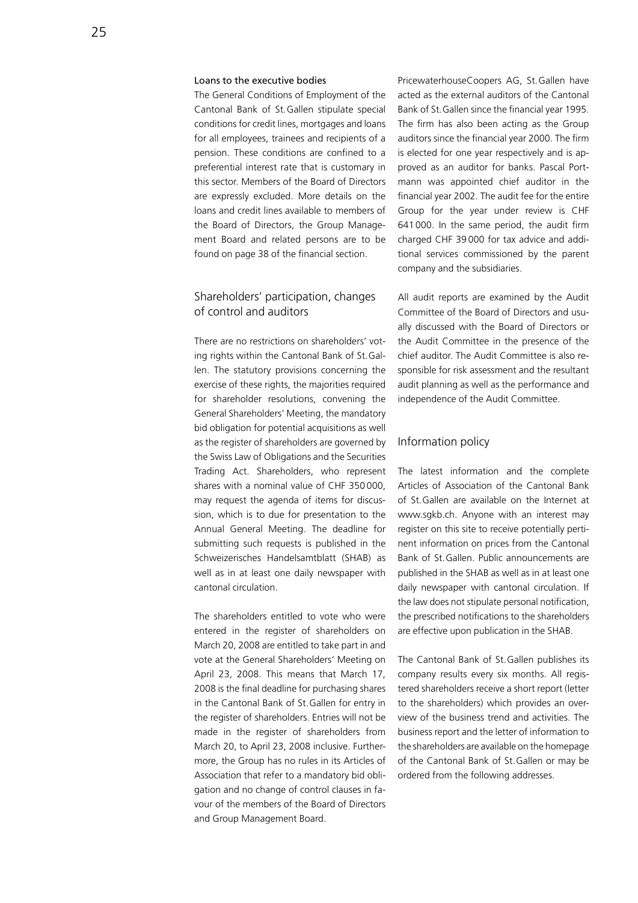#### Loans to the executive bodies

The General Conditions of Employment of the Cantonal Bank of St. Gallen stipulate special conditions for credit lines, mortgages and loans for all employees, trainees and recipients of a pension. These conditions are confined to a preferential interest rate that is customary in this sector. Members of the Board of Directors are expressly excluded. More details on the loans and credit lines available to members of the Board of Directors, the Group Management Board and related persons are to be found on page 38 of the financial section.

## Shareholders' participation, changes of control and auditors

There are no restrictions on shareholders' voting rights within the Cantonal Bank of St. Gallen. The statutory provisions concerning the exercise of these rights, the majorities required for shareholder resolutions, convening the General Shareholders' Meeting, the mandatory bid obligation for potential acquisitions as well as the register of shareholders are governed by the Swiss Law of Obligations and the Securities Trading Act. Shareholders, who represent shares with a nominal value of CHF 350 000, may request the agenda of items for discussion, which is to due for presentation to the Annual General Meeting. The deadline for submitting such requests is published in the Schweizerisches Handelsamtblatt (SHAB) as well as in at least one daily newspaper with cantonal circulation.

The shareholders entitled to vote who were entered in the register of shareholders on March 20, 2008 are entitled to take part in and vote at the General Shareholders' Meeting on April 23, 2008. This means that March 17, 2008 is the final deadline for purchasing shares in the Cantonal Bank of St. Gallen for entry in the register of shareholders. Entries will not be made in the register of shareholders from March 20, to April 23, 2008 inclusive. Furthermore, the Group has no rules in its Articles of Association that refer to a mandatory bid obligation and no change of control clauses in favour of the members of the Board of Directors and Group Management Board.

PricewaterhouseCoopers AG, St. Gallen have acted as the external auditors of the Cantonal Bank of St. Gallen since the financial year 1995. The firm has also been acting as the Group auditors since the financial year 2000. The firm is elected for one year respectively and is approved as an auditor for banks. Pascal Portmann was appointed chief auditor in the financial year 2002. The audit fee for the entire Group for the year under review is CHF 641 000. In the same period, the audit firm charged CHF 39 000 for tax advice and additional services commissioned by the parent company and the subsidiaries.

All audit reports are examined by the Audit Committee of the Board of Directors and usually discussed with the Board of Directors or the Audit Committee in the presence of the chief auditor. The Audit Committee is also responsible for risk assessment and the resultant audit planning as well as the performance and independence of the Audit Committee.

## Information policy

The latest information and the complete Articles of Association of the Cantonal Bank of St. Gallen are available on the Internet at www.sgkb.ch. Anyone with an interest may register on this site to receive potentially pertinent information on prices from the Cantonal Bank of St. Gallen. Public announcements are published in the SHAB as well as in at least one daily newspaper with cantonal circulation. If the law does not stipulate personal notification, the prescribed notifications to the shareholders are effective upon publication in the SHAB.

The Cantonal Bank of St. Gallen publishes its company results every six months. All registered shareholders receive a short report (letter to the shareholders) which provides an overview of the business trend and activities. The business report and the letter of information to the shareholders are available on the homepage of the Cantonal Bank of St. Gallen or may be ordered from the following addresses.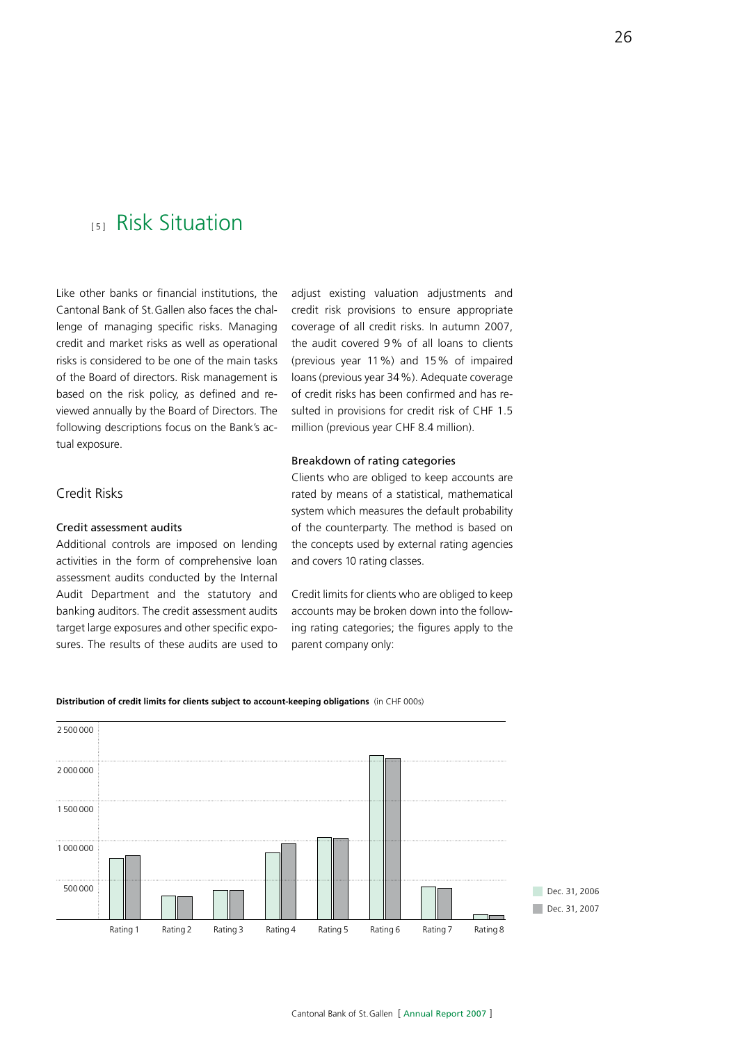# [5] Risk Situation

Like other banks or financial institutions, the Cantonal Bank of St.Gallen also faces the challenge of managing specific risks. Managing credit and market risks as well as operational risks is considered to be one of the main tasks of the Board of directors. Risk management is based on the risk policy, as defined and reviewed annually by the Board of Directors. The following descriptions focus on the Bank's actual exposure.

## Credit Risks

### Credit assessment audits

Additional controls are imposed on lending activities in the form of comprehensive loan assessment audits conducted by the Internal Audit Department and the statutory and banking auditors. The credit assessment audits target large exposures and other specific exposures. The results of these audits are used to adjust existing valuation adjustments and credit risk provisions to ensure appropriate coverage of all credit risks. In autumn 2007, the audit covered 9% of all loans to clients (previous year 11%) and 15% of impaired loans (previous year 34%). Adequate coverage of credit risks has been confirmed and has resulted in provisions for credit risk of CHF 1.5 million (previous year CHF 8.4 million).

### Breakdown of rating categories

Clients who are obliged to keep accounts are rated by means of a statistical, mathematical system which measures the default probability of the counterparty. The method is based on the concepts used by external rating agencies and covers 10 rating classes.

Credit limits for clients who are obliged to keep accounts may be broken down into the following rating categories; the figures apply to the parent company only:

**Distribution of credit limits for clients subject to account-keeping obligations** (in CHF 000s)

Chart legend: Dec. 31, 2006; Dec. 31, 2007. Categories: Rating 1, Rating 2, Rating 3, Rating 4, Rating 5, Rating 6, Rating 7, Rating 8. Y-axis: 500 000; 1 000 000; 1 500 000; 2 000 000; 2 500 000.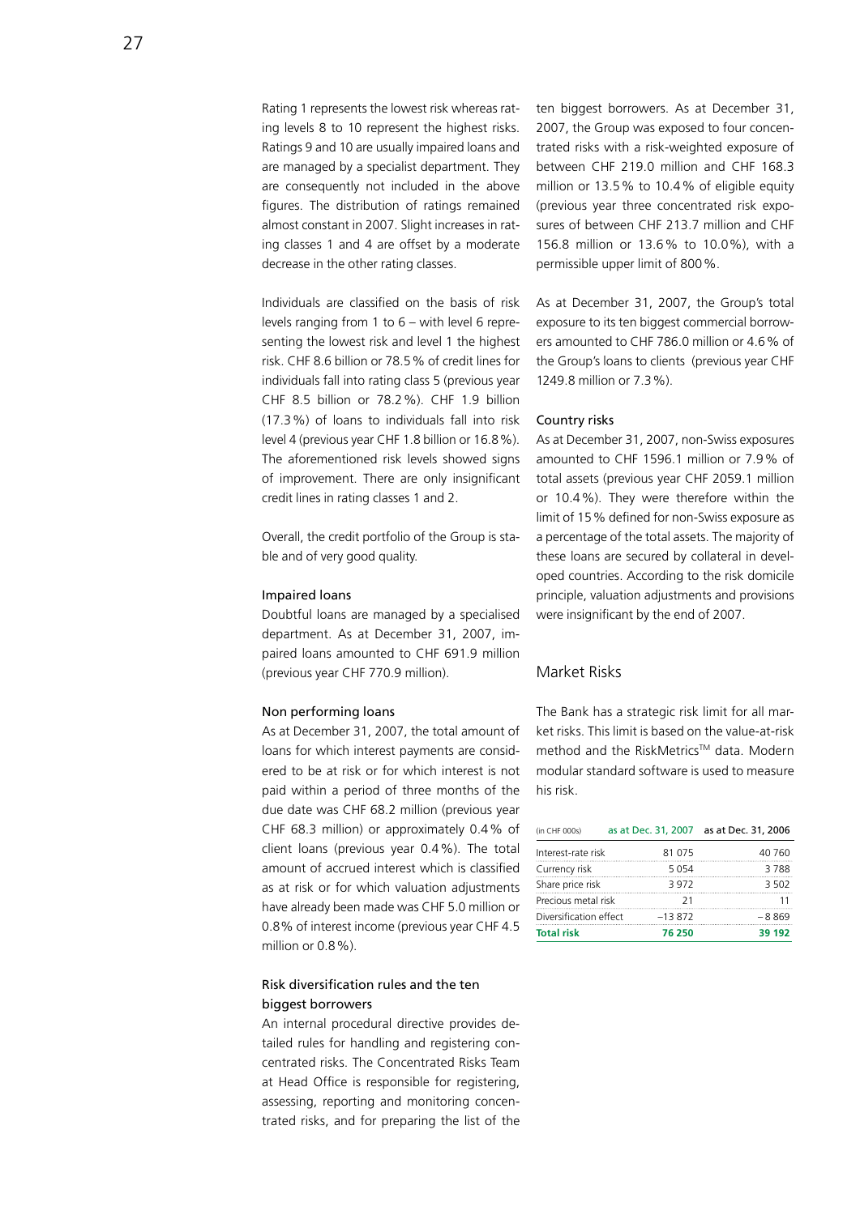Rating 1 represents the lowest risk whereas rating levels 8 to 10 represent the highest risks. Ratings 9 and 10 are usually impaired loans and are managed by a specialist department. They are consequently not included in the above figures. The distribution of ratings remained almost constant in 2007. Slight increases in rating classes 1 and 4 are offset by a moderate decrease in the other rating classes.

Individuals are classified on the basis of risk levels ranging from 1 to 6 – with level 6 representing the lowest risk and level 1 the highest risk. CHF 8.6 billion or 78.5 % of credit lines for individuals fall into rating class 5 (previous year CHF 8.5 billion or 78.2 %). CHF 1.9 billion (17.3 %) of loans to individuals fall into risk level 4 (previous year CHF 1.8 billion or 16.8 %). The aforementioned risk levels showed signs of improvement. There are only insignificant credit lines in rating classes 1 and 2.

Overall, the credit portfolio of the Group is stable and of very good quality.

### Impaired loans

Doubtful loans are managed by a specialised department. As at December 31, 2007, impaired loans amounted to CHF 691.9 million (previous year CHF 770.9 million).

### Non performing loans

As at December 31, 2007, the total amount of loans for which interest payments are considered to be at risk or for which interest is not paid within a period of three months of the due date was CHF 68.2 million (previous year CHF 68.3 million) or approximately 0.4 % of client loans (previous year 0.4 %). The total amount of accrued interest which is classified as at risk or for which valuation adjustments have already been made was CHF 5.0 million or 0.8% of interest income (previous year CHF 4.5 million or 0.8 %).

### Risk diversification rules and the ten biggest borrowers

An internal procedural directive provides detailed rules for handling and registering concentrated risks. The Concentrated Risks Team at Head Office is responsible for registering, assessing, reporting and monitoring concentrated risks, and for preparing the list of the ten biggest borrowers. As at December 31, 2007, the Group was exposed to four concentrated risks with a risk-weighted exposure of between CHF 219.0 million and CHF 168.3 million or 13.5 % to 10.4 % of eligible equity (previous year three concentrated risk exposures of between CHF 213.7 million and CHF 156.8 million or 13.6 % to 10.0 %), with a permissible upper limit of 800 %.

As at December 31, 2007, the Group's total exposure to its ten biggest commercial borrowers amounted to CHF 786.0 million or 4.6 % of the Group's loans to clients (previous year CHF 1249.8 million or 7.3 %).

### Country risks

As at December 31, 2007, non-Swiss exposures amounted to CHF 1596.1 million or 7.9 % of total assets (previous year CHF 2059.1 million or 10.4 %). They were therefore within the limit of 15 % defined for non-Swiss exposure as a percentage of the total assets. The majority of these loans are secured by collateral in developed countries. According to the risk domicile principle, valuation adjustments and provisions were insignificant by the end of 2007.

## Market Risks

The Bank has a strategic risk limit for all market risks. This limit is based on the value-at-risk method and the RiskMetrics™ data. Modern modular standard software is used to measure his risk.

| (in CHF 000s) | as at Dec. 31, 2007 | as at Dec. 31, 2006 |
|---|---|---|
| Interest-rate risk | 81 075 | 40 760 |
| Currency risk | 5 054 | 3 788 |
| Share price risk | 3 972 | 3 502 |
| Precious metal risk | 21 | 11 |
| Diversification effect | –13 872 | – 8 869 |
| **Total risk** | **76 250** | **39 192** |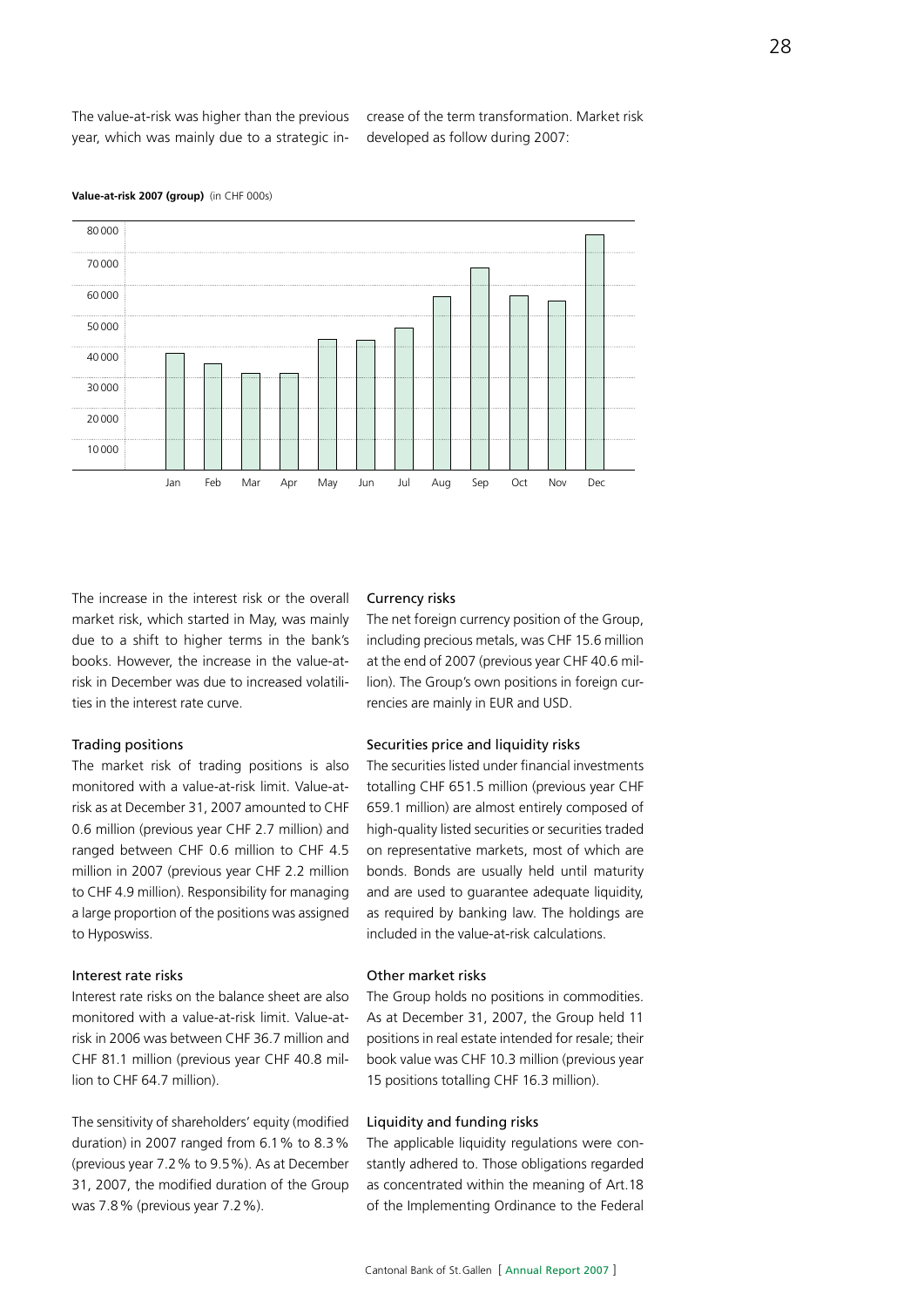The value-at-risk was higher than the previous year, which was mainly due to a strategic increase of the term transformation. Market risk developed as follow during 2007:

**Value-at-risk 2007 (group)** (in CHF 000s)

The increase in the interest risk or the overall market risk, which started in May, was mainly due to a shift to higher terms in the bank's books. However, the increase in the value-at-risk in December was due to increased volatilities in the interest rate curve.

### Trading positions

The market risk of trading positions is also monitored with a value-at-risk limit. Value-at-risk as at December 31, 2007 amounted to CHF 0.6 million (previous year CHF 2.7 million) and ranged between CHF 0.6 million to CHF 4.5 million in 2007 (previous year CHF 2.2 million to CHF 4.9 million). Responsibility for managing a large proportion of the positions was assigned to Hyposwiss.

### Interest rate risks

Interest rate risks on the balance sheet are also monitored with a value-at-risk limit. Value-at-risk in 2006 was between CHF 36.7 million and CHF 81.1 million (previous year CHF 40.8 million to CHF 64.7 million).

The sensitivity of shareholders' equity (modified duration) in 2007 ranged from 6.1% to 8.3% (previous year 7.2% to 9.5%). As at December 31, 2007, the modified duration of the Group was 7.8% (previous year 7.2%).

### Currency risks

The net foreign currency position of the Group, including precious metals, was CHF 15.6 million at the end of 2007 (previous year CHF 40.6 million). The Group's own positions in foreign currencies are mainly in EUR and USD.

### Securities price and liquidity risks

The securities listed under financial investments totalling CHF 651.5 million (previous year CHF 659.1 million) are almost entirely composed of high-quality listed securities or securities traded on representative markets, most of which are bonds. Bonds are usually held until maturity and are used to guarantee adequate liquidity, as required by banking law. The holdings are included in the value-at-risk calculations.

### Other market risks

The Group holds no positions in commodities. As at December 31, 2007, the Group held 11 positions in real estate intended for resale; their book value was CHF 10.3 million (previous year 15 positions totalling CHF 16.3 million).

### Liquidity and funding risks

The applicable liquidity regulations were constantly adhered to. Those obligations regarded as concentrated within the meaning of Art.18 of the Implementing Ordinance to the Federal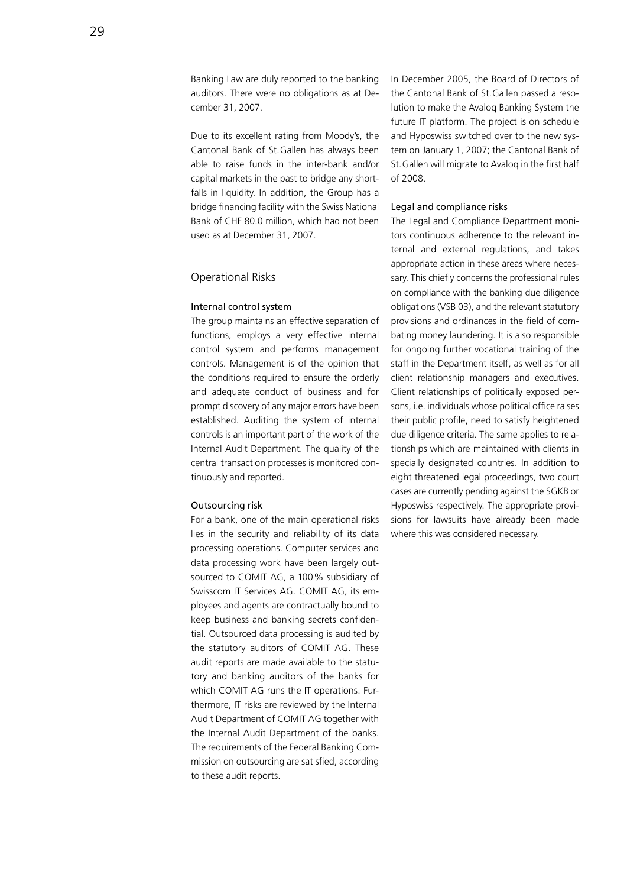Banking Law are duly reported to the banking auditors. There were no obligations as at December 31, 2007.

Due to its excellent rating from Moody's, the Cantonal Bank of St. Gallen has always been able to raise funds in the inter-bank and/or capital markets in the past to bridge any shortfalls in liquidity. In addition, the Group has a bridge financing facility with the Swiss National Bank of CHF 80.0 million, which had not been used as at December 31, 2007.

## Operational Risks

### Internal control system

The group maintains an effective separation of functions, employs a very effective internal control system and performs management controls. Management is of the opinion that the conditions required to ensure the orderly and adequate conduct of business and for prompt discovery of any major errors have been established. Auditing the system of internal controls is an important part of the work of the Internal Audit Department. The quality of the central transaction processes is monitored continuously and reported.

### Outsourcing risk

For a bank, one of the main operational risks lies in the security and reliability of its data processing operations. Computer services and data processing work have been largely outsourced to COMIT AG, a 100% subsidiary of Swisscom IT Services AG. COMIT AG, its employees and agents are contractually bound to keep business and banking secrets confidential. Outsourced data processing is audited by the statutory auditors of COMIT AG. These audit reports are made available to the statutory and banking auditors of the banks for which COMIT AG runs the IT operations. Furthermore, IT risks are reviewed by the Internal Audit Department of COMIT AG together with the Internal Audit Department of the banks. The requirements of the Federal Banking Commission on outsourcing are satisfied, according to these audit reports.

In December 2005, the Board of Directors of the Cantonal Bank of St. Gallen passed a resolution to make the Avaloq Banking System the future IT platform. The project is on schedule and Hyposwiss switched over to the new system on January 1, 2007; the Cantonal Bank of St. Gallen will migrate to Avaloq in the first half of 2008.

### Legal and compliance risks

The Legal and Compliance Department monitors continuous adherence to the relevant internal and external regulations, and takes appropriate action in these areas where necessary. This chiefly concerns the professional rules on compliance with the banking due diligence obligations (VSB 03), and the relevant statutory provisions and ordinances in the field of combating money laundering. It is also responsible for ongoing further vocational training of the staff in the Department itself, as well as for all client relationship managers and executives. Client relationships of politically exposed persons, i.e. individuals whose political office raises their public profile, need to satisfy heightened due diligence criteria. The same applies to relationships which are maintained with clients in specially designated countries. In addition to eight threatened legal proceedings, two court cases are currently pending against the SGKB or Hyposwiss respectively. The appropriate provisions for lawsuits have already been made where this was considered necessary.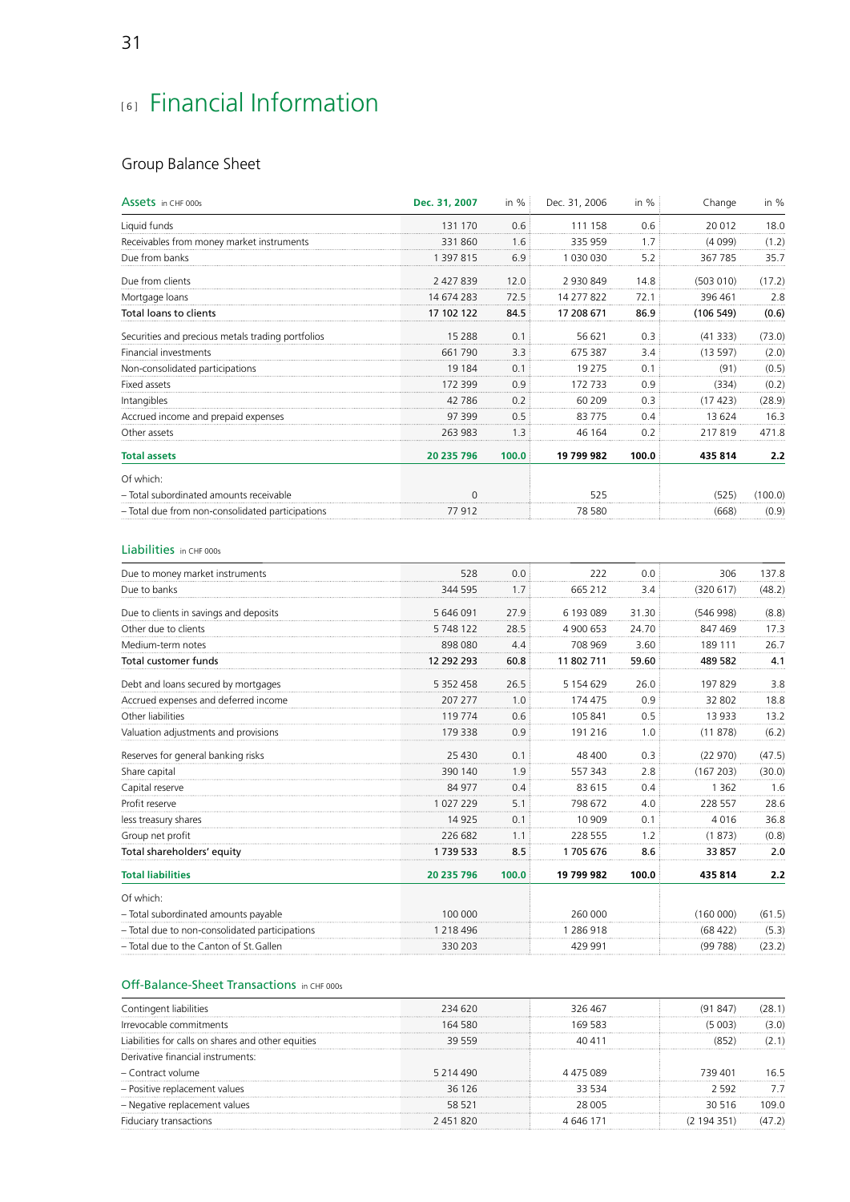# [6] Financial Information

## Group Balance Sheet

| Assets in CHF 000s | Dec. 31, 2007 | in % | Dec. 31, 2006 | in % | Change | in % |
|---|---|---|---|---|---|---|
| Liquid funds | 131 170 | 0.6 | 111 158 | 0.6 | 20 012 | 18.0 |
| Receivables from money market instruments | 331 860 | 1.6 | 335 959 | 1.7 | (4 099) | (1.2) |
| Due from banks | 1 397 815 | 6.9 | 1 030 030 | 5.2 | 367 785 | 35.7 |
| Due from clients | 2 427 839 | 12.0 | 2 930 849 | 14.8 | (503 010) | (17.2) |
| Mortgage loans | 14 674 283 | 72.5 | 14 277 822 | 72.1 | 396 461 | 2.8 |
| **Total loans to clients** | **17 102 122** | **84.5** | **17 208 671** | **86.9** | **(106 549)** | **(0.6)** |
| Securities and precious metals trading portfolios | 15 288 | 0.1 | 56 621 | 0.3 | (41 333) | (73.0) |
| Financial investments | 661 790 | 3.3 | 675 387 | 3.4 | (13 597) | (2.0) |
| Non-consolidated participations | 19 184 | 0.1 | 19 275 | 0.1 | (91) | (0.5) |
| Fixed assets | 172 399 | 0.9 | 172 733 | 0.9 | (334) | (0.2) |
| Intangibles | 42 786 | 0.2 | 60 209 | 0.3 | (17 423) | (28.9) |
| Accrued income and prepaid expenses | 97 399 | 0.5 | 83 775 | 0.4 | 13 624 | 16.3 |
| Other assets | 263 983 | 1.3 | 46 164 | 0.2 | 217 819 | 471.8 |
| **Total assets** | **20 235 796** | **100.0** | **19 799 982** | **100.0** | **435 814** | **2.2** |
| Of which: | | | | | | |
| – Total subordinated amounts receivable | 0 | | 525 | | (525) | (100.0) |
| – Total due from non-consolidated participations | 77 912 | | 78 580 | | (668) | (0.9) |

| Liabilities in CHF 000s | | | | | | |
|---|---|---|---|---|---|---|
| Due to money market instruments | 528 | 0.0 | 222 | 0.0 | 306 | 137.8 |
| Due to banks | 344 595 | 1.7 | 665 212 | 3.4 | (320 617) | (48.2) |
| Due to clients in savings and deposits | 5 646 091 | 27.9 | 6 193 089 | 31.30 | (546 998) | (8.8) |
| Other due to clients | 5 748 122 | 28.5 | 4 900 653 | 24.70 | 847 469 | 17.3 |
| Medium-term notes | 898 080 | 4.4 | 708 969 | 3.60 | 189 111 | 26.7 |
| **Total customer funds** | **12 292 293** | **60.8** | **11 802 711** | **59.60** | **489 582** | **4.1** |
| Debt and loans secured by mortgages | 5 352 458 | 26.5 | 5 154 629 | 26.0 | 197 829 | 3.8 |
| Accrued expenses and deferred income | 207 277 | 1.0 | 174 475 | 0.9 | 32 802 | 18.8 |
| Other liabilities | 119 774 | 0.6 | 105 841 | 0.5 | 13 933 | 13.2 |
| Valuation adjustments and provisions | 179 338 | 0.9 | 191 216 | 1.0 | (11 878) | (6.2) |
| Reserves for general banking risks | 25 430 | 0.1 | 48 400 | 0.3 | (22 970) | (47.5) |
| Share capital | 390 140 | 1.9 | 557 343 | 2.8 | (167 203) | (30.0) |
| Capital reserve | 84 977 | 0.4 | 83 615 | 0.4 | 1 362 | 1.6 |
| Profit reserve | 1 027 229 | 5.1 | 798 672 | 4.0 | 228 557 | 28.6 |
| less treasury shares | 14 925 | 0.1 | 10 909 | 0.1 | 4 016 | 36.8 |
| Group net profit | 226 682 | 1.1 | 228 555 | 1.2 | (1 873) | (0.8) |
| **Total shareholders' equity** | **1 739 533** | **8.5** | **1 705 676** | **8.6** | **33 857** | **2.0** |
| **Total liabilities** | **20 235 796** | **100.0** | **19 799 982** | **100.0** | **435 814** | **2.2** |
| Of which: | | | | | | |
| – Total subordinated amounts payable | 100 000 | | 260 000 | | (160 000) | (61.5) |
| – Total due to non-consolidated participations | 1 218 496 | | 1 286 918 | | (68 422) | (5.3) |
| – Total due to the Canton of St.Gallen | 330 203 | | 429 991 | | (99 788) | (23.2) |

| Off-Balance-Sheet Transactions in CHF 000s | | | | | | |
|---|---|---|---|---|---|---|
| Contingent liabilities | 234 620 | | 326 467 | | (91 847) | (28.1) |
| Irrevocable commitments | 164 580 | | 169 583 | | (5 003) | (3.0) |
| Liabilities for calls on shares and other equities | 39 559 | | 40 411 | | (852) | (2.1) |
| Derivative financial instruments: | | | | | | |
| – Contract volume | 5 214 490 | | 4 475 089 | | 739 401 | 16.5 |
| – Positive replacement values | 36 126 | | 33 534 | | 2 592 | 7.7 |
| – Negative replacement values | 58 521 | | 28 005 | | 30 516 | 109.0 |
| Fiduciary transactions | 2 451 820 | | 4 646 171 | | (2 194 351) | (47.2) |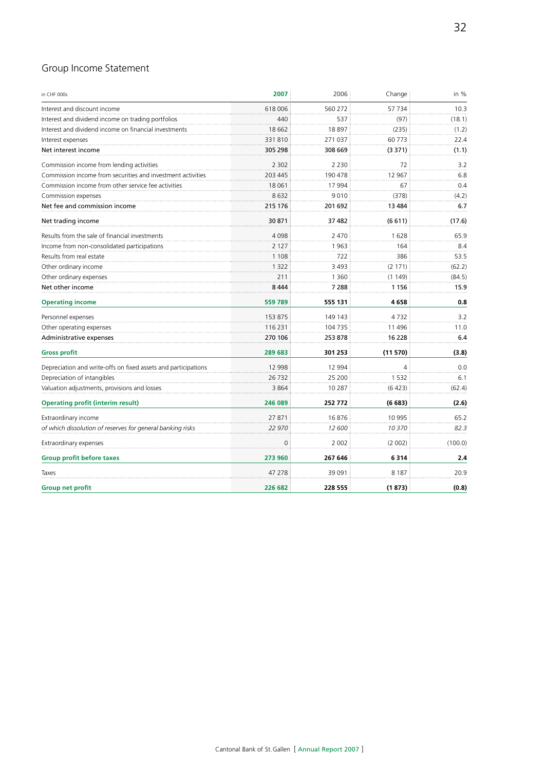## Group Income Statement

| in CHF 000s | 2007 | 2006 | Change | in % |
|---|---|---|---|---|
| Interest and discount income | 618 006 | 560 272 | 57 734 | 10.3 |
| Interest and dividend income on trading portfolios | 440 | 537 | (97) | (18.1) |
| Interest and dividend income on financial investments | 18 662 | 18 897 | (235) | (1.2) |
| Interest expenses | 331 810 | 271 037 | 60 773 | 22.4 |
| **Net interest income** | **305 298** | **308 669** | **(3 371)** | **(1.1)** |
| Commission income from lending activities | 2 302 | 2 230 | 72 | 3.2 |
| Commission income from securities and investment activities | 203 445 | 190 478 | 12 967 | 6.8 |
| Commission income from other service fee activities | 18 061 | 17 994 | 67 | 0.4 |
| Commission expenses | 8 632 | 9 010 | (378) | (4.2) |
| **Net fee and commission income** | **215 176** | **201 692** | **13 484** | **6.7** |
| **Net trading income** | **30 871** | **37 482** | **(6 611)** | **(17.6)** |
| Results from the sale of financial investments | 4 098 | 2 470 | 1 628 | 65.9 |
| Income from non-consolidated participations | 2 127 | 1 963 | 164 | 8.4 |
| Results from real estate | 1 108 | 722 | 386 | 53.5 |
| Other ordinary income | 1 322 | 3 493 | (2 171) | (62.2) |
| Other ordinary expenses | 211 | 1 360 | (1 149) | (84.5) |
| **Net other income** | **8 444** | **7 288** | **1 156** | **15.9** |
| **Operating income** | **559 789** | **555 131** | **4 658** | **0.8** |
| Personnel expenses | 153 875 | 149 143 | 4 732 | 3.2 |
| Other operating expenses | 116 231 | 104 735 | 11 496 | 11.0 |
| **Administrative expenses** | **270 106** | **253 878** | **16 228** | **6.4** |
| **Gross profit** | **289 683** | **301 253** | **(11 570)** | **(3.8)** |
| Depreciation and write-offs on fixed assets and participations | 12 998 | 12 994 | 4 | 0.0 |
| Depreciation of intangibles | 26 732 | 25 200 | 1 532 | 6.1 |
| Valuation adjustments, provisions and losses | 3 864 | 10 287 | (6 423) | (62.4) |
| **Operating profit (interim result)** | **246 089** | **252 772** | **(6 683)** | **(2.6)** |
| Extraordinary income | 27 871 | 16 876 | 10 995 | 65.2 |
| *of which dissolution of reserves for general banking risks* | *22 970* | *12 600* | *10 370* | *82.3* |
| Extraordinary expenses | 0 | 2 002 | (2 002) | (100.0) |
| **Group profit before taxes** | **273 960** | **267 646** | **6 314** | **2.4** |
| Taxes | 47 278 | 39 091 | 8 187 | 20.9 |
| **Group net profit** | **226 682** | **228 555** | **(1 873)** | **(0.8)** |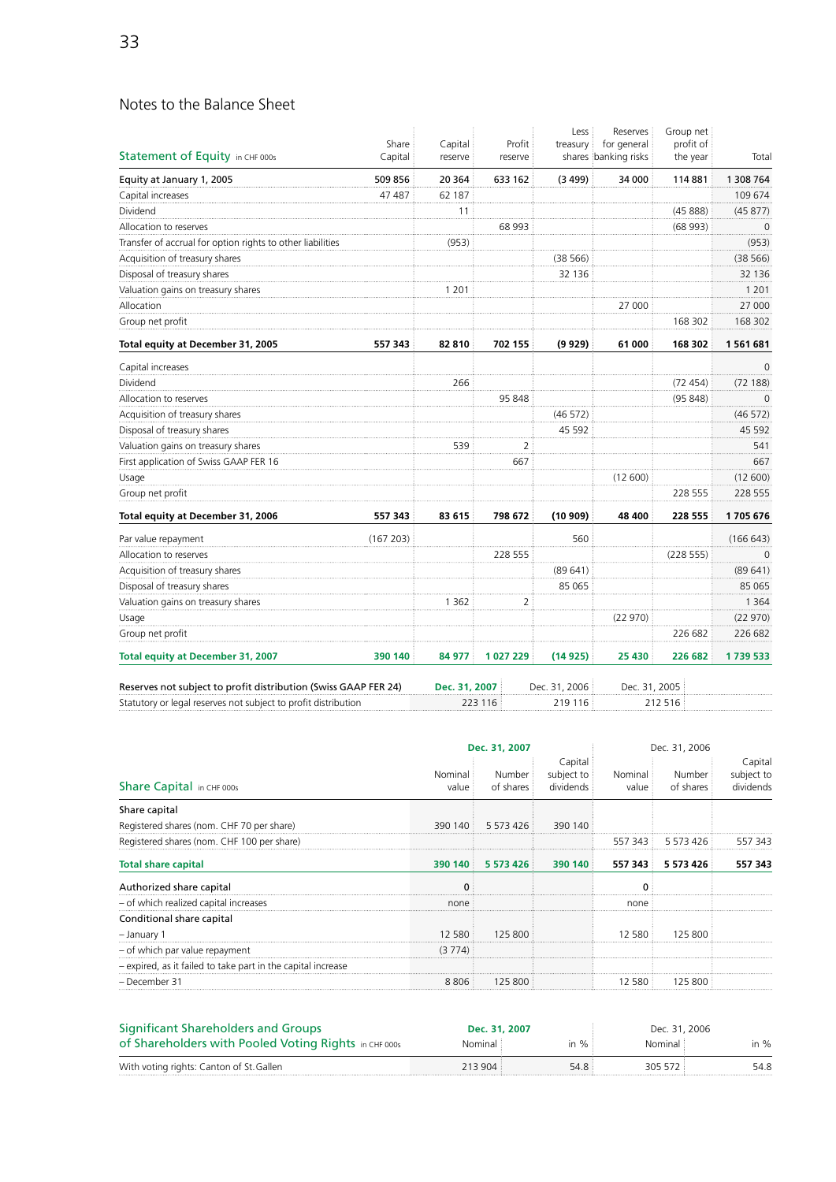## Notes to the Balance Sheet

| Statement of Equity in CHF 000s | Share Capital | Capital reserve | Profit reserve | Less treasury shares | Reserves for general banking risks | Group net profit of the year | Total |
|---|---|---|---|---|---|---|---|
| **Equity at January 1, 2005** | **509 856** | **20 364** | **633 162** | **(3 499)** | **34 000** | **114 881** | **1 308 764** |
| Capital increases | 47 487 | 62 187 | | | | | 109 674 |
| Dividend | | 11 | | | | (45 888) | (45 877) |
| Allocation to reserves | | | 68 993 | | | (68 993) | 0 |
| Transfer of accrual for option rights to other liabilities | | (953) | | | | | (953) |
| Acquisition of treasury shares | | | | (38 566) | | | (38 566) |
| Disposal of treasury shares | | | | 32 136 | | | 32 136 |
| Valuation gains on treasury shares | | 1 201 | | | | | 1 201 |
| Allocation | | | | | 27 000 | | 27 000 |
| Group net profit | | | | | | 168 302 | 168 302 |
| **Total equity at December 31, 2005** | **557 343** | **82 810** | **702 155** | **(9 929)** | **61 000** | **168 302** | **1 561 681** |
| Capital increases | | | | | | | 0 |
| Dividend | | 266 | | | | (72 454) | (72 188) |
| Allocation to reserves | | | 95 848 | | | (95 848) | 0 |
| Acquisition of treasury shares | | | | (46 572) | | | (46 572) |
| Disposal of treasury shares | | | | 45 592 | | | 45 592 |
| Valuation gains on treasury shares | | 539 | 2 | | | | 541 |
| First application of Swiss GAAP FER 16 | | | 667 | | | | 667 |
| Usage | | | | | (12 600) | | (12 600) |
| Group net profit | | | | | | 228 555 | 228 555 |
| **Total equity at December 31, 2006** | **557 343** | **83 615** | **798 672** | **(10 909)** | **48 400** | **228 555** | **1 705 676** |
| Par value repayment | (167 203) | | | 560 | | | (166 643) |
| Allocation to reserves | | | 228 555 | | | (228 555) | 0 |
| Acquisition of treasury shares | | | | (89 641) | | | (89 641) |
| Disposal of treasury shares | | | | 85 065 | | | 85 065 |
| Valuation gains on treasury shares | | 1 362 | 2 | | | | 1 364 |
| Usage | | | | | (22 970) | | (22 970) |
| Group net profit | | | | | | 226 682 | 226 682 |
| **Total equity at December 31, 2007** | **390 140** | **84 977** | **1 027 229** | **(14 925)** | **25 430** | **226 682** | **1 739 533** |

| Reserves not subject to profit distribution (Swiss GAAP FER 24) | **Dec. 31, 2007** | Dec. 31, 2006 | Dec. 31, 2005 |
|---|---|---|---|
| Statutory or legal reserves not subject to profit distribution | 223 116 | 219 116 | 212 516 |

| Share Capital in CHF 000s | Dec. 31, 2007 Nominal value | Dec. 31, 2007 Number of shares | Dec. 31, 2007 Capital subject to dividends | Dec. 31, 2006 Nominal value | Dec. 31, 2006 Number of shares | Dec. 31, 2006 Capital subject to dividends |
|---|---|---|---|---|---|---|
| Share capital | | | | | | |
| Registered shares (nom. CHF 70 per share) | 390 140 | 5 573 426 | 390 140 | | | |
| Registered shares (nom. CHF 100 per share) | | | | 557 343 | 5 573 426 | 557 343 |
| **Total share capital** | **390 140** | **5 573 426** | **390 140** | **557 343** | **5 573 426** | **557 343** |
| Authorized share capital | 0 | | | 0 | | |
| – of which realized capital increases | none | | | none | | |
| Conditional share capital | | | | | | |
| – January 1 | 12 580 | 125 800 | | 12 580 | 125 800 | |
| – of which par value repayment | (3 774) | | | | | |
| – expired, as it failed to take part in the capital increase | | | | | | |
| – December 31 | 8 806 | 125 800 | | 12 580 | 125 800 | |

| Significant Shareholders and Groups of Shareholders with Pooled Voting Rights in CHF 000s | Dec. 31, 2007 Nominal | Dec. 31, 2007 in % | Dec. 31, 2006 Nominal | Dec. 31, 2006 in % |
|---|---|---|---|---|
| With voting rights: Canton of St. Gallen | 213 904 | 54.8 | 305 572 | 54.8 |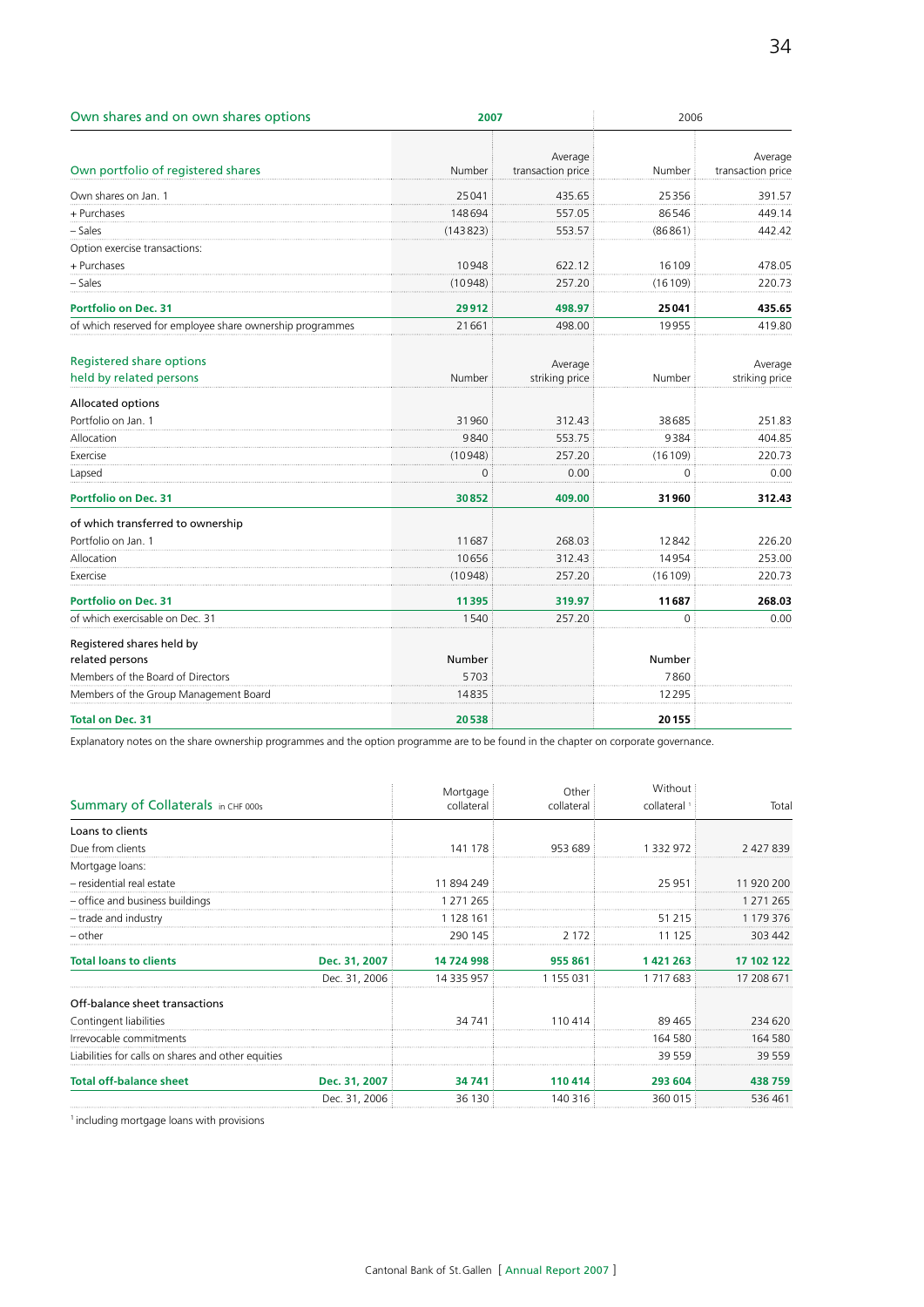## Own shares and on own shares options

| Own portfolio of registered shares | 2007 Number | 2007 Average transaction price | 2006 Number | 2006 Average transaction price |
|---|---|---|---|---|
| Own shares on Jan. 1 | 25041 | 435.65 | 25356 | 391.57 |
| + Purchases | 148694 | 557.05 | 86546 | 449.14 |
| – Sales | (143823) | 553.57 | (86861) | 442.42 |
| Option exercise transactions: | | | | |
| + Purchases | 10948 | 622.12 | 16109 | 478.05 |
| – Sales | (10948) | 257.20 | (16109) | 220.73 |
| **Portfolio on Dec. 31** | **29912** | **498.97** | **25041** | **435.65** |
| of which reserved for employee share ownership programmes | 21661 | 498.00 | 19955 | 419.80 |

| Registered share options held by related persons | 2007 Number | 2007 Average striking price | 2006 Number | 2006 Average striking price |
|---|---|---|---|---|
| **Allocated options** | | | | |
| Portfolio on Jan. 1 | 31960 | 312.43 | 38685 | 251.83 |
| Allocation | 9840 | 553.75 | 9384 | 404.85 |
| Exercise | (10948) | 257.20 | (16109) | 220.73 |
| Lapsed | 0 | 0.00 | 0 | 0.00 |
| **Portfolio on Dec. 31** | **30852** | **409.00** | **31960** | **312.43** |
| **of which transferred to ownership** | | | | |
| Portfolio on Jan. 1 | 11687 | 268.03 | 12842 | 226.20 |
| Allocation | 10656 | 312.43 | 14954 | 253.00 |
| Exercise | (10948) | 257.20 | (16109) | 220.73 |
| **Portfolio on Dec. 31** | **11395** | **319.97** | **11687** | **268.03** |
| of which exercisable on Dec. 31 | 1540 | 257.20 | 0 | 0.00 |

| Registered shares held by related persons | 2007 Number | | 2006 Number | |
|---|---|---|---|---|
| Members of the Board of Directors | 5703 | | 7860 | |
| Members of the Group Management Board | 14835 | | 12295 | |
| **Total on Dec. 31** | **20538** | | **20155** | |

Explanatory notes on the share ownership programmes and the option programme are to be found in the chapter on corporate governance.

## Summary of Collaterals in CHF 000s

| | | Mortgage collateral | Other collateral | Without collateral [1] | Total |
|---|---|---|---|---|---|
| **Loans to clients** | | | | | |
| Due from clients | | 141 178 | 953 689 | 1 332 972 | 2 427 839 |
| Mortgage loans: | | | | | |
| – residential real estate | | 11 894 249 | | 25 951 | 11 920 200 |
| – office and business buildings | | 1 271 265 | | | 1 271 265 |
| – trade and industry | | 1 128 161 | | 51 215 | 1 179 376 |
| – other | | 290 145 | 2 172 | 11 125 | 303 442 |
| **Total loans to clients** | **Dec. 31, 2007** | **14 724 998** | **955 861** | **1 421 263** | **17 102 122** |
| | Dec. 31, 2006 | 14 335 957 | 1 155 031 | 1 717 683 | 17 208 671 |
| **Off-balance sheet transactions** | | | | | |
| Contingent liabilities | | 34 741 | 110 414 | 89 465 | 234 620 |
| Irrevocable commitments | | | | 164 580 | 164 580 |
| Liabilities for calls on shares and other equities | | | | 39 559 | 39 559 |
| **Total off-balance sheet** | **Dec. 31, 2007** | **34 741** | **110 414** | **293 604** | **438 759** |
| | Dec. 31, 2006 | 36 130 | 140 316 | 360 015 | 536 461 |

[1] including mortgage loans with provisions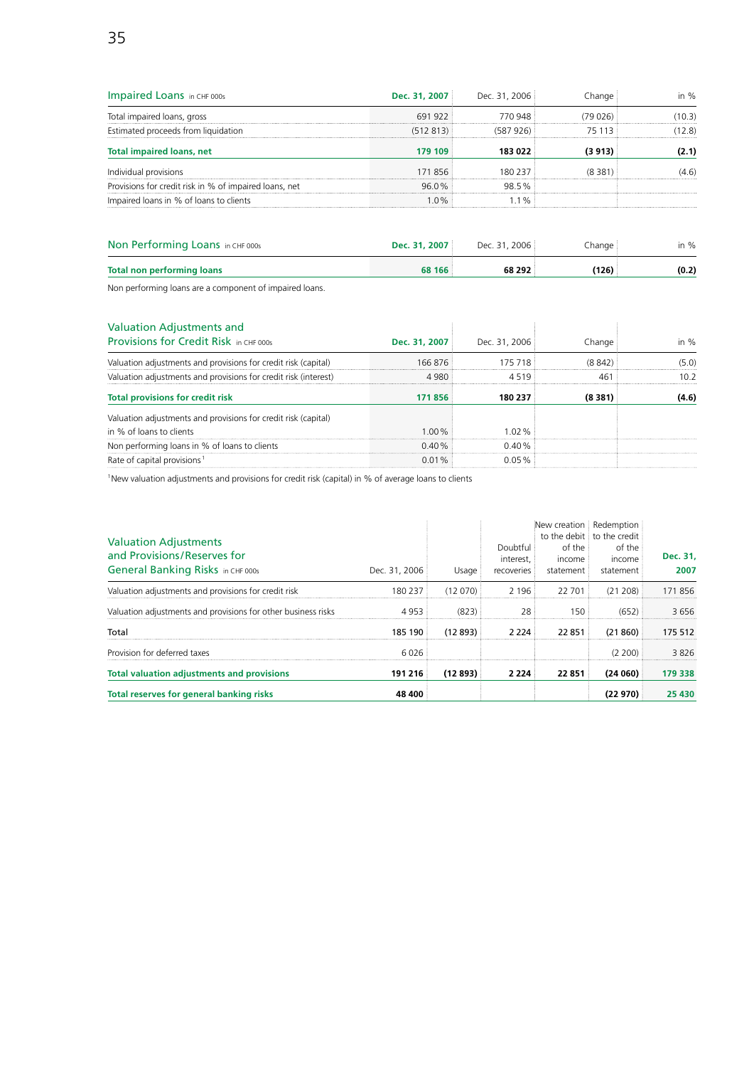| Impaired Loans in CHF 000s | Dec. 31, 2007 | Dec. 31, 2006 | Change | in % |
|---|---|---|---|---|
| Total impaired loans, gross | 691 922 | 770 948 | (79 026) | (10.3) |
| Estimated proceeds from liquidation | (512 813) | (587 926) | 75 113 | (12.8) |
| **Total impaired loans, net** | **179 109** | **183 022** | **(3 913)** | **(2.1)** |
| Individual provisions | 171 856 | 180 237 | (8 381) | (4.6) |
| Provisions for credit risk in % of impaired loans, net | 96.0% | 98.5% | | |
| Impaired loans in % of loans to clients | 1.0% | 1.1% | | |

| Non Performing Loans in CHF 000s | Dec. 31, 2007 | Dec. 31, 2006 | Change | in % |
|---|---|---|---|---|
| **Total non performing loans** | **68 166** | **68 292** | **(126)** | **(0.2)** |

Non performing loans are a component of impaired loans.

| Valuation Adjustments and Provisions for Credit Risk in CHF 000s | Dec. 31, 2007 | Dec. 31, 2006 | Change | in % |
|---|---|---|---|---|
| Valuation adjustments and provisions for credit risk (capital) | 166 876 | 175 718 | (8 842) | (5.0) |
| Valuation adjustments and provisions for credit risk (interest) | 4 980 | 4 519 | 461 | 10.2 |
| **Total provisions for credit risk** | **171 856** | **180 237** | **(8 381)** | **(4.6)** |
| Valuation adjustments and provisions for credit risk (capital) in % of loans to clients | 1.00% | 1.02% | | |
| Non performing loans in % of loans to clients | 0.40% | 0.40% | | |
| Rate of capital provisions[1] | 0.01% | 0.05% | | |

[1] New valuation adjustments and provisions for credit risk (capital) in % of average loans to clients

| Valuation Adjustments and Provisions/Reserves for General Banking Risks in CHF 000s | Dec. 31, 2006 | Usage | Doubtful interest, recoveries | New creation to the debit of the income statement | Redemption to the credit of the income statement | Dec. 31, 2007 |
|---|---|---|---|---|---|---|
| Valuation adjustments and provisions for credit risk | 180 237 | (12 070) | 2 196 | 22 701 | (21 208) | 171 856 |
| Valuation adjustments and provisions for other business risks | 4 953 | (823) | 28 | 150 | (652) | 3 656 |
| Total | 185 190 | (12 893) | 2 224 | 22 851 | (21 860) | 175 512 |
| Provision for deferred taxes | 6 026 | | | | (2 200) | 3 826 |
| **Total valuation adjustments and provisions** | **191 216** | **(12 893)** | **2 224** | **22 851** | **(24 060)** | **179 338** |
| **Total reserves for general banking risks** | **48 400** | | | | **(22 970)** | **25 430** |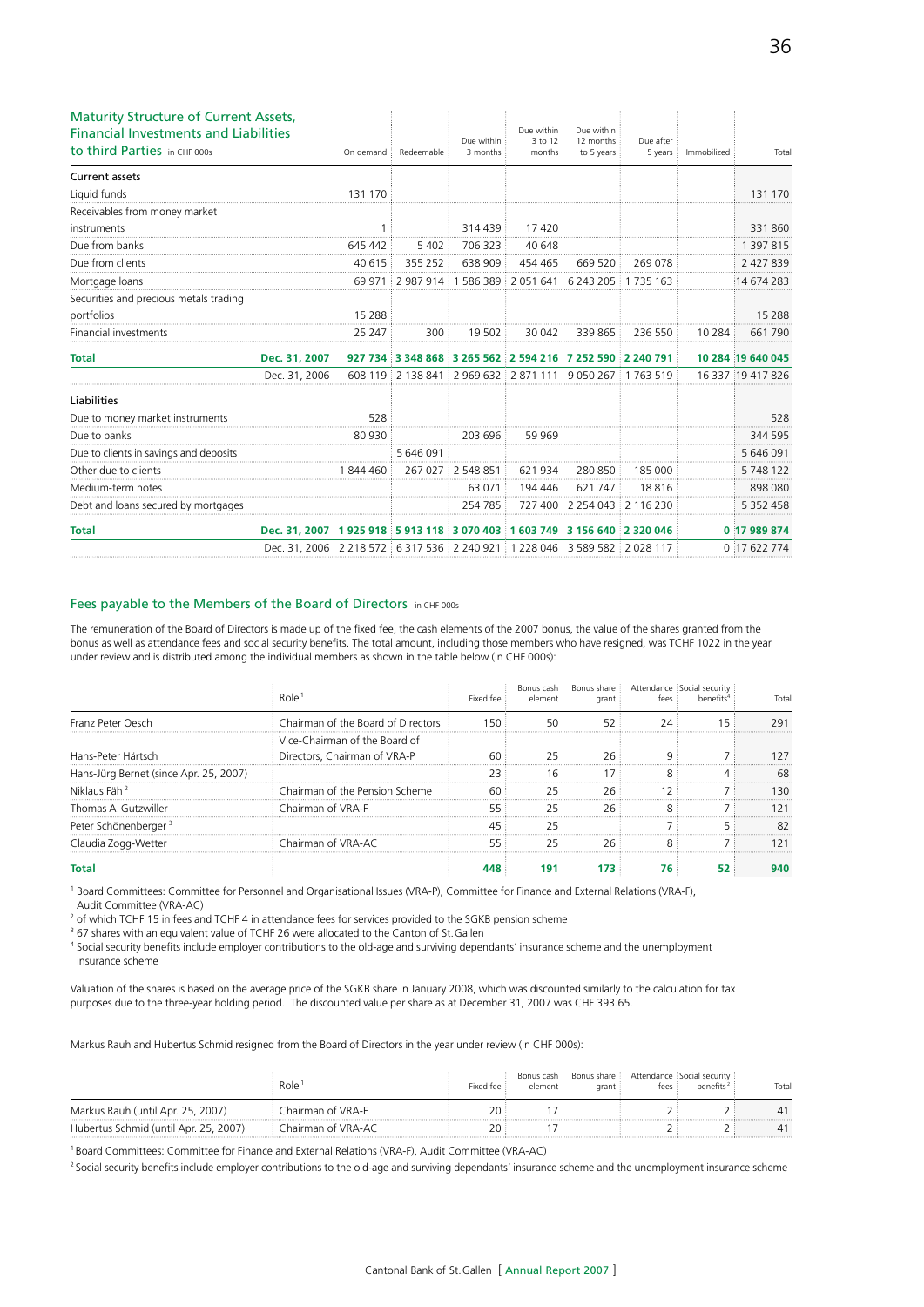## Maturity Structure of Current Assets, Financial Investments and Liabilities to third Parties in CHF 000s

| | | On demand | Redeemable | Due within 3 months | Due within 3 to 12 months | Due within 12 months to 5 years | Due after 5 years | Immobilized | Total |
|---|---|---|---|---|---|---|---|---|---|
| **Current assets** | | | | | | | | | |
| Liquid funds | | 131 170 | | | | | | | 131 170 |
| Receivables from money market instruments | | 1 | | 314 439 | 17 420 | | | | 331 860 |
| Due from banks | | 645 442 | 5 402 | 706 323 | 40 648 | | | | 1 397 815 |
| Due from clients | | 40 615 | 355 252 | 638 909 | 454 465 | 669 520 | 269 078 | | 2 427 839 |
| Mortgage loans | | 69 971 | 2 987 914 | 1 586 389 | 2 051 641 | 6 243 205 | 1 735 163 | | 14 674 283 |
| Securities and precious metals trading portfolios | | 15 288 | | | | | | | 15 288 |
| Financial investments | | 25 247 | 300 | 19 502 | 30 042 | 339 865 | 236 550 | 10 284 | 661 790 |
| **Total** | **Dec. 31, 2007** | **927 734** | **3 348 868** | **3 265 562** | **2 594 216** | **7 252 590** | **2 240 791** | **10 284** | **19 640 045** |
| | Dec. 31, 2006 | 608 119 | 2 138 841 | 2 969 632 | 2 871 111 | 9 050 267 | 1 763 519 | 16 337 | 19 417 826 |
| **Liabilities** | | | | | | | | | |
| Due to money market instruments | | 528 | | | | | | | 528 |
| Due to banks | | 80 930 | | 203 696 | 59 969 | | | | 344 595 |
| Due to clients in savings and deposits | | | 5 646 091 | | | | | | 5 646 091 |
| Other due to clients | | 1 844 460 | 267 027 | 2 548 851 | 621 934 | 280 850 | 185 000 | | 5 748 122 |
| Medium-term notes | | | | 63 071 | 194 446 | 621 747 | 18 816 | | 898 080 |
| Debt and loans secured by mortgages | | | | 254 785 | 727 400 | 2 254 043 | 2 116 230 | | 5 352 458 |
| **Total** | **Dec. 31, 2007** | **1 925 918** | **5 913 118** | **3 070 403** | **1 603 749** | **3 156 640** | **2 320 046** | **0** | **17 989 874** |
| | Dec. 31, 2006 | 2 218 572 | 6 317 536 | 2 240 921 | 1 228 046 | 3 589 582 | 2 028 117 | 0 | 17 622 774 |

## Fees payable to the Members of the Board of Directors in CHF 000s

The remuneration of the Board of Directors is made up of the fixed fee, the cash elements of the 2007 bonus, the value of the shares granted from the bonus as well as attendance fees and social security benefits. The total amount, including those members who have resigned, was TCHF 1022 in the year under review and is distributed among the individual members as shown in the table below (in CHF 000s):

| | Role[1] | Fixed fee | Bonus cash element | Bonus share grant | Attendance fees | Social security benefits[4] | Total |
|---|---|---|---|---|---|---|---|
| Franz Peter Oesch | Chairman of the Board of Directors | 150 | 50 | 52 | 24 | 15 | 291 |
| Hans-Peter Härtsch | Vice-Chairman of the Board of Directors, Chairman of VRA-P | 60 | 25 | 26 | 9 | 7 | 127 |
| Hans-Jürg Bernet (since Apr. 25, 2007) | | 23 | 16 | 17 | 8 | 4 | 68 |
| Niklaus Fäh[2] | Chairman of the Pension Scheme | 60 | 25 | 26 | 12 | 7 | 130 |
| Thomas A. Gutzwiller | Chairman of VRA-F | 55 | 25 | 26 | 8 | 7 | 121 |
| Peter Schönenberger[3] | | 45 | 25 | | 7 | 5 | 82 |
| Claudia Zogg-Wetter | Chairman of VRA-AC | 55 | 25 | 26 | 8 | 7 | 121 |
| **Total** | | **448** | **191** | **173** | **76** | **52** | **940** |

[1] Board Committees: Committee for Personnel and Organisational Issues (VRA-P), Committee for Finance and External Relations (VRA-F), Audit Committee (VRA-AC)

[2] of which TCHF 15 in fees and TCHF 4 in attendance fees for services provided to the SGKB pension scheme

[3] 67 shares with an equivalent value of TCHF 26 were allocated to the Canton of St. Gallen

[4] Social security benefits include employer contributions to the old-age and surviving dependants' insurance scheme and the unemployment insurance scheme

Valuation of the shares is based on the average price of the SGKB share in January 2008, which was discounted similarly to the calculation for tax purposes due to the three-year holding period. The discounted value per share as at December 31, 2007 was CHF 393.65.

Markus Rauh and Hubertus Schmid resigned from the Board of Directors in the year under review (in CHF 000s):

| | Role[1] | Fixed fee | Bonus cash element | Bonus share grant | Attendance fees | Social security benefits[2] | Total |
|---|---|---|---|---|---|---|---|
| Markus Rauh (until Apr. 25, 2007) | Chairman of VRA-F | 20 | 17 | | 2 | 2 | 41 |
| Hubertus Schmid (until Apr. 25, 2007) | Chairman of VRA-AC | 20 | 17 | | 2 | 2 | 41 |

[1] Board Committees: Committee for Finance and External Relations (VRA-F), Audit Committee (VRA-AC)

[2] Social security benefits include employer contributions to the old-age and surviving dependants' insurance scheme and the unemployment insurance scheme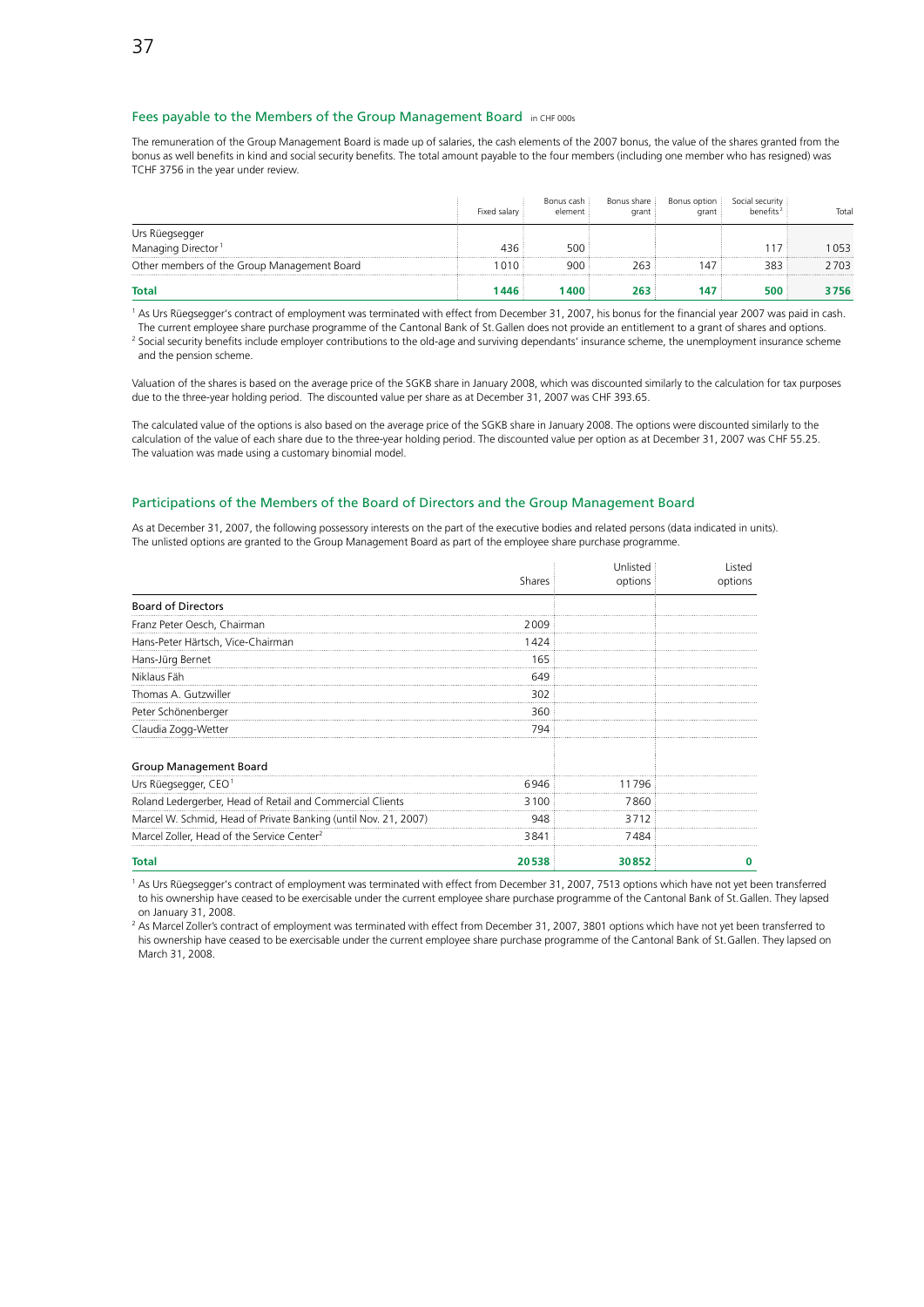## Fees payable to the Members of the Group Management Board in CHF 000s

The remuneration of the Group Management Board is made up of salaries, the cash elements of the 2007 bonus, the value of the shares granted from the bonus as well benefits in kind and social security benefits. The total amount payable to the four members (including one member who has resigned) was TCHF 3756 in the year under review.

| | Fixed salary | Bonus cash element | Bonus share grant | Bonus option grant | Social security benefits[2] | Total |
|---|---|---|---|---|---|---|
| Urs Rüegsegger Managing Director[1] | 436 | 500 | | | 117 | 1053 |
| Other members of the Group Management Board | 1010 | 900 | 263 | 147 | 383 | 2703 |
| **Total** | **1446** | **1400** | **263** | **147** | **500** | **3756** |

[1] As Urs Rüegsegger's contract of employment was terminated with effect from December 31, 2007, his bonus for the financial year 2007 was paid in cash. The current employee share purchase programme of the Cantonal Bank of St.Gallen does not provide an entitlement to a grant of shares and options.

[2] Social security benefits include employer contributions to the old-age and surviving dependants' insurance scheme, the unemployment insurance scheme and the pension scheme.

Valuation of the shares is based on the average price of the SGKB share in January 2008, which was discounted similarly to the calculation for tax purposes due to the three-year holding period. The discounted value per share as at December 31, 2007 was CHF 393.65.

The calculated value of the options is also based on the average price of the SGKB share in January 2008. The options were discounted similarly to the calculation of the value of each share due to the three-year holding period. The discounted value per option as at December 31, 2007 was CHF 55.25. The valuation was made using a customary binomial model.

## Participations of the Members of the Board of Directors and the Group Management Board

As at December 31, 2007, the following possessory interests on the part of the executive bodies and related persons (data indicated in units). The unlisted options are granted to the Group Management Board as part of the employee share purchase programme.

| | Shares | Unlisted options | Listed options |
|---|---|---|---|
| **Board of Directors** | | | |
| Franz Peter Oesch, Chairman | 2009 | | |
| Hans-Peter Härtsch, Vice-Chairman | 1424 | | |
| Hans-Jürg Bernet | 165 | | |
| Niklaus Fäh | 649 | | |
| Thomas A. Gutzwiller | 302 | | |
| Peter Schönenberger | 360 | | |
| Claudia Zogg-Wetter | 794 | | |
| **Group Management Board** | | | |
| Urs Rüegsegger, CEO[1] | 6946 | 11796 | |
| Roland Ledergerber, Head of Retail and Commercial Clients | 3100 | 7860 | |
| Marcel W. Schmid, Head of Private Banking (until Nov. 21, 2007) | 948 | 3712 | |
| Marcel Zoller, Head of the Service Center[2] | 3841 | 7484 | |
| **Total** | **20538** | **30852** | **0** |

[1] As Urs Rüegsegger's contract of employment was terminated with effect from December 31, 2007, 7513 options which have not yet been transferred to his ownership have ceased to be exercisable under the current employee share purchase programme of the Cantonal Bank of St.Gallen. They lapsed on January 31, 2008.

[2] As Marcel Zoller's contract of employment was terminated with effect from December 31, 2007, 3801 options which have not yet been transferred to his ownership have ceased to be exercisable under the current employee share purchase programme of the Cantonal Bank of St.Gallen. They lapsed on March 31, 2008.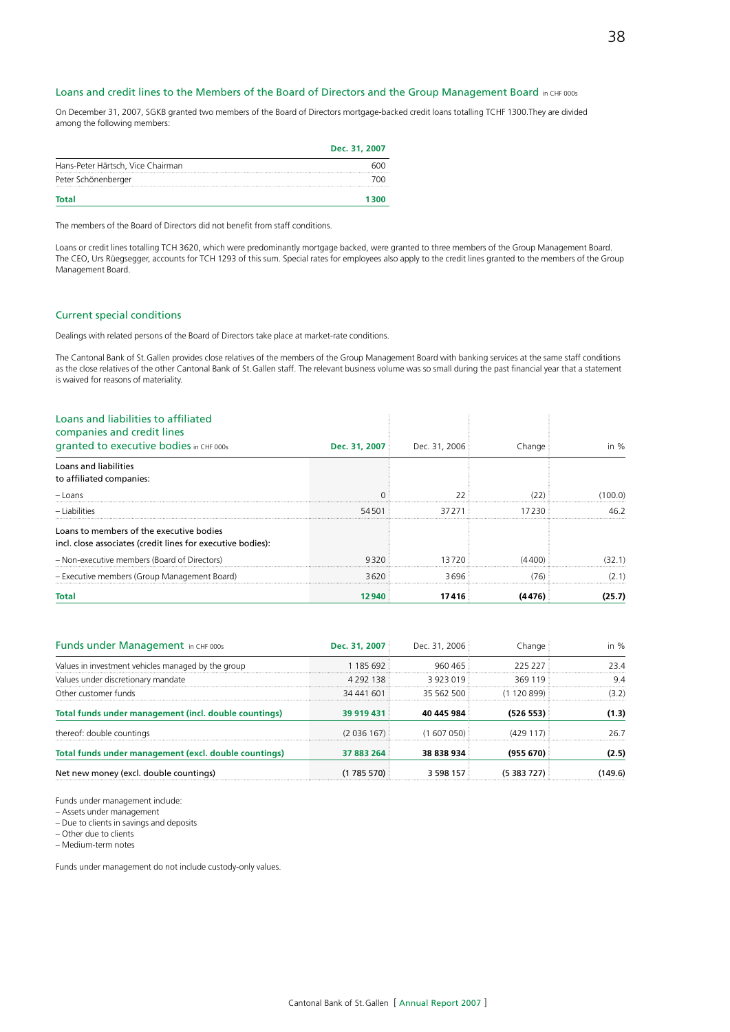## Loans and credit lines to the Members of the Board of Directors and the Group Management Board in CHF 000s

On December 31, 2007, SGKB granted two members of the Board of Directors mortgage-backed credit loans totalling TCHF 1300.They are divided among the following members:

| | Dec. 31, 2007 |
|---|---|
| Hans-Peter Härtsch, Vice Chairman | 600 |
| Peter Schönenberger | 700 |
| **Total** | **1300** |

The members of the Board of Directors did not benefit from staff conditions.

Loans or credit lines totalling TCH 3620, which were predominantly mortgage backed, were granted to three members of the Group Management Board. The CEO, Urs Rüegsegger, accounts for TCH 1293 of this sum. Special rates for employees also apply to the credit lines granted to the members of the Group Management Board.

## Current special conditions

Dealings with related persons of the Board of Directors take place at market-rate conditions.

The Cantonal Bank of St. Gallen provides close relatives of the members of the Group Management Board with banking services at the same staff conditions as the close relatives of the other Cantonal Bank of St. Gallen staff. The relevant business volume was so small during the past financial year that a statement is waived for reasons of materiality.

| Loans and liabilities to affiliated companies and credit lines granted to executive bodies in CHF 000s | Dec. 31, 2007 | Dec. 31, 2006 | Change | in % |
|---|---|---|---|---|
| Loans and liabilities to affiliated companies: | | | | |
| – Loans | 0 | 22 | (22) | (100.0) |
| – Liabilities | 54501 | 37271 | 17230 | 46.2 |
| Loans to members of the executive bodies incl. close associates (credit lines for executive bodies): | | | | |
| – Non-executive members (Board of Directors) | 9320 | 13720 | (4400) | (32.1) |
| – Executive members (Group Management Board) | 3620 | 3696 | (76) | (2.1) |
| **Total** | **12940** | **17416** | **(4476)** | **(25.7)** |

| Funds under Management in CHF 000s | Dec. 31, 2007 | Dec. 31, 2006 | Change | in % |
|---|---|---|---|---|
| Values in investment vehicles managed by the group | 1 185 692 | 960 465 | 225 227 | 23.4 |
| Values under discretionary mandate | 4 292 138 | 3 923 019 | 369 119 | 9.4 |
| Other customer funds | 34 441 601 | 35 562 500 | (1 120 899) | (3.2) |
| **Total funds under management (incl. double countings)** | **39 919 431** | **40 445 984** | **(526 553)** | **(1.3)** |
| thereof: double countings | (2 036 167) | (1 607 050) | (429 117) | 26.7 |
| **Total funds under management (excl. double countings)** | **37 883 264** | **38 838 934** | **(955 670)** | **(2.5)** |
| Net new money (excl. double countings) | (1 785 570) | 3 598 157 | (5 383 727) | (149.6) |

Funds under management include:
– Assets under management
– Due to clients in savings and deposits
– Other due to clients
– Medium-term notes

Funds under management do not include custody-only values.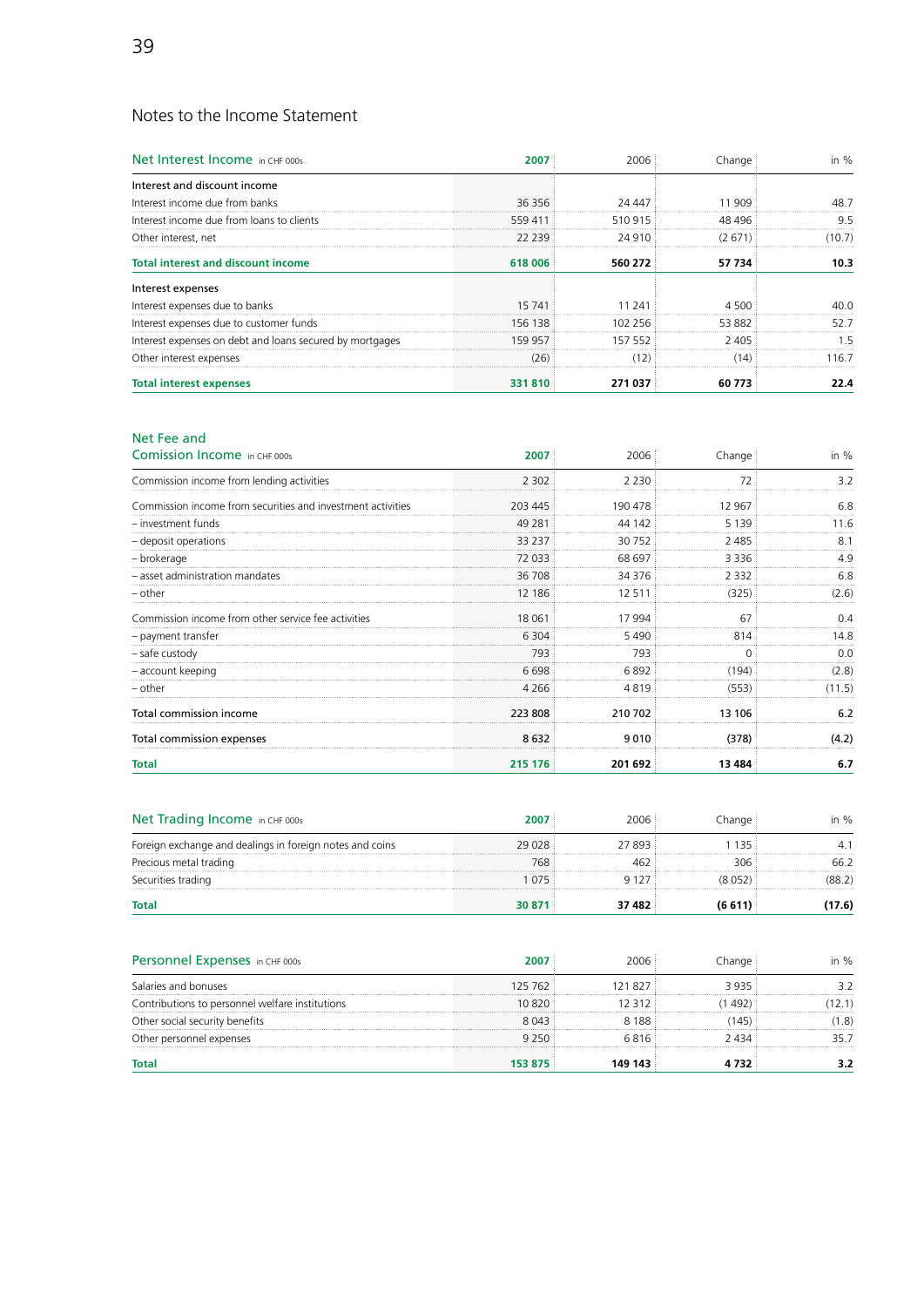## Notes to the Income Statement

| Net Interest Income in CHF 000s | 2007 | 2006 | Change | in % |
|---|---|---|---|---|
| **Interest and discount income** | | | | |
| Interest income due from banks | 36 356 | 24 447 | 11 909 | 48.7 |
| Interest income due from loans to clients | 559 411 | 510 915 | 48 496 | 9.5 |
| Other interest, net | 22 239 | 24 910 | (2 671) | (10.7) |
| **Total interest and discount income** | **618 006** | **560 272** | **57 734** | **10.3** |
| **Interest expenses** | | | | |
| Interest expenses due to banks | 15 741 | 11 241 | 4 500 | 40.0 |
| Interest expenses due to customer funds | 156 138 | 102 256 | 53 882 | 52.7 |
| Interest expenses on debt and loans secured by mortgages | 159 957 | 157 552 | 2 405 | 1.5 |
| Other interest expenses | (26) | (12) | (14) | 116.7 |
| **Total interest expenses** | **331 810** | **271 037** | **60 773** | **22.4** |

| Net Fee and Comission Income in CHF 000s | 2007 | 2006 | Change | in % |
|---|---|---|---|---|
| Commission income from lending activities | 2 302 | 2 230 | 72 | 3.2 |
| Commission income from securities and investment activities | 203 445 | 190 478 | 12 967 | 6.8 |
| – investment funds | 49 281 | 44 142 | 5 139 | 11.6 |
| – deposit operations | 33 237 | 30 752 | 2 485 | 8.1 |
| – brokerage | 72 033 | 68 697 | 3 336 | 4.9 |
| – asset administration mandates | 36 708 | 34 376 | 2 332 | 6.8 |
| – other | 12 186 | 12 511 | (325) | (2.6) |
| Commission income from other service fee activities | 18 061 | 17 994 | 67 | 0.4 |
| – payment transfer | 6 304 | 5 490 | 814 | 14.8 |
| – safe custody | 793 | 793 | 0 | 0.0 |
| – account keeping | 6 698 | 6 892 | (194) | (2.8) |
| – other | 4 266 | 4 819 | (553) | (11.5) |
| Total commission income | **223 808** | **210 702** | **13 106** | **6.2** |
| Total commission expenses | **8 632** | **9 010** | **(378)** | **(4.2)** |
| **Total** | **215 176** | **201 692** | **13 484** | **6.7** |

| Net Trading Income in CHF 000s | 2007 | 2006 | Change | in % |
|---|---|---|---|---|
| Foreign exchange and dealings in foreign notes and coins | 29 028 | 27 893 | 1 135 | 4.1 |
| Precious metal trading | 768 | 462 | 306 | 66.2 |
| Securities trading | 1 075 | 9 127 | (8 052) | (88.2) |
| **Total** | **30 871** | **37 482** | **(6 611)** | **(17.6)** |

| Personnel Expenses in CHF 000s | 2007 | 2006 | Change | in % |
|---|---|---|---|---|
| Salaries and bonuses | 125 762 | 121 827 | 3 935 | 3.2 |
| Contributions to personnel welfare institutions | 10 820 | 12 312 | (1 492) | (12.1) |
| Other social security benefits | 8 043 | 8 188 | (145) | (1.8) |
| Other personnel expenses | 9 250 | 6 816 | 2 434 | 35.7 |
| **Total** | **153 875** | **149 143** | **4 732** | **3.2** |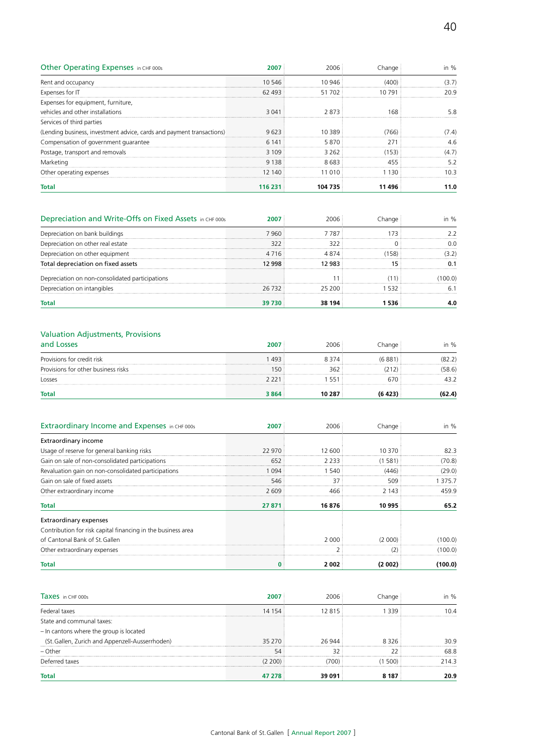| Other Operating Expenses in CHF 000s | 2007 | 2006 | Change | in % |
|---|---|---|---|---|
| Rent and occupancy | 10 546 | 10 946 | (400) | (3.7) |
| Expenses for IT | 62 493 | 51 702 | 10 791 | 20.9 |
| Expenses for equipment, furniture, vehicles and other installations | 3 041 | 2 873 | 168 | 5.8 |
| Services of third parties (Lending business, investment advice, cards and payment transactions) | 9 623 | 10 389 | (766) | (7.4) |
| Compensation of government guarantee | 6 141 | 5 870 | 271 | 4.6 |
| Postage, transport and removals | 3 109 | 3 262 | (153) | (4.7) |
| Marketing | 9 138 | 8 683 | 455 | 5.2 |
| Other operating expenses | 12 140 | 11 010 | 1 130 | 10.3 |
| **Total** | **116 231** | **104 735** | **11 496** | **11.0** |

| Depreciation and Write-Offs on Fixed Assets in CHF 000s | 2007 | 2006 | Change | in % |
|---|---|---|---|---|
| Depreciation on bank buildings | 7 960 | 7 787 | 173 | 2.2 |
| Depreciation on other real estate | 322 | 322 | 0 | 0.0 |
| Depreciation on other equipment | 4 716 | 4 874 | (158) | (3.2) |
| Total depreciation on fixed assets | 12 998 | 12 983 | 15 | 0.1 |
| Depreciation on non-consolidated participations | | 11 | (11) | (100.0) |
| Depreciation on intangibles | 26 732 | 25 200 | 1 532 | 6.1 |
| **Total** | **39 730** | **38 194** | **1 536** | **4.0** |

| Valuation Adjustments, Provisions and Losses | 2007 | 2006 | Change | in % |
|---|---|---|---|---|
| Provisions for credit risk | 1 493 | 8 374 | (6 881) | (82.2) |
| Provisions for other business risks | 150 | 362 | (212) | (58.6) |
| Losses | 2 221 | 1 551 | 670 | 43.2 |
| **Total** | **3 864** | **10 287** | **(6 423)** | **(62.4)** |

| Extraordinary Income and Expenses in CHF 000s | 2007 | 2006 | Change | in % |
|---|---|---|---|---|
| Extraordinary income | | | | |
| Usage of reserve for general banking risks | 22 970 | 12 600 | 10 370 | 82.3 |
| Gain on sale of non-consolidated participations | 652 | 2 233 | (1 581) | (70.8) |
| Revaluation gain on non-consolidated participations | 1 094 | 1 540 | (446) | (29.0) |
| Gain on sale of fixed assets | 546 | 37 | 509 | 1 375.7 |
| Other extraordinary income | 2 609 | 466 | 2 143 | 459.9 |
| **Total** | **27 871** | **16 876** | **10 995** | **65.2** |
| Extraordinary expenses | | | | |
| Contribution for risk capital financing in the business area of Cantonal Bank of St. Gallen | | 2 000 | (2 000) | (100.0) |
| Other extraordinary expenses | | 2 | (2) | (100.0) |
| **Total** | **0** | **2 002** | **(2 002)** | **(100.0)** |

| Taxes in CHF 000s | 2007 | 2006 | Change | in % |
|---|---|---|---|---|
| Federal taxes | 14 154 | 12 815 | 1 339 | 10.4 |
| State and communal taxes: | | | | |
| – In cantons where the group is located (St. Gallen, Zurich and Appenzell-Ausserrhoden) | 35 270 | 26 944 | 8 326 | 30.9 |
| – Other | 54 | 32 | 22 | 68.8 |
| Deferred taxes | (2 200) | (700) | (1 500) | 214.3 |
| **Total** | **47 278** | **39 091** | **8 187** | **20.9** |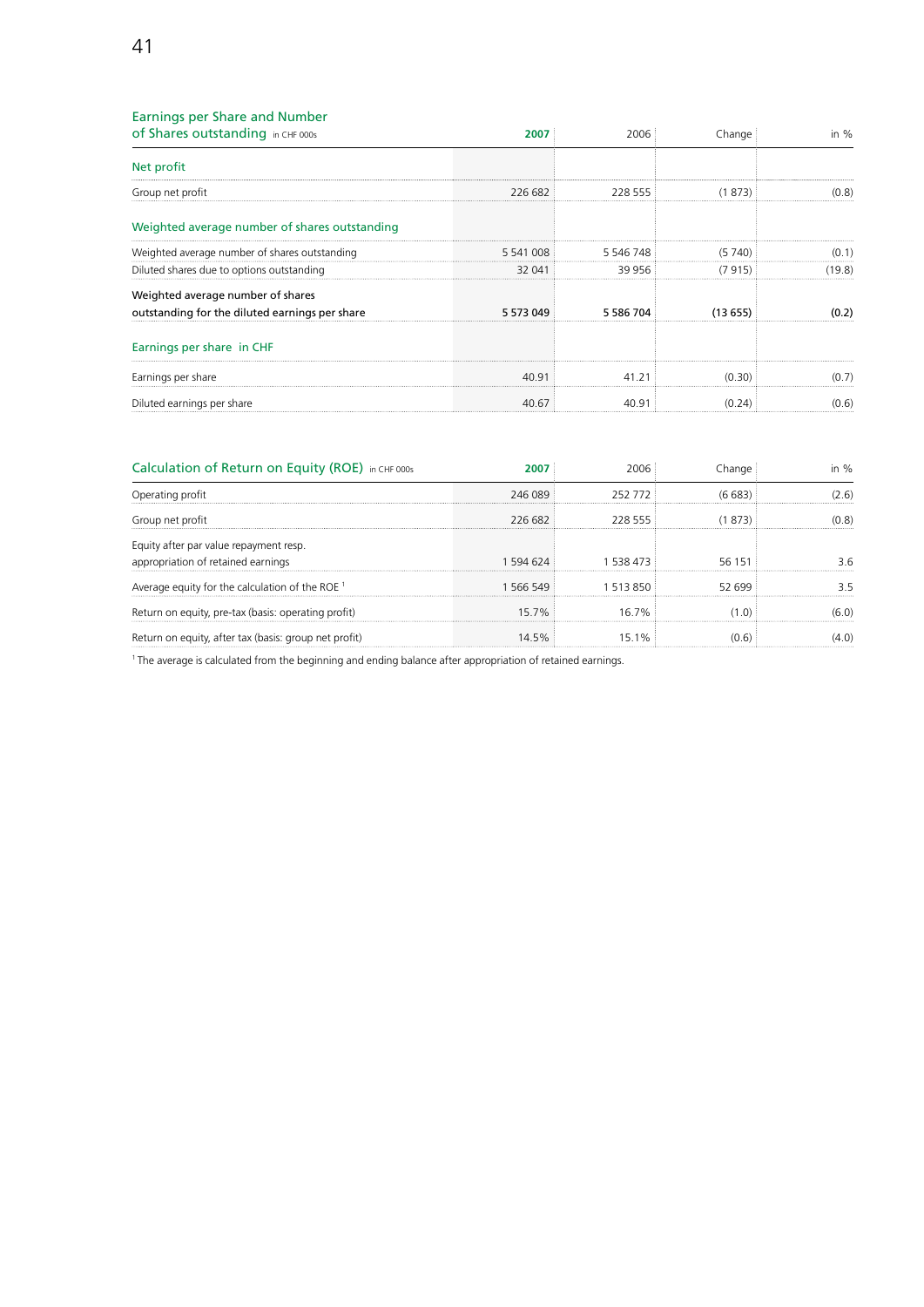## Earnings per Share and Number of Shares outstanding in CHF 000s

| | 2007 | 2006 | Change | in % |
|---|---|---|---|---|
| **Net profit** | | | | |
| Group net profit | 226 682 | 228 555 | (1 873) | (0.8) |
| **Weighted average number of shares outstanding** | | | | |
| Weighted average number of shares outstanding | 5 541 008 | 5 546 748 | (5 740) | (0.1) |
| Diluted shares due to options outstanding | 32 041 | 39 956 | (7 915) | (19.8) |
| Weighted average number of shares outstanding for the diluted earnings per share | 5 573 049 | 5 586 704 | (13 655) | (0.2) |
| **Earnings per share in CHF** | | | | |
| Earnings per share | 40.91 | 41.21 | (0.30) | (0.7) |
| Diluted earnings per share | 40.67 | 40.91 | (0.24) | (0.6) |

## Calculation of Return on Equity (ROE) in CHF 000s

| | 2007 | 2006 | Change | in % |
|---|---|---|---|---|
| Operating profit | 246 089 | 252 772 | (6 683) | (2.6) |
| Group net profit | 226 682 | 228 555 | (1 873) | (0.8) |
| Equity after par value repayment resp. appropriation of retained earnings | 1 594 624 | 1 538 473 | 56 151 | 3.6 |
| Average equity for the calculation of the ROE [1] | 1 566 549 | 1 513 850 | 52 699 | 3.5 |
| Return on equity, pre-tax (basis: operating profit) | 15.7% | 16.7% | (1.0) | (6.0) |
| Return on equity, after tax (basis: group net profit) | 14.5% | 15.1% | (0.6) | (4.0) |

[1] The average is calculated from the beginning and ending balance after appropriation of retained earnings.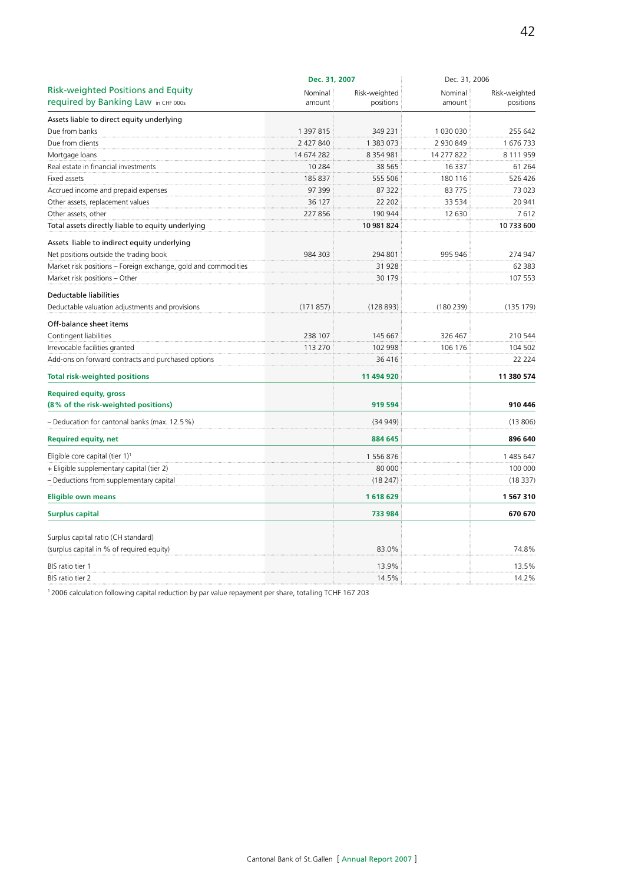| Risk-weighted Positions and Equity required by Banking Law in CHF 000s | Dec. 31, 2007 | | Dec. 31, 2006 | |
|---|---|---|---|---|
| | Nominal amount | Risk-weighted positions | Nominal amount | Risk-weighted positions |
| **Assets liable to direct equity underlying** | | | | |
| Due from banks | 1 397 815 | 349 231 | 1 030 030 | 255 642 |
| Due from clients | 2 427 840 | 1 383 073 | 2 930 849 | 1 676 733 |
| Mortgage loans | 14 674 282 | 8 354 981 | 14 277 822 | 8 111 959 |
| Real estate in financial investments | 10 284 | 38 565 | 16 337 | 61 264 |
| Fixed assets | 185 837 | 555 506 | 180 116 | 526 426 |
| Accrued income and prepaid expenses | 97 399 | 87 322 | 83 775 | 73 023 |
| Other assets, replacement values | 36 127 | 22 202 | 33 534 | 20 941 |
| Other assets, other | 227 856 | 190 944 | 12 630 | 7 612 |
| Total assets directly liable to equity underlying | | 10 981 824 | | 10 733 600 |
| **Assets liable to indirect equity underlying** | | | | |
| Net positions outside the trading book | 984 303 | 294 801 | 995 946 | 274 947 |
| Market risk positions – Foreign exchange, gold and commodities | | 31 928 | | 62 383 |
| Market risk positions – Other | | 30 179 | | 107 553 |
| **Deductable liabilities** | | | | |
| Deductable valuation adjustments and provisions | (171 857) | (128 893) | (180 239) | (135 179) |
| **Off-balance sheet items** | | | | |
| Contingent liabilities | 238 107 | 145 667 | 326 467 | 210 544 |
| Irrevocable facilities granted | 113 270 | 102 998 | 106 176 | 104 502 |
| Add-ons on forward contracts and purchased options | | 36 416 | | 22 224 |
| **Total risk-weighted positions** | | **11 494 920** | | **11 380 574** |
| **Required equity, gross (8% of the risk-weighted positions)** | | **919 594** | | **910 446** |
| – Deducation for cantonal banks (max. 12.5%) | | (34 949) | | (13 806) |
| **Required equity, net** | | **884 645** | | **896 640** |
| Eligible core capital (tier 1)[1] | | 1 556 876 | | 1 485 647 |
| + Eligible supplementary capital (tier 2) | | 80 000 | | 100 000 |
| – Deductions from supplementary capital | | (18 247) | | (18 337) |
| **Eligible own means** | | **1 618 629** | | **1 567 310** |
| **Surplus capital** | | **733 984** | | **670 670** |
| Surplus capital ratio (CH standard) (surplus capital in % of required equity) | | 83.0% | | 74.8% |
| BIS ratio tier 1 | | 13.9% | | 13.5% |
| BIS ratio tier 2 | | 14.5% | | 14.2% |

[1] 2006 calculation following capital reduction by par value repayment per share, totalling TCHF 167 203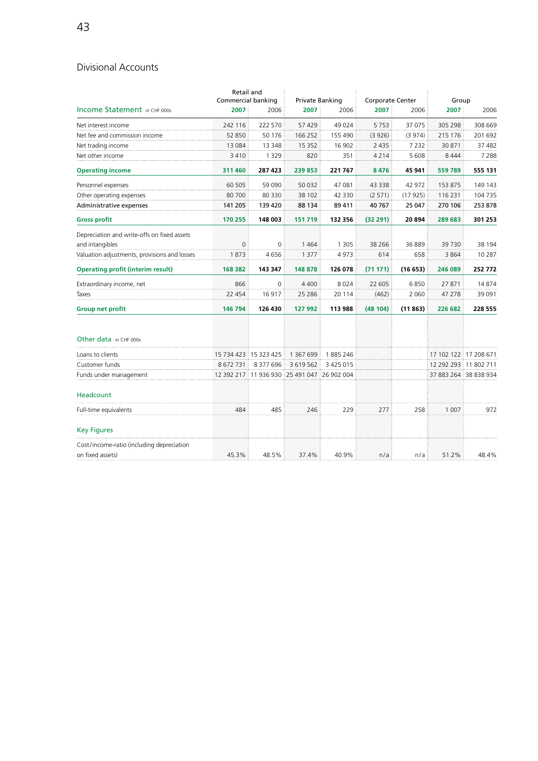# Divisional Accounts

| Income Statement in CHF 000s | Retail and Commercial banking | | Private Banking | | Corporate Center | | Group | |
|---|---|---|---|---|---|---|---|---|
| | **2007** | 2006 | **2007** | 2006 | **2007** | 2006 | **2007** | 2006 |
| Net interest income | 242 116 | 222 570 | 57 429 | 49 024 | 5 753 | 37 075 | 305 298 | 308 669 |
| Net fee and commission income | 52 850 | 50 176 | 166 252 | 155 490 | (3 926) | (3 974) | 215 176 | 201 692 |
| Net trading income | 13 084 | 13 348 | 15 352 | 16 902 | 2 435 | 7 232 | 30 871 | 37 482 |
| Net other income | 3 410 | 1 329 | 820 | 351 | 4 214 | 5 608 | 8 444 | 7 288 |
| **Operating income** | **311 460** | **287 423** | **239 853** | **221 767** | **8 476** | **45 941** | **559 789** | **555 131** |
| Personnel expenses | 60 505 | 59 090 | 50 032 | 47 081 | 43 338 | 42 972 | 153 875 | 149 143 |
| Other operating expenses | 80 700 | 80 330 | 38 102 | 42 330 | (2 571) | (17 925) | 116 231 | 104 735 |
| Administrative expenses | 141 205 | 139 420 | 88 134 | 89 411 | 40 767 | 25 047 | 270 106 | 253 878 |
| **Gross profit** | **170 255** | **148 003** | **151 719** | **132 356** | **(32 291)** | **20 894** | **289 683** | **301 253** |
| Depreciation and write-offs on fixed assets and intangibles | 0 | 0 | 1 464 | 1 305 | 38 266 | 36 889 | 39 730 | 38 194 |
| Valuation adjustments, provisions and losses | 1 873 | 4 656 | 1 377 | 4 973 | 614 | 658 | 3 864 | 10 287 |
| **Operating profit (interim result)** | **168 382** | **143 347** | **148 878** | **126 078** | **(71 171)** | **(16 653)** | **246 089** | **252 772** |
| Extraordinary income, net | 866 | 0 | 4 400 | 8 024 | 22 605 | 6 850 | 27 871 | 14 874 |
| Taxes | 22 454 | 16 917 | 25 286 | 20 114 | (462) | 2 060 | 47 278 | 39 091 |
| **Group net profit** | **146 794** | **126 430** | **127 992** | **113 988** | **(48 104)** | **(11 863)** | **226 682** | **228 555** |
| **Other data** in CHF 000s | | | | | | | | |
| Loans to clients | 15 734 423 | 15 323 425 | 1 367 699 | 1 885 246 | | | 17 102 122 | 17 208 671 |
| Customer funds | 8 672 731 | 8 377 696 | 3 619 562 | 3 425 015 | | | 12 292 293 | 11 802 711 |
| Funds under management | 12 392 217 | 11 936 930 | 25 491 047 | 26 902 004 | | | 37 883 264 | 38 838 934 |
| **Headcount** | | | | | | | | |
| Full-time equivalents | 484 | 485 | 246 | 229 | 277 | 258 | 1 007 | 972 |
| **Key Figures** | | | | | | | | |
| Cost/income-ratio (including depreciation on fixed assets) | 45.3% | 48.5% | 37.4% | 40.9% | n/a | n/a | 51.2% | 48.4% |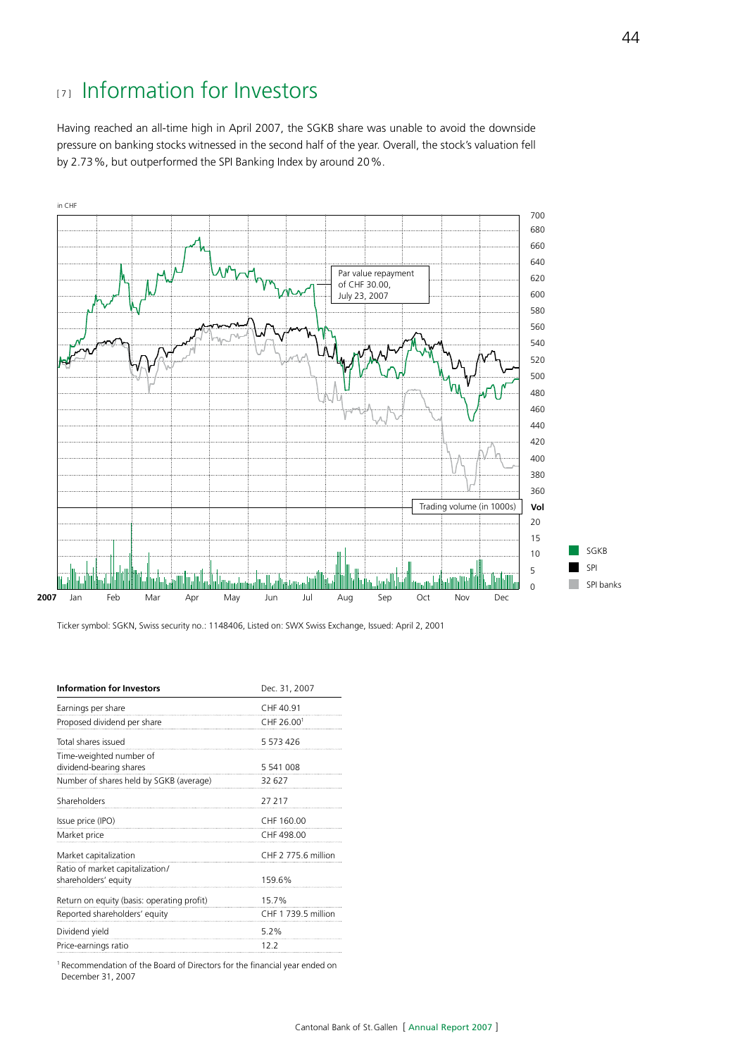# [7] Information for Investors

Having reached an all-time high in April 2007, the SGKB share was unable to avoid the downside pressure on banking stocks witnessed in the second half of the year. Overall, the stock's valuation fell by 2.73%, but outperformed the SPI Banking Index by around 20%.

in CHF

Par value repayment of CHF 30.00, July 23, 2007

Trading volume (in 1000s)

SGKB
SPI
SPI banks

Ticker symbol: SGKN, Swiss security no.: 1148406, Listed on: SWX Swiss Exchange, Issued: April 2, 2001

| Information for Investors | Dec. 31, 2007 |
|---|---|
| Earnings per share | CHF 40.91 |
| Proposed dividend per share | CHF 26.00[1] |
| Total shares issued | 5 573 426 |
| Time-weighted number of dividend-bearing shares | 5 541 008 |
| Number of shares held by SGKB (average) | 32 627 |
| Shareholders | 27 217 |
| Issue price (IPO) | CHF 160.00 |
| Market price | CHF 498.00 |
| Market capitalization | CHF 2 775.6 million |
| Ratio of market capitalization/ shareholders' equity | 159.6% |
| Return on equity (basis: operating profit) | 15.7% |
| Reported shareholders' equity | CHF 1 739.5 million |
| Dividend yield | 5.2% |
| Price-earnings ratio | 12.2 |

[1] Recommendation of the Board of Directors for the financial year ended on December 31, 2007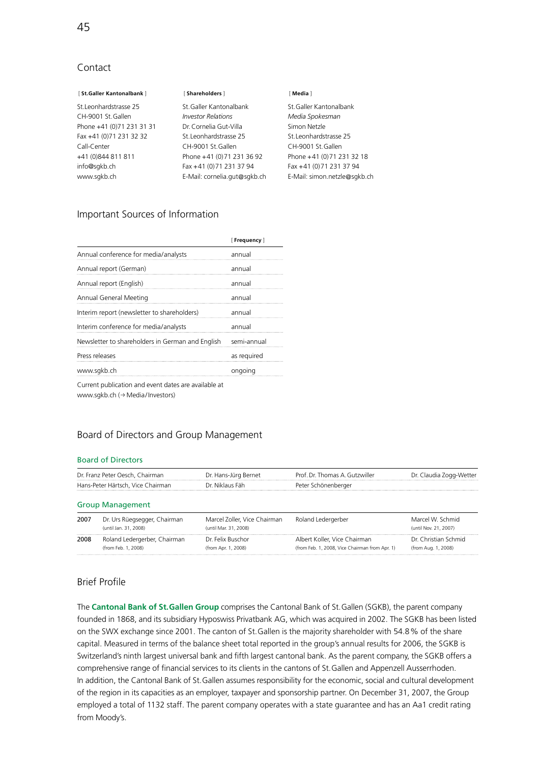## Contact

| St.Galler Kantonalbank | Shareholders | Media |
|---|---|---|
| St.Leonhardstrasse 25 | St.Galler Kantonalbank | St.Galler Kantonalbank |
| CH-9001 St.Gallen | *Investor Relations* | *Media Spokesman* |
| Phone +41 (0)71 231 31 31 | Dr. Cornelia Gut-Villa | Simon Netzle |
| Fax +41 (0)71 231 32 32 | St.Leonhardstrasse 25 | St.Leonhardstrasse 25 |
| Call-Center | CH-9001 St.Gallen | CH-9001 St.Gallen |
| +41 (0)844 811 811 | Phone +41 (0)71 231 36 92 | Phone +41 (0)71 231 32 18 |
| info@sgkb.ch | Fax +41 (0)71 231 37 94 | Fax +41 (0)71 231 37 94 |
| www.sgkb.ch | E-Mail: cornelia.gut@sgkb.ch | E-Mail: simon.netzle@sgkb.ch |

## Important Sources of Information

| | Frequency |
|---|---|
| Annual conference for media/analysts | annual |
| Annual report (German) | annual |
| Annual report (English) | annual |
| Annual General Meeting | annual |
| Interim report (newsletter to shareholders) | annual |
| Interim conference for media/analysts | annual |
| Newsletter to shareholders in German and English | semi-annual |
| Press releases | as required |
| www.sgkb.ch | ongoing |

Current publication and event dates are available at www.sgkb.ch (→ Media/Investors)

## Board of Directors and Group Management

### Board of Directors

| | | | |
|---|---|---|---|
| Dr. Franz Peter Oesch, Chairman | Dr. Hans-Jürg Bernet | Prof. Dr. Thomas A. Gutzwiller | Dr. Claudia Zogg-Wetter |
| Hans-Peter Härtsch, Vice Chairman | Dr. Niklaus Fäh | Peter Schönenberger | |

### Group Management

| | | | | |
|---|---|---|---|---|
| 2007 | Dr. Urs Rüegsegger, Chairman (until Jan. 31, 2008) | Marcel Zoller, Vice Chairman (until Mar. 31, 2008) | Roland Ledergerber | Marcel W. Schmid (until Nov. 21, 2007) |
| 2008 | Roland Ledergerber, Chairman (from Feb. 1, 2008) | Dr. Felix Buschor (from Apr. 1, 2008) | Albert Koller, Vice Chairman (from Feb. 1, 2008, Vice Chairman from Apr. 1) | Dr. Christian Schmid (from Aug. 1, 2008) |

## Brief Profile

The **Cantonal Bank of St.Gallen Group** comprises the Cantonal Bank of St.Gallen (SGKB), the parent company founded in 1868, and its subsidiary Hyposwiss Privatbank AG, which was acquired in 2002. The SGKB has been listed on the SWX exchange since 2001. The canton of St.Gallen is the majority shareholder with 54.8 % of the share capital. Measured in terms of the balance sheet total reported in the group's annual results for 2006, the SGKB is Switzerland's ninth largest universal bank and fifth largest cantonal bank. As the parent company, the SGKB offers a comprehensive range of financial services to its clients in the cantons of St.Gallen and Appenzell Ausserrhoden. In addition, the Cantonal Bank of St.Gallen assumes responsibility for the economic, social and cultural development of the region in its capacities as an employer, taxpayer and sponsorship partner. On December 31, 2007, the Group employed a total of 1132 staff. The parent company operates with a state guarantee and has an Aa1 credit rating from Moody's.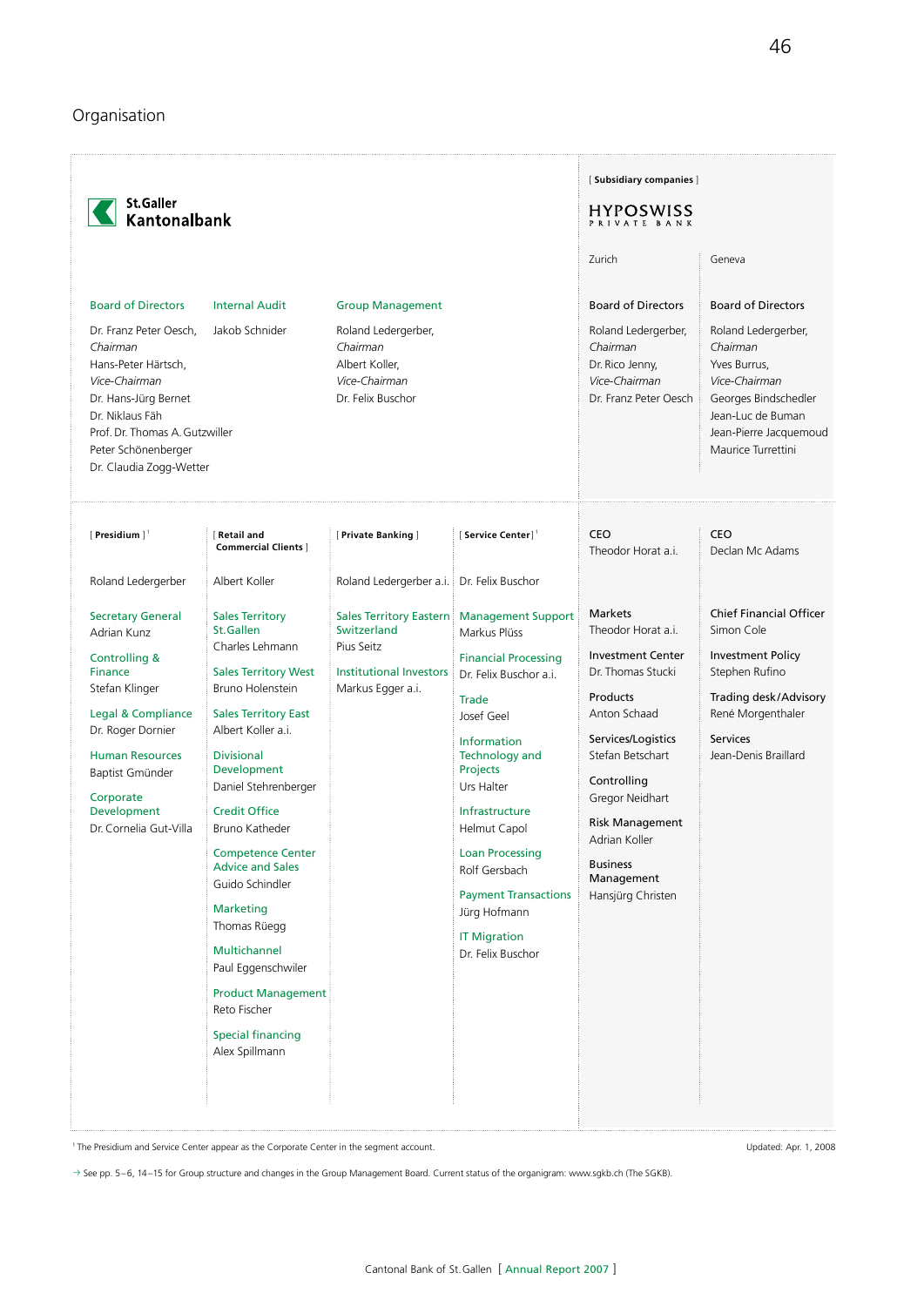# Organisation

**St.Galler Kantonalbank**

## Board of Directors

Dr. Franz Peter Oesch, *Chairman*
Hans-Peter Härtsch, *Vice-Chairman*
Dr. Hans-Jürg Bernet
Dr. Niklaus Fäh
Prof. Dr. Thomas A. Gutzwiller
Peter Schönenberger
Dr. Claudia Zogg-Wetter

## Internal Audit

Jakob Schnider

## Group Management

Roland Ledergerber, *Chairman*
Albert Koller, *Vice-Chairman*
Dr. Felix Buschor

## [ Presidium ][1]

Roland Ledergerber

**Secretary General**
Adrian Kunz

**Controlling & Finance**
Stefan Klinger

**Legal & Compliance**
Dr. Roger Dornier

**Human Resources**
Baptist Gmünder

**Corporate Development**
Dr. Cornelia Gut-Villa

## [ Retail and Commercial Clients ]

Albert Koller

**Sales Territory St.Gallen**
Charles Lehmann

**Sales Territory West**
Bruno Holenstein

**Sales Territory East**
Albert Koller a.i.

**Divisional Development**
Daniel Stehrenberger

**Credit Office**
Bruno Katheder

**Competence Center Advice and Sales**
Guido Schindler

**Marketing**
Thomas Rüegg

**Multichannel**
Paul Eggenschwiler

**Product Management**
Reto Fischer

**Special financing**
Alex Spillmann

## [ Private Banking ]

Roland Ledergerber a.i.

**Sales Territory Eastern Switzerland**
Pius Seitz

**Institutional Investors**
Markus Egger a.i.

## [ Service Center ][1]

Dr. Felix Buschor

**Management Support**
Markus Plüss

**Financial Processing**
Dr. Felix Buschor a.i.

**Trade**
Josef Geel

**Information Technology and Projects**
Urs Halter

**Infrastructure**
Helmut Capol

**Loan Processing**
Rolf Gersbach

**Payment Transactions**
Jürg Hofmann

**IT Migration**
Dr. Felix Buschor

## [ Subsidiary companies ]

**HYPOSWISS PRIVATE BANK**

| Zurich | Geneva |
|---|---|
| **Board of Directors** | **Board of Directors** |
| Roland Ledergerber, *Chairman* | Roland Ledergerber, *Chairman* |
| Dr. Rico Jenny, *Vice-Chairman* | Yves Burrus, *Vice-Chairman* |
| Dr. Franz Peter Oesch | Georges Bindschedler |
| | Jean-Luc de Buman |
| | Jean-Pierre Jacquemoud |
| | Maurice Turrettini |
| **CEO** | **CEO** |
| Theodor Horat a.i. | Declan Mc Adams |
| **Markets** | **Chief Financial Officer** |
| Theodor Horat a.i. | Simon Cole |
| **Investment Center** | **Investment Policy** |
| Dr. Thomas Stucki | Stephen Rufino |
| **Products** | **Trading desk/Advisory** |
| Anton Schaad | René Morgenthaler |
| **Services/Logistics** | **Services** |
| Stefan Betschart | Jean-Denis Braillard |
| **Controlling** | |
| Gregor Neidhart | |
| **Risk Management** | |
| Adrian Koller | |
| **Business Management** | |
| Hansjürg Christen | |

[1] The Presidium and Service Center appear as the Corporate Center in the segment account.

Updated: Apr. 1, 2008

→ See pp. 5–6, 14–15 for Group structure and changes in the Group Management Board. Current status of the organigram: www.sgkb.ch (The SGKB).